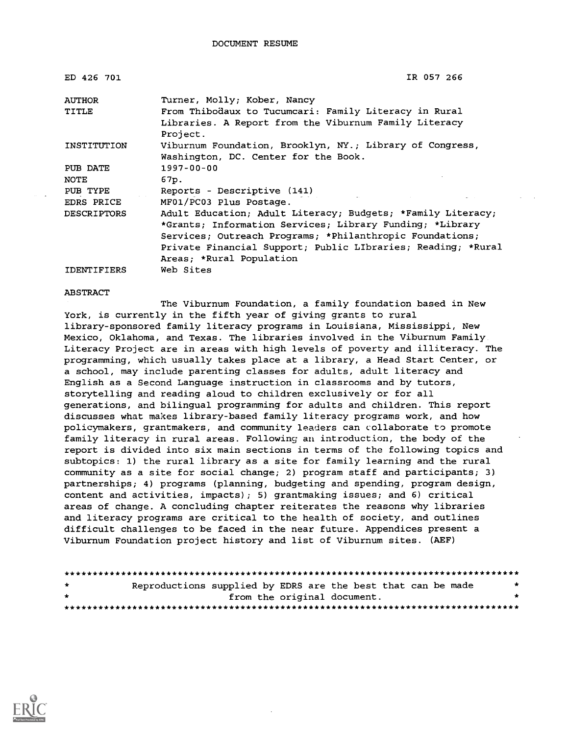DOCUMENT RESUME

| | |
|---|---|
| ED 426 701 | IR 057 266 |
| AUTHOR | Turner, Molly; Kober, Nancy |
| TITLE | From Thibodaux to Tucumcari: Family Literacy in Rural Libraries. A Report from the Viburnum Family Literacy Project. |
| INSTITUTION | Viburnum Foundation, Brooklyn, NY.; Library of Congress, Washington, DC. Center for the Book. |
| PUB DATE | 1997-00-00 |
| NOTE | 67p. |
| PUB TYPE | Reports - Descriptive (141) |
| EDRS PRICE | MF01/PC03 Plus Postage. |
| DESCRIPTORS | Adult Education; Adult Literacy; Budgets; *Family Literacy; *Grants; Information Services; Library Funding; *Library Services; Outreach Programs; *Philanthropic Foundations; Private Financial Support; Public LIbraries; Reading; *Rural Areas; *Rural Population |
| IDENTIFIERS | Web Sites |

ABSTRACT

The Viburnum Foundation, a family foundation based in New York, is currently in the fifth year of giving grants to rural library-sponsored family literacy programs in Louisiana, Mississippi, New Mexico, Oklahoma, and Texas. The libraries involved in the Viburnum Family Literacy Project are in areas with high levels of poverty and illiteracy. The programming, which usually takes place at a library, a Head Start Center, or a school, may include parenting classes for adults, adult literacy and English as a Second Language instruction in classrooms and by tutors, storytelling and reading aloud to children exclusively or for all generations, and bilingual programming for adults and children. This report discusses what makes library-based family literacy programs work, and how policymakers, grantmakers, and community leaders can collaborate to promote family literacy in rural areas. Following an introduction, the body of the report is divided into six main sections in terms of the following topics and subtopics: 1) the rural library as a site for family learning and the rural community as a site for social change; 2) program staff and participants; 3) partnerships; 4) programs (planning, budgeting and spending, program design, content and activities, impacts); 5) grantmaking issues; and 6) critical areas of change. A concluding chapter reiterates the reasons why libraries and literacy programs are critical to the health of society, and outlines difficult challenges to be faced in the near future. Appendices present a Viburnum Foundation project history and list of Viburnum sites. (AEF)

********************************************************************************
* Reproductions supplied by EDRS are the best that can be made *
* from the original document. *
********************************************************************************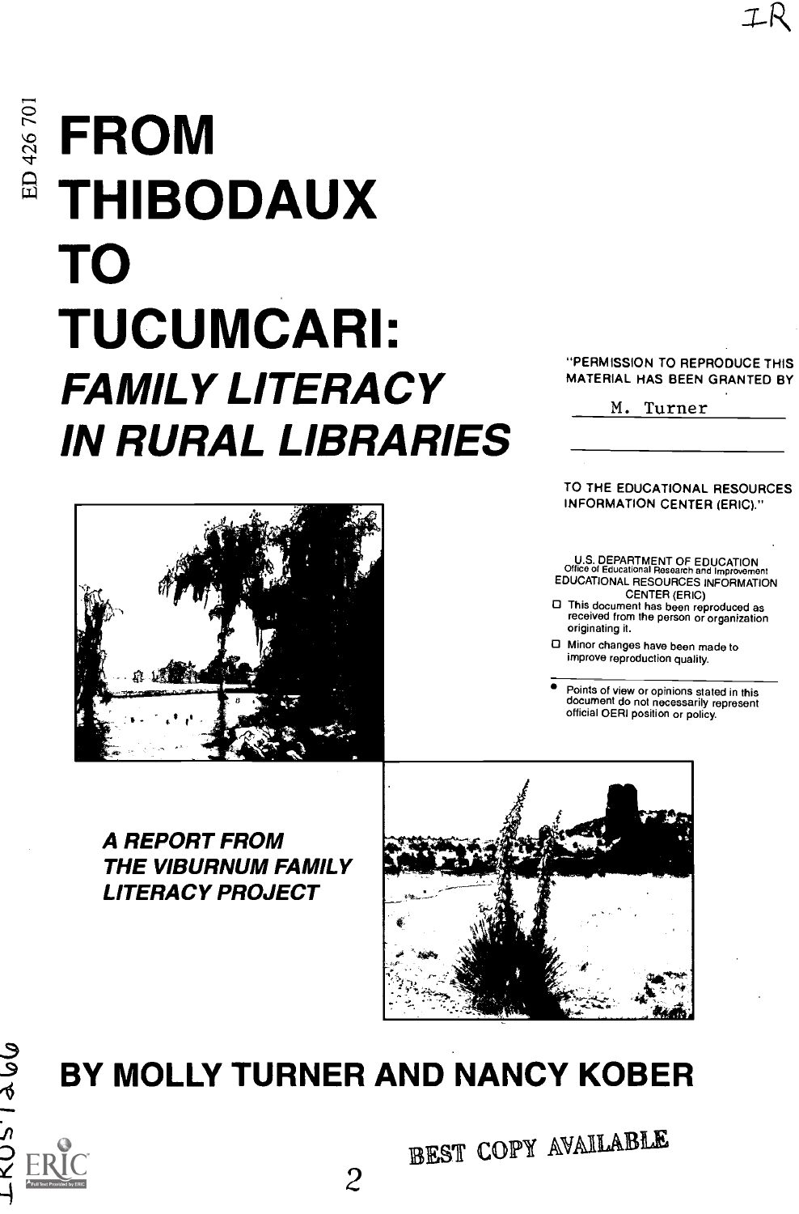IR

ED 426 701

# FROM THIBODAUX TO TUCUMCARI: *FAMILY LITERACY IN RURAL LIBRARIES*

"PERMISSION TO REPRODUCE THIS MATERIAL HAS BEEN GRANTED BY

M. Turner

TO THE EDUCATIONAL RESOURCES INFORMATION CENTER (ERIC)."

U.S. DEPARTMENT OF EDUCATION
Office of Educational Research and Improvement
EDUCATIONAL RESOURCES INFORMATION CENTER (ERIC)

- ☐ This document has been reproduced as received from the person or organization originating it.
- ☐ Minor changes have been made to improve reproduction quality.

- Points of view or opinions stated in this document do not necessarily represent official OERI position or policy.

***A REPORT FROM THE VIBURNUM FAMILY LITERACY PROJECT***

## BY MOLLY TURNER AND NANCY KOBER

IR057266

BEST COPY AVAILABLE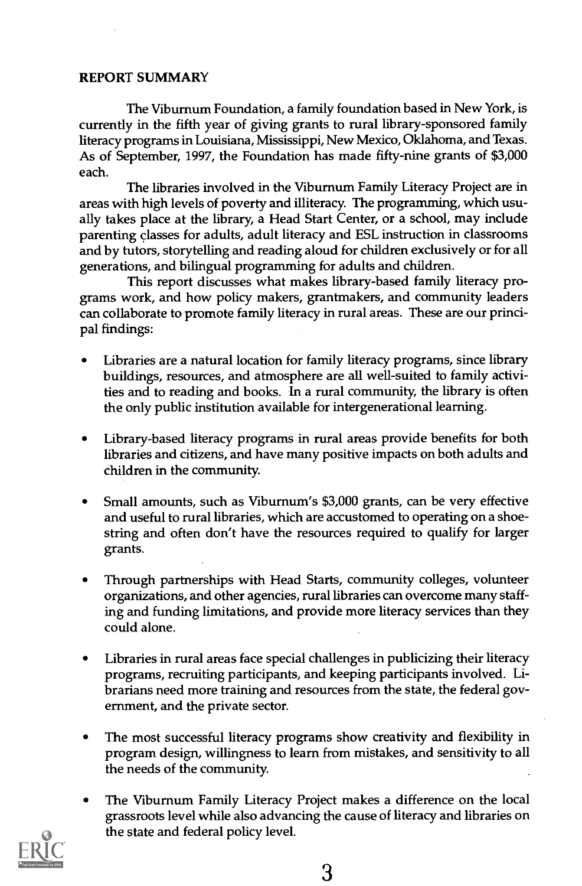## REPORT SUMMARY

The Viburnum Foundation, a family foundation based in New York, is currently in the fifth year of giving grants to rural library-sponsored family literacy programs in Louisiana, Mississippi, New Mexico, Oklahoma, and Texas. As of September, 1997, the Foundation has made fifty-nine grants of $3,000 each.

The libraries involved in the Viburnum Family Literacy Project are in areas with high levels of poverty and illiteracy. The programming, which usually takes place at the library, a Head Start Center, or a school, may include parenting classes for adults, adult literacy and ESL instruction in classrooms and by tutors, storytelling and reading aloud for children exclusively or for all generations, and bilingual programming for adults and children.

This report discusses what makes library-based family literacy programs work, and how policy makers, grantmakers, and community leaders can collaborate to promote family literacy in rural areas. These are our principal findings:

- Libraries are a natural location for family literacy programs, since library buildings, resources, and atmosphere are all well-suited to family activities and to reading and books. In a rural community, the library is often the only public institution available for intergenerational learning.
- Library-based literacy programs in rural areas provide benefits for both libraries and citizens, and have many positive impacts on both adults and children in the community.
- Small amounts, such as Viburnum's $3,000 grants, can be very effective and useful to rural libraries, which are accustomed to operating on a shoestring and often don't have the resources required to qualify for larger grants.
- Through partnerships with Head Starts, community colleges, volunteer organizations, and other agencies, rural libraries can overcome many staffing and funding limitations, and provide more literacy services than they could alone.
- Libraries in rural areas face special challenges in publicizing their literacy programs, recruiting participants, and keeping participants involved. Librarians need more training and resources from the state, the federal government, and the private sector.
- The most successful literacy programs show creativity and flexibility in program design, willingness to learn from mistakes, and sensitivity to all the needs of the community.
- The Viburnum Family Literacy Project makes a difference on the local grassroots level while also advancing the cause of literacy and libraries on the state and federal policy level.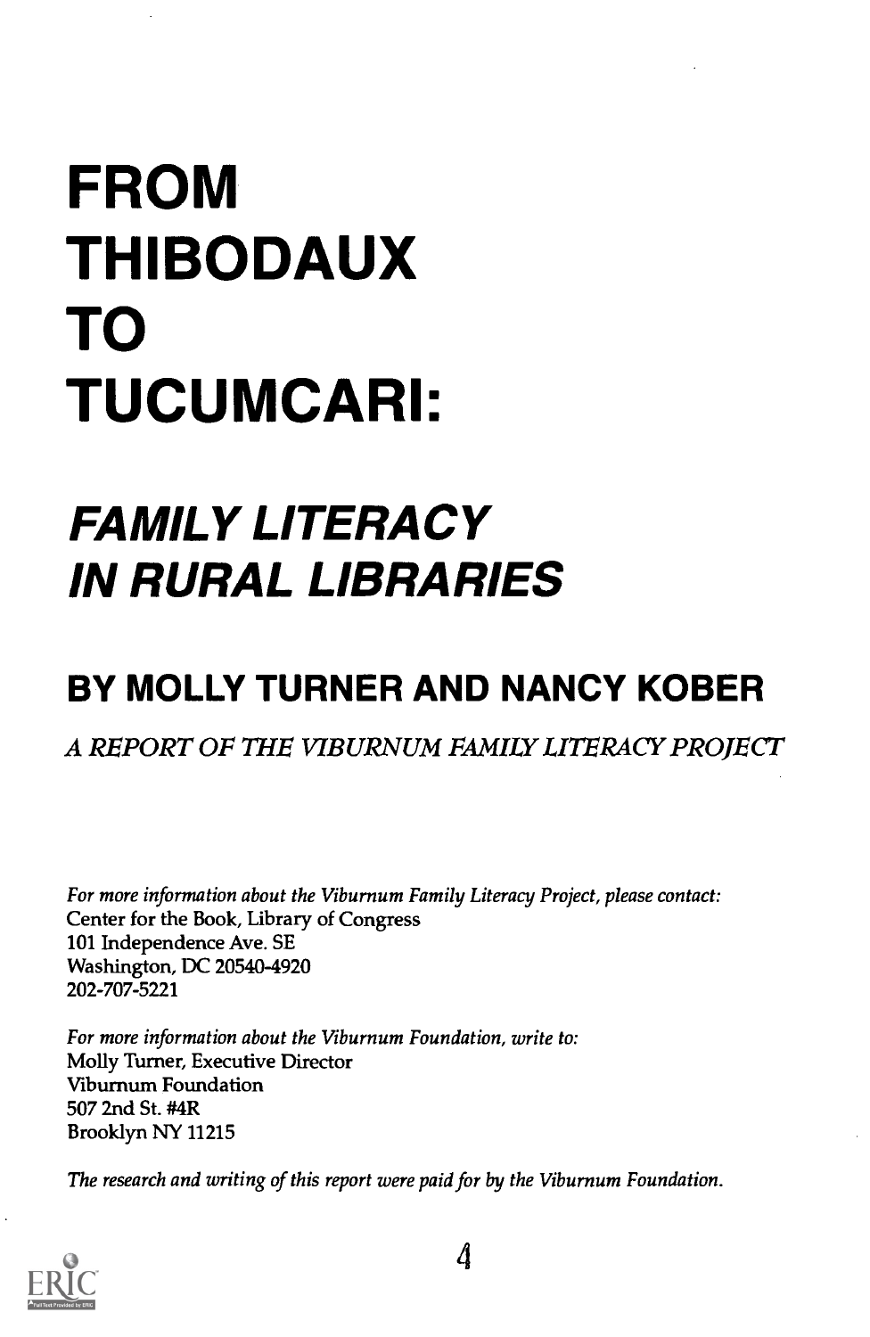# FROM THIBODAUX TO TUCUMCARI:

## *FAMILY LITERACY IN RURAL LIBRARIES*

### BY MOLLY TURNER AND NANCY KOBER

*A REPORT OF THE VIBURNUM FAMILY LITERACY PROJECT*

*For more information about the Viburnum Family Literacy Project, please contact:*
Center for the Book, Library of Congress
101 Independence Ave. SE
Washington, DC 20540-4920
202-707-5221

*For more information about the Viburnum Foundation, write to:*
Molly Turner, Executive Director
Viburnum Foundation
507 2nd St. #4R
Brooklyn NY 11215

*The research and writing of this report were paid for by the Viburnum Foundation.*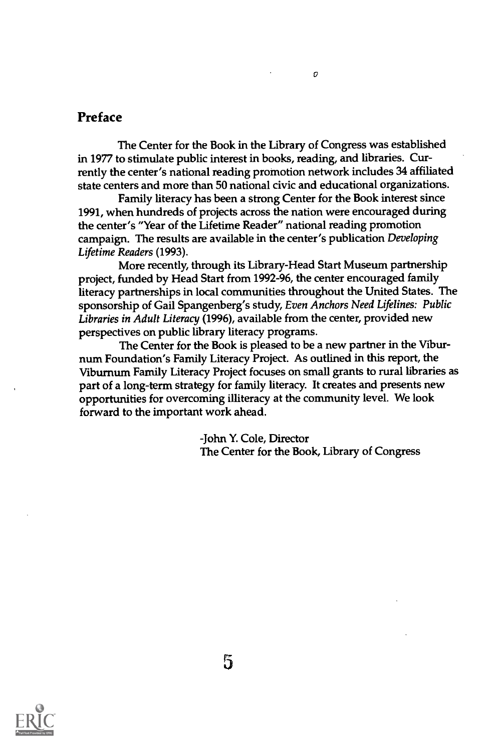## Preface

The Center for the Book in the Library of Congress was established in 1977 to stimulate public interest in books, reading, and libraries. Currently the center's national reading promotion network includes 34 affiliated state centers and more than 50 national civic and educational organizations.

Family literacy has been a strong Center for the Book interest since 1991, when hundreds of projects across the nation were encouraged during the center's "Year of the Lifetime Reader" national reading promotion campaign. The results are available in the center's publication *Developing Lifetime Readers* (1993).

More recently, through its Library-Head Start Museum partnership project, funded by Head Start from 1992-96, the center encouraged family literacy partnerships in local communities throughout the United States. The sponsorship of Gail Spangenberg's study, *Even Anchors Need Lifelines: Public Libraries in Adult Literacy* (1996), available from the center, provided new perspectives on public library literacy programs.

The Center for the Book is pleased to be a new partner in the Viburnum Foundation's Family Literacy Project. As outlined in this report, the Viburnum Family Literacy Project focuses on small grants to rural libraries as part of a long-term strategy for family literacy. It creates and presents new opportunities for overcoming illiteracy at the community level. We look forward to the important work ahead.

-John Y. Cole, Director
The Center for the Book, Library of Congress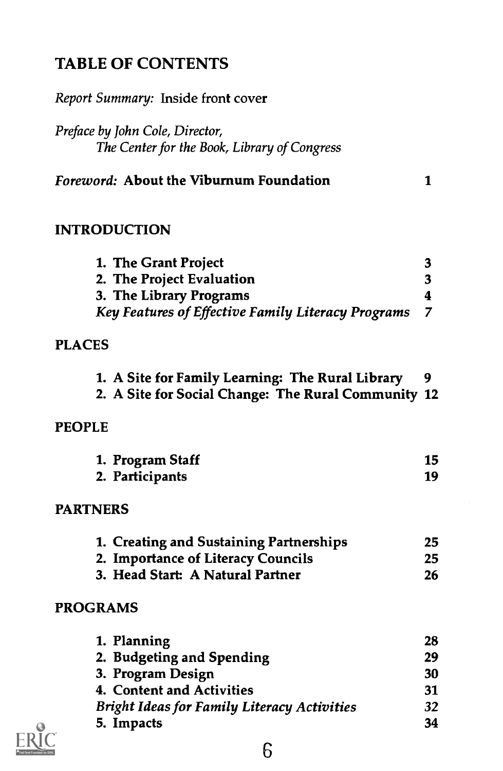## TABLE OF CONTENTS

*Report Summary:* Inside front cover

*Preface by John Cole, Director,*
*The Center for the Book, Library of Congress*

*Foreword:* **About the Viburnum Foundation** 1

### INTRODUCTION

**1. The Grant Project** 3
**2. The Project Evaluation** 3
**3. The Library Programs** 4
***Key Features of Effective Family Literacy Programs*** 7

### PLACES

**1. A Site for Family Learning: The Rural Library** 9
**2. A Site for Social Change: The Rural Community** 12

### PEOPLE

**1. Program Staff** 15
**2. Participants** 19

### PARTNERS

**1. Creating and Sustaining Partnerships** 25
**2. Importance of Literacy Councils** 25
**3. Head Start: A Natural Partner** 26

### PROGRAMS

**1. Planning** 28
**2. Budgeting and Spending** 29
**3. Program Design** 30
**4. Content and Activities** 31
***Bright Ideas for Family Literacy Activities*** 32
**5. Impacts** 34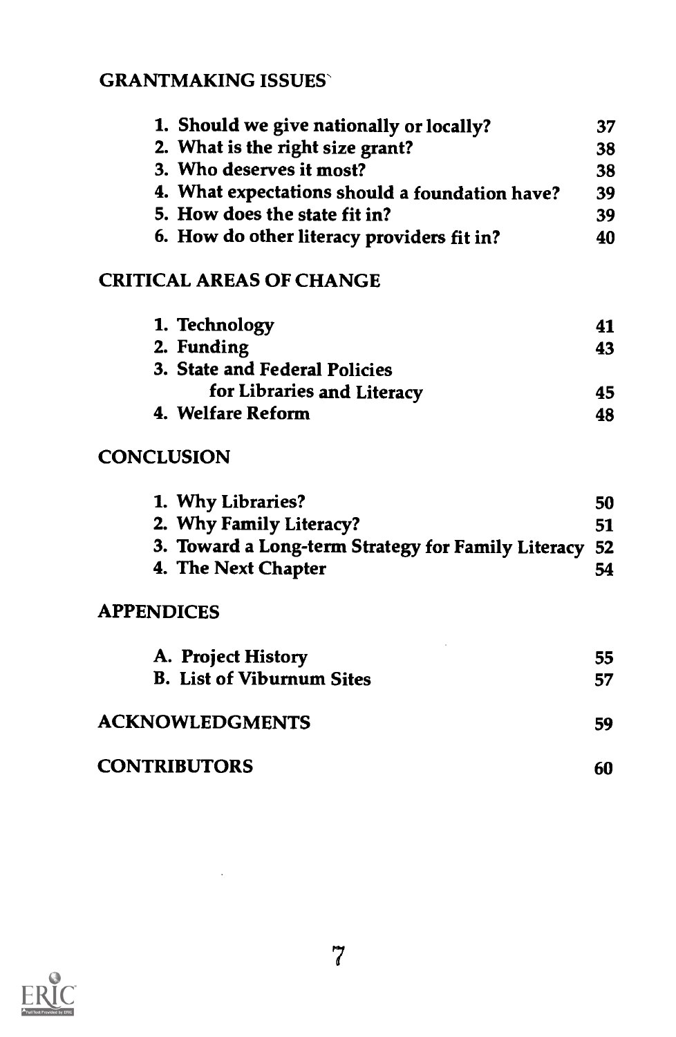## GRANTMAKING ISSUES

| | |
|---|---|
| 1. Should we give nationally or locally? | 37 |
| 2. What is the right size grant? | 38 |
| 3. Who deserves it most? | 38 |
| 4. What expectations should a foundation have? | 39 |
| 5. How does the state fit in? | 39 |
| 6. How do other literacy providers fit in? | 40 |

## CRITICAL AREAS OF CHANGE

| | |
|---|---|
| 1. Technology | 41 |
| 2. Funding | 43 |
| 3. State and Federal Policies for Libraries and Literacy | 45 |
| 4. Welfare Reform | 48 |

## CONCLUSION

| | |
|---|---|
| 1. Why Libraries? | 50 |
| 2. Why Family Literacy? | 51 |
| 3. Toward a Long-term Strategy for Family Literacy | 52 |
| 4. The Next Chapter | 54 |

## APPENDICES

| | |
|---|---|
| A. Project History | 55 |
| B. List of Viburnum Sites | 57 |

| | |
|---|---|
| ACKNOWLEDGMENTS | 59 |
| CONTRIBUTORS | 60 |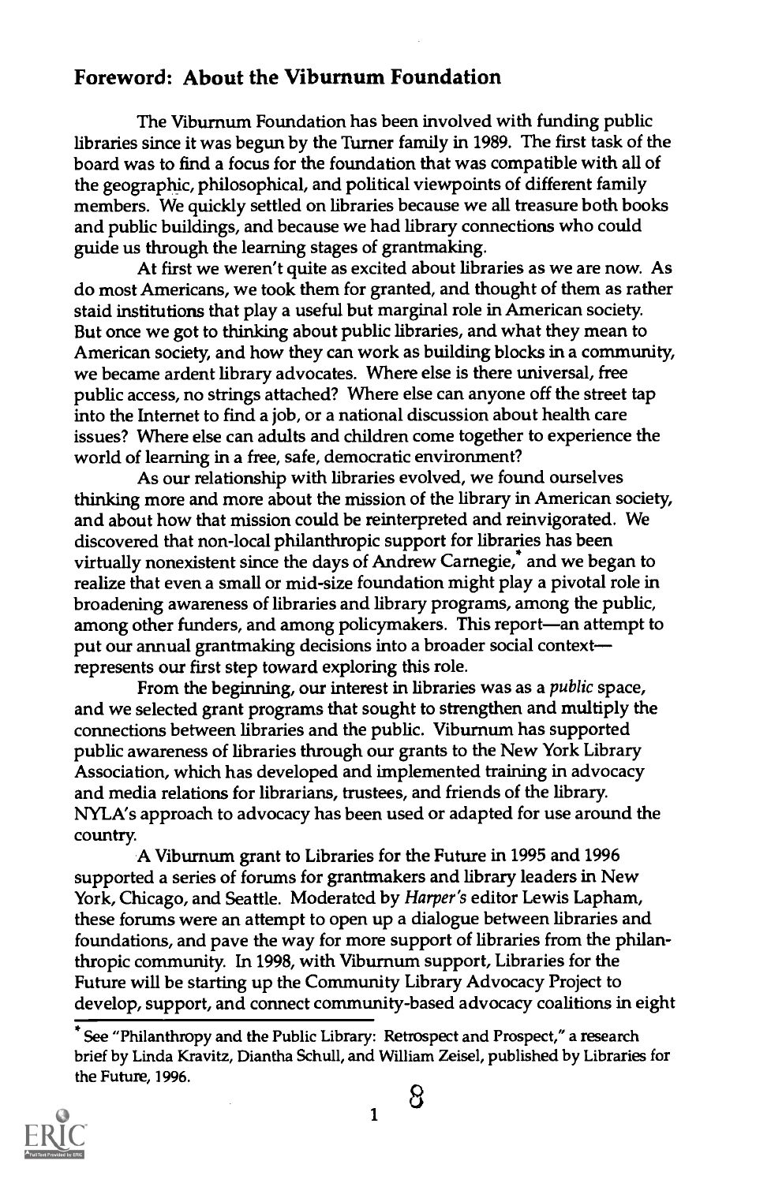## Foreword: About the Viburnum Foundation

The Viburnum Foundation has been involved with funding public libraries since it was begun by the Turner family in 1989. The first task of the board was to find a focus for the foundation that was compatible with all of the geographic, philosophical, and political viewpoints of different family members. We quickly settled on libraries because we all treasure both books and public buildings, and because we had library connections who could guide us through the learning stages of grantmaking.

At first we weren't quite as excited about libraries as we are now. As do most Americans, we took them for granted, and thought of them as rather staid institutions that play a useful but marginal role in American society. But once we got to thinking about public libraries, and what they mean to American society, and how they can work as building blocks in a community, we became ardent library advocates. Where else is there universal, free public access, no strings attached? Where else can anyone off the street tap into the Internet to find a job, or a national discussion about health care issues? Where else can adults and children come together to experience the world of learning in a free, safe, democratic environment?

As our relationship with libraries evolved, we found ourselves thinking more and more about the mission of the library in American society, and about how that mission could be reinterpreted and reinvigorated. We discovered that non-local philanthropic support for libraries has been virtually nonexistent since the days of Andrew Carnegie,* and we began to realize that even a small or mid-size foundation might play a pivotal role in broadening awareness of libraries and library programs, among the public, among other funders, and among policymakers. This report—an attempt to put our annual grantmaking decisions into a broader social context—represents our first step toward exploring this role.

From the beginning, our interest in libraries was as a *public* space, and we selected grant programs that sought to strengthen and multiply the connections between libraries and the public. Viburnum has supported public awareness of libraries through our grants to the New York Library Association, which has developed and implemented training in advocacy and media relations for librarians, trustees, and friends of the library. NYLA's approach to advocacy has been used or adapted for use around the country.

A Viburnum grant to Libraries for the Future in 1995 and 1996 supported a series of forums for grantmakers and library leaders in New York, Chicago, and Seattle. Moderated by *Harper's* editor Lewis Lapham, these forums were an attempt to open up a dialogue between libraries and foundations, and pave the way for more support of libraries from the philanthropic community. In 1998, with Viburnum support, Libraries for the Future will be starting up the Community Library Advocacy Project to develop, support, and connect community-based advocacy coalitions in eight

* See "Philanthropy and the Public Library: Retrospect and Prospect," a research brief by Linda Kravitz, Diantha Schull, and William Zeisel, published by Libraries for the Future, 1996.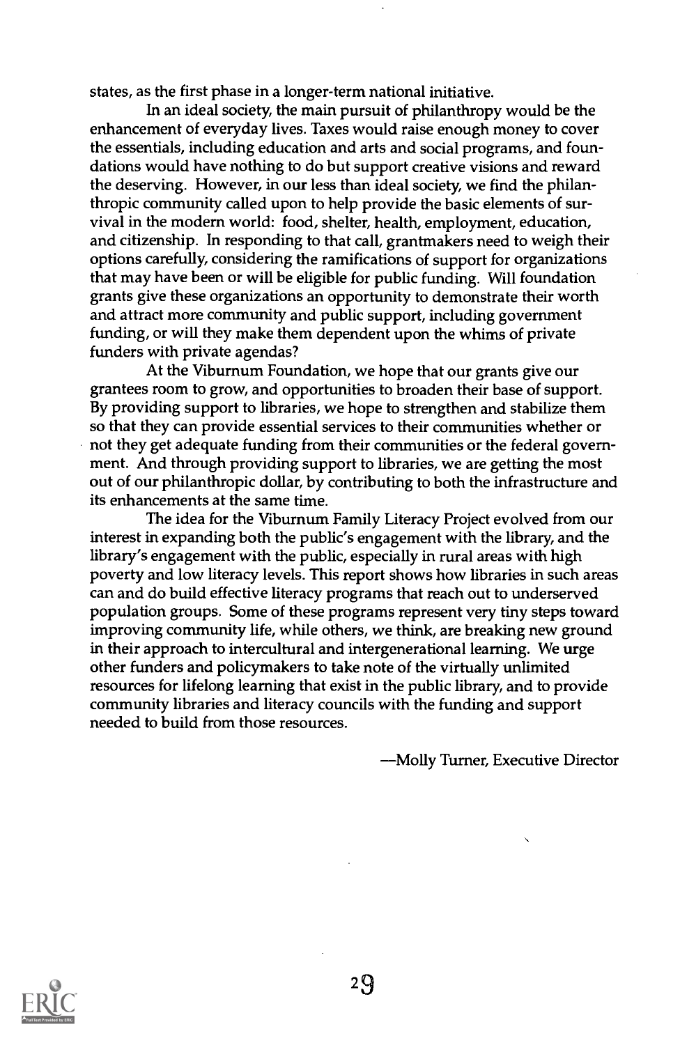states, as the first phase in a longer-term national initiative.

In an ideal society, the main pursuit of philanthropy would be the enhancement of everyday lives. Taxes would raise enough money to cover the essentials, including education and arts and social programs, and foundations would have nothing to do but support creative visions and reward the deserving. However, in our less than ideal society, we find the philanthropic community called upon to help provide the basic elements of survival in the modern world: food, shelter, health, employment, education, and citizenship. In responding to that call, grantmakers need to weigh their options carefully, considering the ramifications of support for organizations that may have been or will be eligible for public funding. Will foundation grants give these organizations an opportunity to demonstrate their worth and attract more community and public support, including government funding, or will they make them dependent upon the whims of private funders with private agendas?

At the Viburnum Foundation, we hope that our grants give our grantees room to grow, and opportunities to broaden their base of support. By providing support to libraries, we hope to strengthen and stabilize them so that they can provide essential services to their communities whether or not they get adequate funding from their communities or the federal government. And through providing support to libraries, we are getting the most out of our philanthropic dollar, by contributing to both the infrastructure and its enhancements at the same time.

The idea for the Viburnum Family Literacy Project evolved from our interest in expanding both the public's engagement with the library, and the library's engagement with the public, especially in rural areas with high poverty and low literacy levels. This report shows how libraries in such areas can and do build effective literacy programs that reach out to underserved population groups. Some of these programs represent very tiny steps toward improving community life, while others, we think, are breaking new ground in their approach to intercultural and intergenerational learning. We urge other funders and policymakers to take note of the virtually unlimited resources for lifelong learning that exist in the public library, and to provide community libraries and literacy councils with the funding and support needed to build from those resources.

—Molly Turner, Executive Director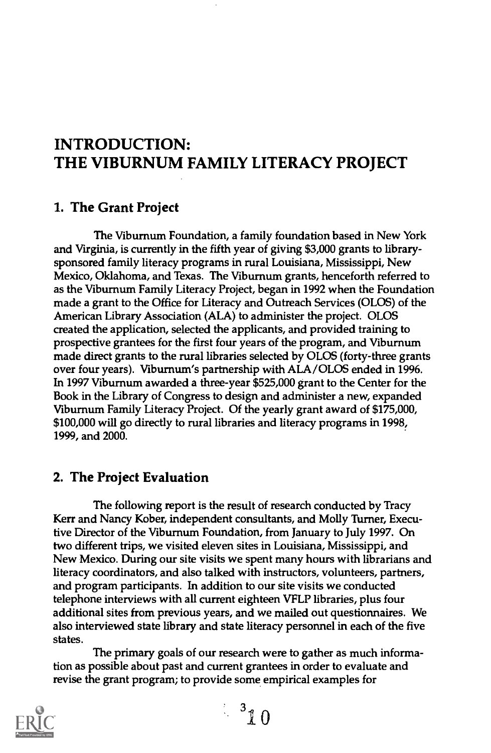# INTRODUCTION: THE VIBURNUM FAMILY LITERACY PROJECT

## 1. The Grant Project

The Viburnum Foundation, a family foundation based in New York and Virginia, is currently in the fifth year of giving $3,000 grants to library-sponsored family literacy programs in rural Louisiana, Mississippi, New Mexico, Oklahoma, and Texas. The Viburnum grants, henceforth referred to as the Viburnum Family Literacy Project, began in 1992 when the Foundation made a grant to the Office for Literacy and Outreach Services (OLOS) of the American Library Association (ALA) to administer the project. OLOS created the application, selected the applicants, and provided training to prospective grantees for the first four years of the program, and Viburnum made direct grants to the rural libraries selected by OLOS (forty-three grants over four years). Viburnum's partnership with ALA/OLOS ended in 1996. In 1997 Viburnum awarded a three-year $525,000 grant to the Center for the Book in the Library of Congress to design and administer a new, expanded Viburnum Family Literacy Project. Of the yearly grant award of $175,000, $100,000 will go directly to rural libraries and literacy programs in 1998, 1999, and 2000.

## 2. The Project Evaluation

The following report is the result of research conducted by Tracy Kerr and Nancy Kober, independent consultants, and Molly Turner, Executive Director of the Viburnum Foundation, from January to July 1997. On two different trips, we visited eleven sites in Louisiana, Mississippi, and New Mexico. During our site visits we spent many hours with librarians and literacy coordinators, and also talked with instructors, volunteers, partners, and program participants. In addition to our site visits we conducted telephone interviews with all current eighteen VFLP libraries, plus four additional sites from previous years, and we mailed out questionnaires. We also interviewed state library and state literacy personnel in each of the five states.

The primary goals of our research were to gather as much information as possible about past and current grantees in order to evaluate and revise the grant program; to provide some empirical examples for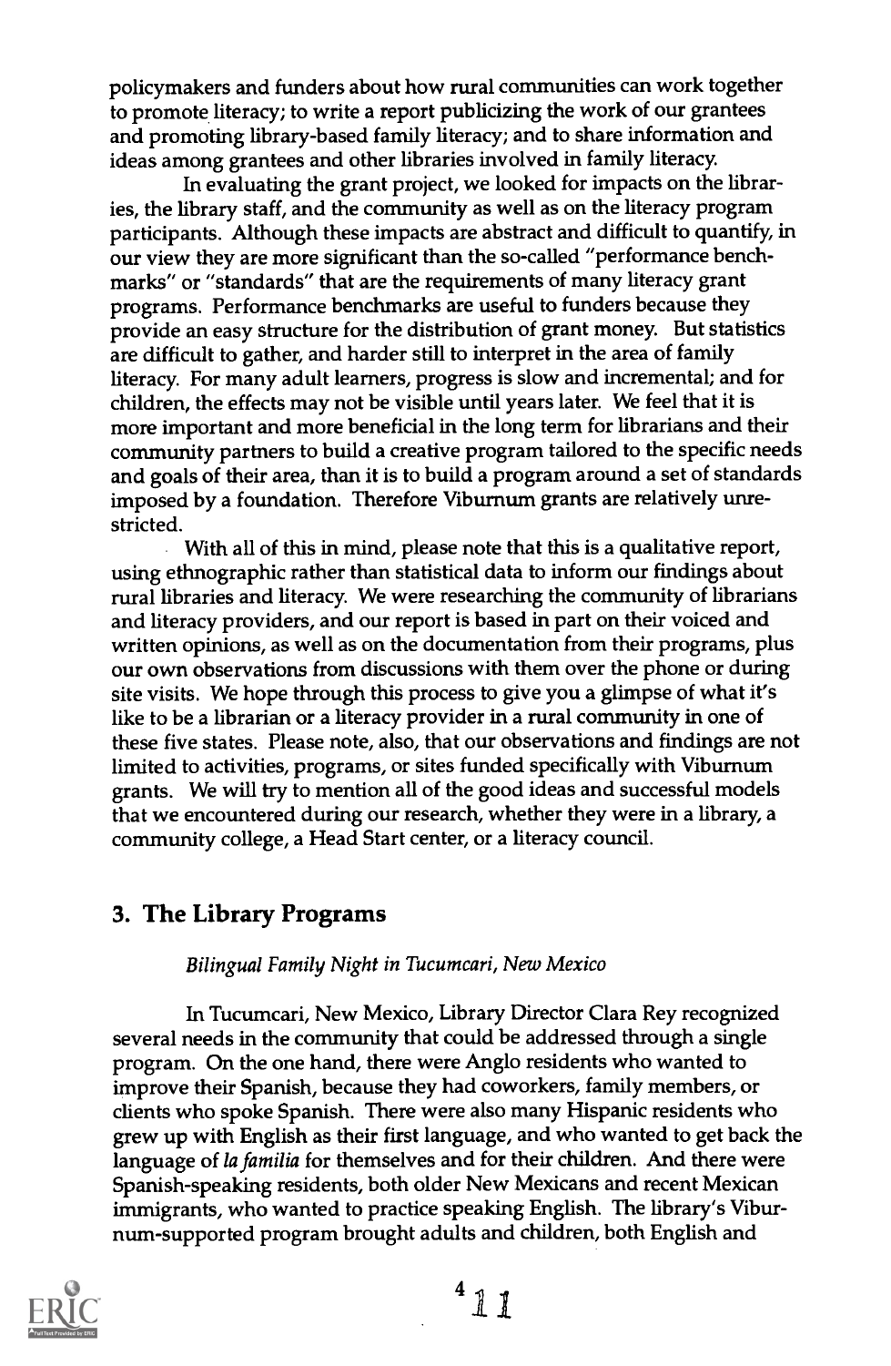policymakers and funders about how rural communities can work together to promote literacy; to write a report publicizing the work of our grantees and promoting library-based family literacy; and to share information and ideas among grantees and other libraries involved in family literacy.

In evaluating the grant project, we looked for impacts on the libraries, the library staff, and the community as well as on the literacy program participants. Although these impacts are abstract and difficult to quantify, in our view they are more significant than the so-called "performance benchmarks" or "standards" that are the requirements of many literacy grant programs. Performance benchmarks are useful to funders because they provide an easy structure for the distribution of grant money. But statistics are difficult to gather, and harder still to interpret in the area of family literacy. For many adult learners, progress is slow and incremental; and for children, the effects may not be visible until years later. We feel that it is more important and more beneficial in the long term for librarians and their community partners to build a creative program tailored to the specific needs and goals of their area, than it is to build a program around a set of standards imposed by a foundation. Therefore Viburnum grants are relatively unrestricted.

With all of this in mind, please note that this is a qualitative report, using ethnographic rather than statistical data to inform our findings about rural libraries and literacy. We were researching the community of librarians and literacy providers, and our report is based in part on their voiced and written opinions, as well as on the documentation from their programs, plus our own observations from discussions with them over the phone or during site visits. We hope through this process to give you a glimpse of what it's like to be a librarian or a literacy provider in a rural community in one of these five states. Please note, also, that our observations and findings are not limited to activities, programs, or sites funded specifically with Viburnum grants. We will try to mention all of the good ideas and successful models that we encountered during our research, whether they were in a library, a community college, a Head Start center, or a literacy council.

## 3. The Library Programs

*Bilingual Family Night in Tucumcari, New Mexico*

In Tucumcari, New Mexico, Library Director Clara Rey recognized several needs in the community that could be addressed through a single program. On the one hand, there were Anglo residents who wanted to improve their Spanish, because they had coworkers, family members, or clients who spoke Spanish. There were also many Hispanic residents who grew up with English as their first language, and who wanted to get back the language of *la familia* for themselves and for their children. And there were Spanish-speaking residents, both older New Mexicans and recent Mexican immigrants, who wanted to practice speaking English. The library's Viburnum-supported program brought adults and children, both English and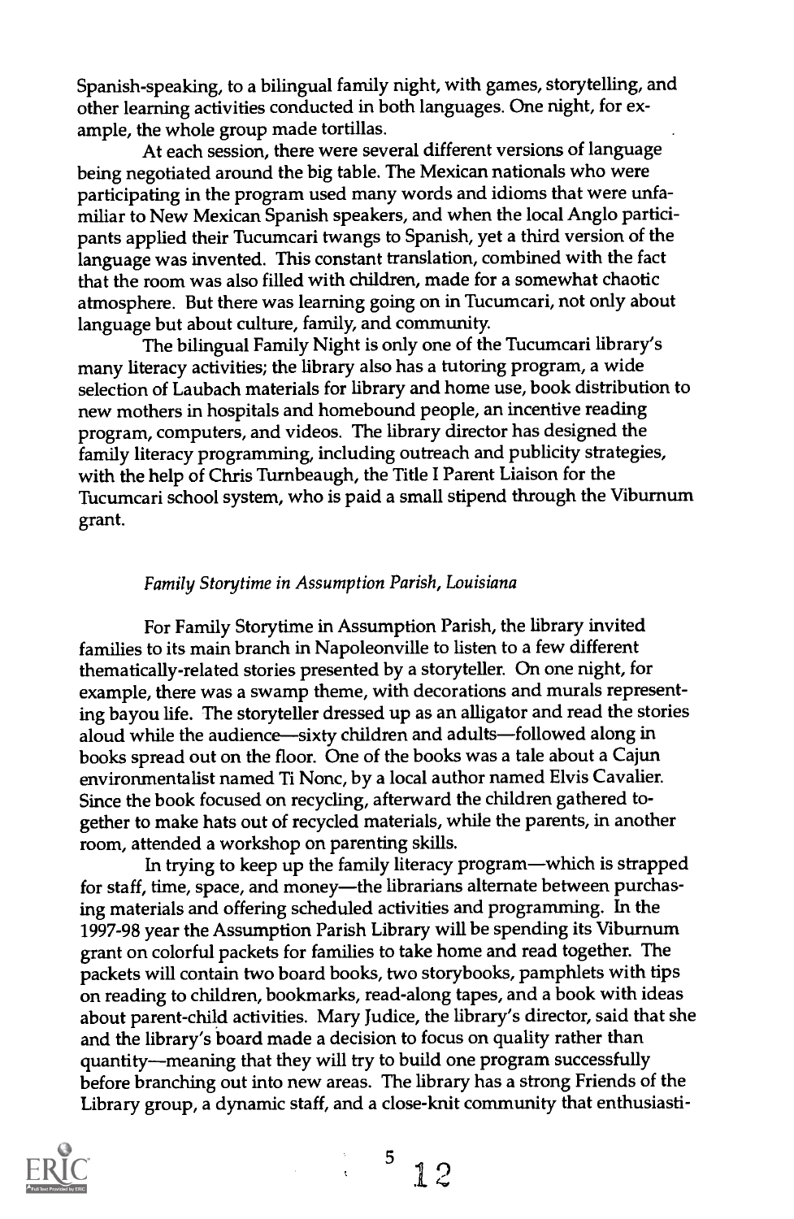Spanish-speaking, to a bilingual family night, with games, storytelling, and other learning activities conducted in both languages. One night, for example, the whole group made tortillas.

At each session, there were several different versions of language being negotiated around the big table. The Mexican nationals who were participating in the program used many words and idioms that were unfamiliar to New Mexican Spanish speakers, and when the local Anglo participants applied their Tucumcari twangs to Spanish, yet a third version of the language was invented. This constant translation, combined with the fact that the room was also filled with children, made for a somewhat chaotic atmosphere. But there was learning going on in Tucumcari, not only about language but about culture, family, and community.

The bilingual Family Night is only one of the Tucumcari library's many literacy activities; the library also has a tutoring program, a wide selection of Laubach materials for library and home use, book distribution to new mothers in hospitals and homebound people, an incentive reading program, computers, and videos. The library director has designed the family literacy programming, including outreach and publicity strategies, with the help of Chris Turnbeaugh, the Title I Parent Liaison for the Tucumcari school system, who is paid a small stipend through the Viburnum grant.

### *Family Storytime in Assumption Parish, Louisiana*

For Family Storytime in Assumption Parish, the library invited families to its main branch in Napoleonville to listen to a few different thematically-related stories presented by a storyteller. On one night, for example, there was a swamp theme, with decorations and murals representing bayou life. The storyteller dressed up as an alligator and read the stories aloud while the audience—sixty children and adults—followed along in books spread out on the floor. One of the books was a tale about a Cajun environmentalist named Ti Nonc, by a local author named Elvis Cavalier. Since the book focused on recycling, afterward the children gathered together to make hats out of recycled materials, while the parents, in another room, attended a workshop on parenting skills.

In trying to keep up the family literacy program—which is strapped for staff, time, space, and money—the librarians alternate between purchasing materials and offering scheduled activities and programming. In the 1997-98 year the Assumption Parish Library will be spending its Viburnum grant on colorful packets for families to take home and read together. The packets will contain two board books, two storybooks, pamphlets with tips on reading to children, bookmarks, read-along tapes, and a book with ideas about parent-child activities. Mary Judice, the library's director, said that she and the library's board made a decision to focus on quality rather than quantity—meaning that they will try to build one program successfully before branching out into new areas. The library has a strong Friends of the Library group, a dynamic staff, and a close-knit community that enthusiasti-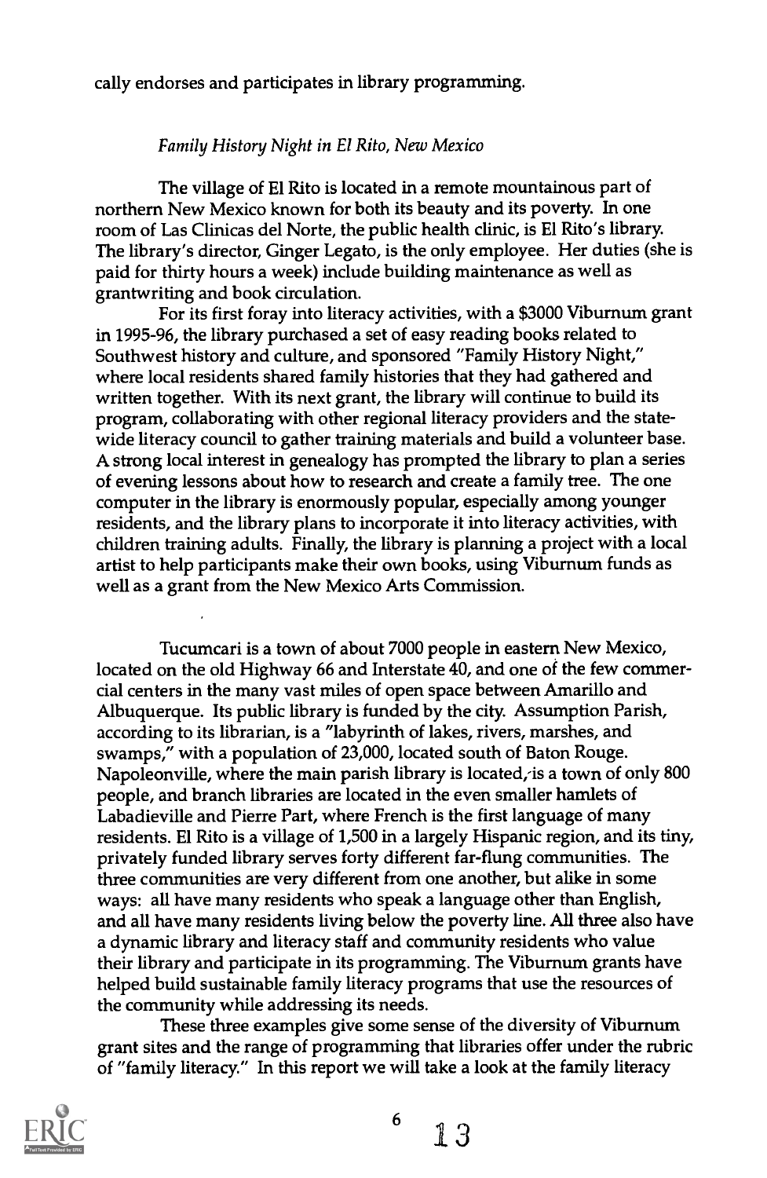cally endorses and participates in library programming.

*Family History Night in El Rito, New Mexico*

The village of El Rito is located in a remote mountainous part of northern New Mexico known for both its beauty and its poverty. In one room of Las Clinicas del Norte, the public health clinic, is El Rito's library. The library's director, Ginger Legato, is the only employee. Her duties (she is paid for thirty hours a week) include building maintenance as well as grantwriting and book circulation.

For its first foray into literacy activities, with a $3000 Viburnum grant in 1995-96, the library purchased a set of easy reading books related to Southwest history and culture, and sponsored "Family History Night," where local residents shared family histories that they had gathered and written together. With its next grant, the library will continue to build its program, collaborating with other regional literacy providers and the statewide literacy council to gather training materials and build a volunteer base. A strong local interest in genealogy has prompted the library to plan a series of evening lessons about how to research and create a family tree. The one computer in the library is enormously popular, especially among younger residents, and the library plans to incorporate it into literacy activities, with children training adults. Finally, the library is planning a project with a local artist to help participants make their own books, using Viburnum funds as well as a grant from the New Mexico Arts Commission.

Tucumcari is a town of about 7000 people in eastern New Mexico, located on the old Highway 66 and Interstate 40, and one of the few commercial centers in the many vast miles of open space between Amarillo and Albuquerque. Its public library is funded by the city. Assumption Parish, according to its librarian, is a "labyrinth of lakes, rivers, marshes, and swamps," with a population of 23,000, located south of Baton Rouge. Napoleonville, where the main parish library is located, is a town of only 800 people, and branch libraries are located in the even smaller hamlets of Labadieville and Pierre Part, where French is the first language of many residents. El Rito is a village of 1,500 in a largely Hispanic region, and its tiny, privately funded library serves forty different far-flung communities. The three communities are very different from one another, but alike in some ways: all have many residents who speak a language other than English, and all have many residents living below the poverty line. All three also have a dynamic library and literacy staff and community residents who value their library and participate in its programming. The Viburnum grants have helped build sustainable family literacy programs that use the resources of the community while addressing its needs.

These three examples give some sense of the diversity of Viburnum grant sites and the range of programming that libraries offer under the rubric of "family literacy." In this report we will take a look at the family literacy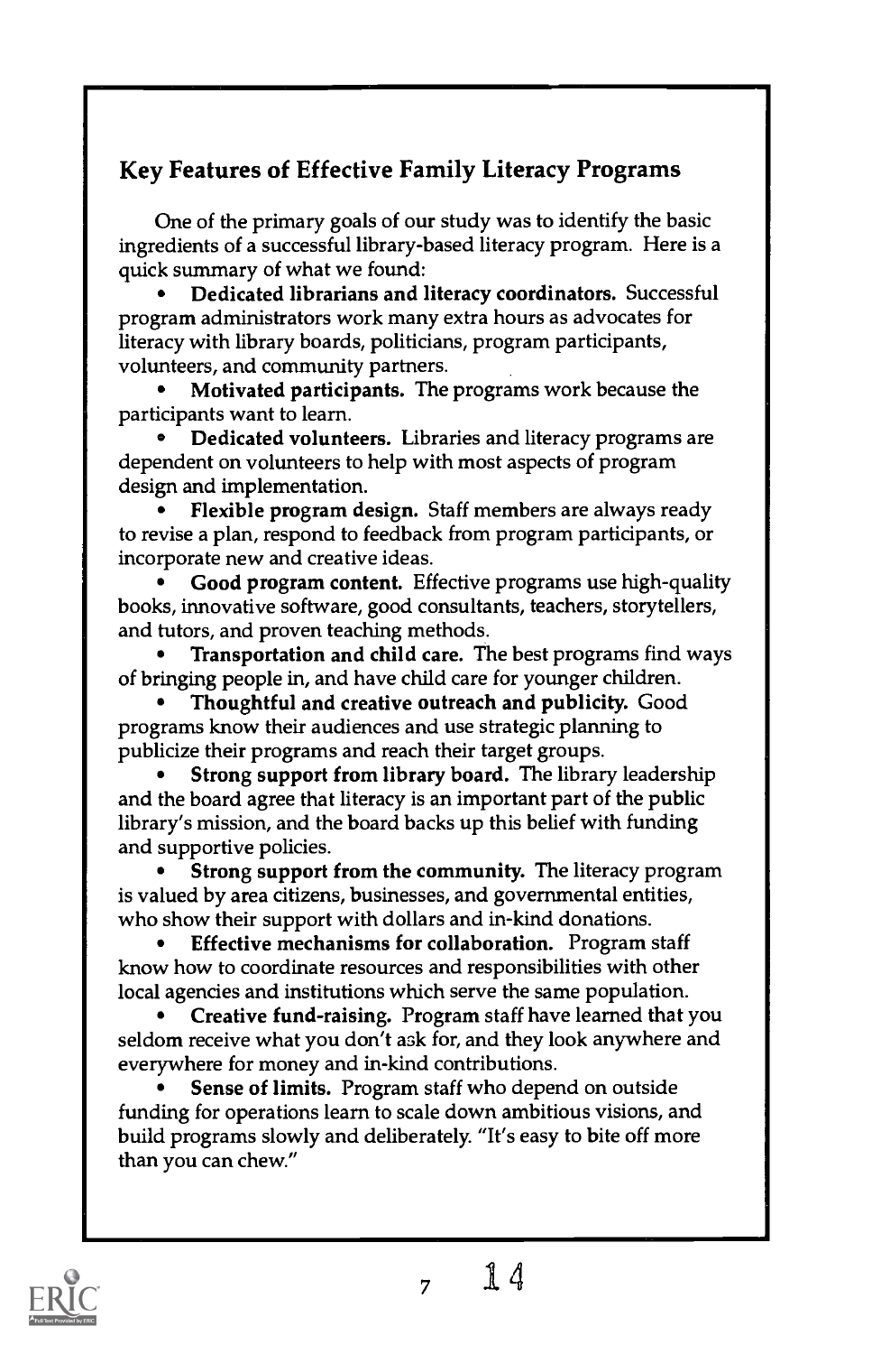## Key Features of Effective Family Literacy Programs

One of the primary goals of our study was to identify the basic ingredients of a successful library-based literacy program. Here is a quick summary of what we found:

- **Dedicated librarians and literacy coordinators.** Successful program administrators work many extra hours as advocates for literacy with library boards, politicians, program participants, volunteers, and community partners.
- **Motivated participants.** The programs work because the participants want to learn.
- **Dedicated volunteers.** Libraries and literacy programs are dependent on volunteers to help with most aspects of program design and implementation.
- **Flexible program design.** Staff members are always ready to revise a plan, respond to feedback from program participants, or incorporate new and creative ideas.
- **Good program content.** Effective programs use high-quality books, innovative software, good consultants, teachers, storytellers, and tutors, and proven teaching methods.
- **Transportation and child care.** The best programs find ways of bringing people in, and have child care for younger children.
- **Thoughtful and creative outreach and publicity.** Good programs know their audiences and use strategic planning to publicize their programs and reach their target groups.
- **Strong support from library board.** The library leadership and the board agree that literacy is an important part of the public library's mission, and the board backs up this belief with funding and supportive policies.
- **Strong support from the community.** The literacy program is valued by area citizens, businesses, and governmental entities, who show their support with dollars and in-kind donations.
- **Effective mechanisms for collaboration.** Program staff know how to coordinate resources and responsibilities with other local agencies and institutions which serve the same population.
- **Creative fund-raising.** Program staff have learned that you seldom receive what you don't ask for, and they look anywhere and everywhere for money and in-kind contributions.
- **Sense of limits.** Program staff who depend on outside funding for operations learn to scale down ambitious visions, and build programs slowly and deliberately. "It's easy to bite off more than you can chew."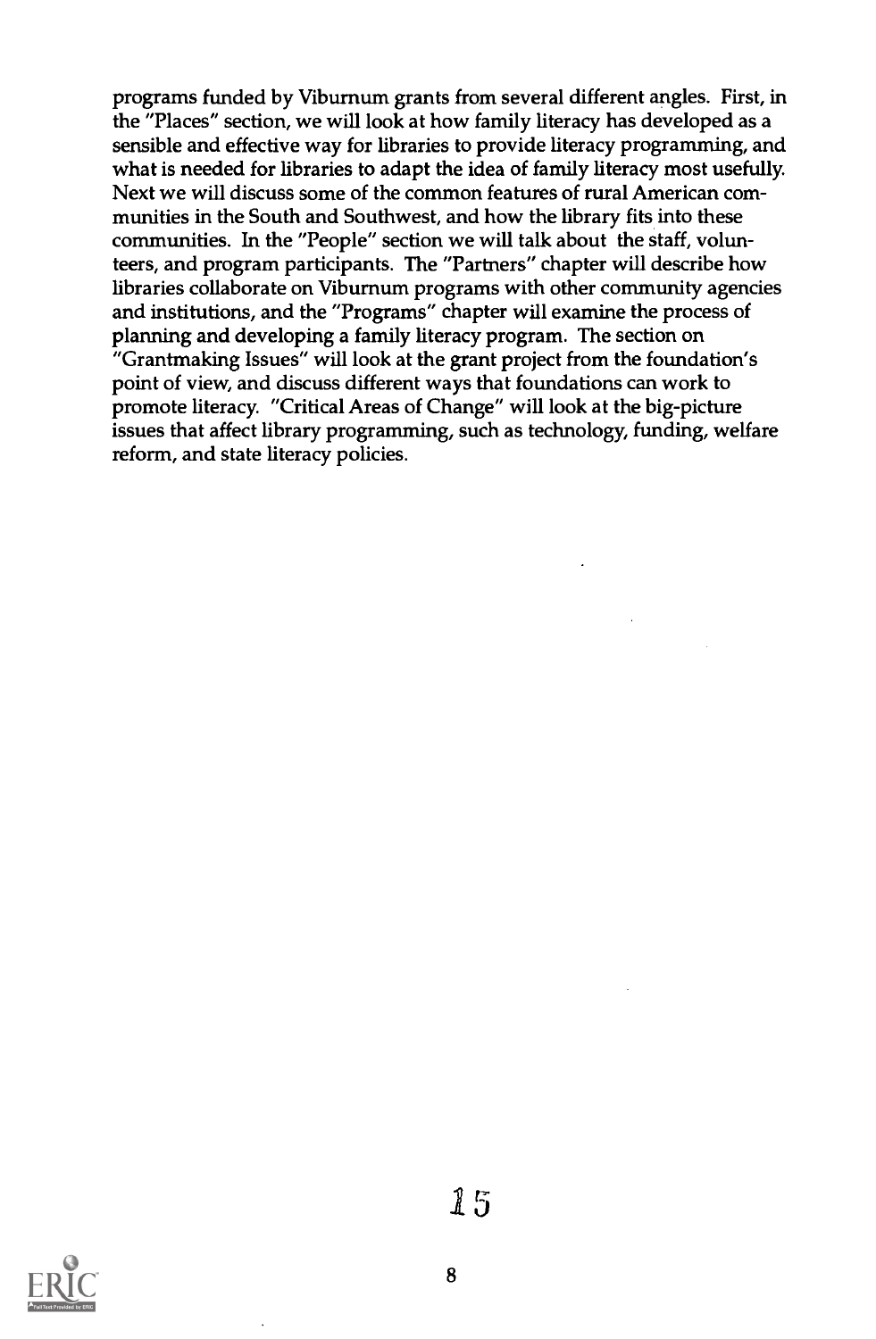programs funded by Viburnum grants from several different angles. First, in the "Places" section, we will look at how family literacy has developed as a sensible and effective way for libraries to provide literacy programming, and what is needed for libraries to adapt the idea of family literacy most usefully. Next we will discuss some of the common features of rural American communities in the South and Southwest, and how the library fits into these communities. In the "People" section we will talk about the staff, volunteers, and program participants. The "Partners" chapter will describe how libraries collaborate on Viburnum programs with other community agencies and institutions, and the "Programs" chapter will examine the process of planning and developing a family literacy program. The section on "Grantmaking Issues" will look at the grant project from the foundation's point of view, and discuss different ways that foundations can work to promote literacy. "Critical Areas of Change" will look at the big-picture issues that affect library programming, such as technology, funding, welfare reform, and state literacy policies.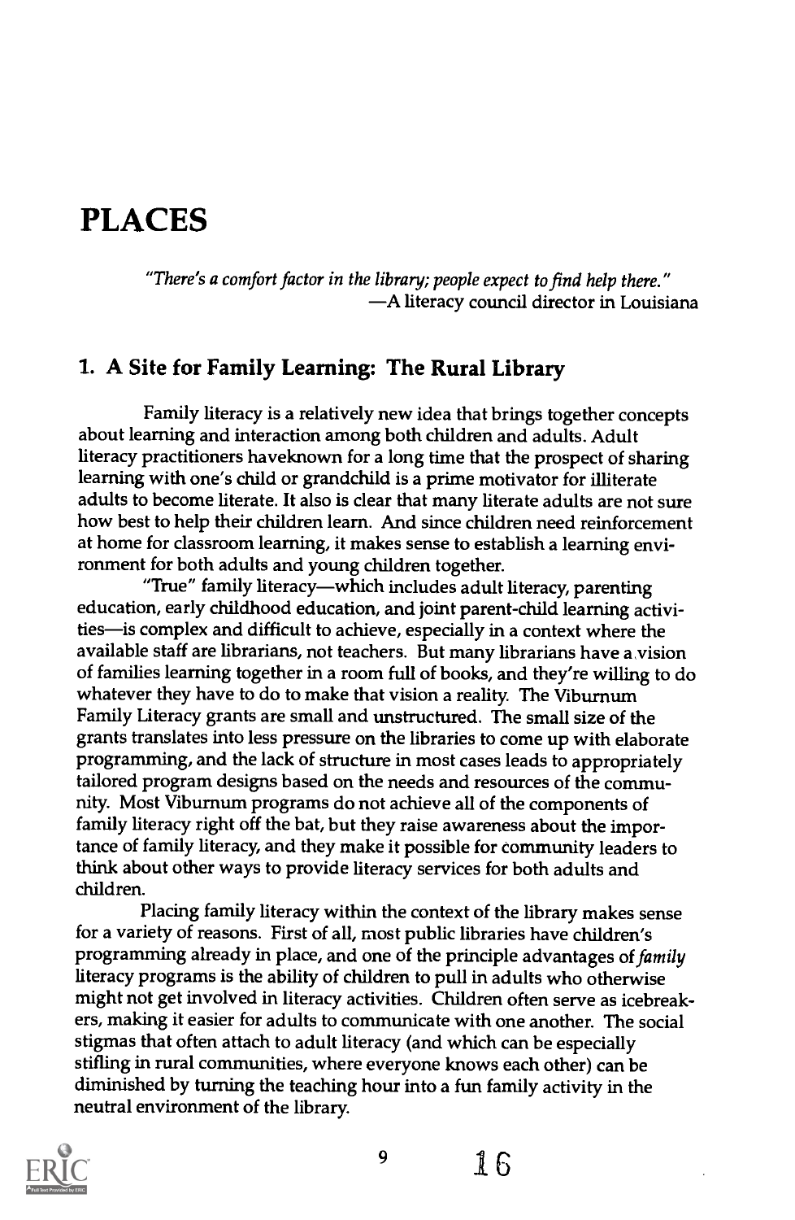# PLACES

*"There's a comfort factor in the library; people expect to find help there."*
—A literacy council director in Louisiana

## 1. A Site for Family Learning: The Rural Library

Family literacy is a relatively new idea that brings together concepts about learning and interaction among both children and adults. Adult literacy practitioners haveknown for a long time that the prospect of sharing learning with one's child or grandchild is a prime motivator for illiterate adults to become literate. It also is clear that many literate adults are not sure how best to help their children learn. And since children need reinforcement at home for classroom learning, it makes sense to establish a learning environment for both adults and young children together.

"True" family literacy—which includes adult literacy, parenting education, early childhood education, and joint parent-child learning activities—is complex and difficult to achieve, especially in a context where the available staff are librarians, not teachers. But many librarians have a vision of families learning together in a room full of books, and they're willing to do whatever they have to do to make that vision a reality. The Viburnum Family Literacy grants are small and unstructured. The small size of the grants translates into less pressure on the libraries to come up with elaborate programming, and the lack of structure in most cases leads to appropriately tailored program designs based on the needs and resources of the community. Most Viburnum programs do not achieve all of the components of family literacy right off the bat, but they raise awareness about the importance of family literacy, and they make it possible for community leaders to think about other ways to provide literacy services for both adults and children.

Placing family literacy within the context of the library makes sense for a variety of reasons. First of all, most public libraries have children's programming already in place, and one of the principle advantages of *family* literacy programs is the ability of children to pull in adults who otherwise might not get involved in literacy activities. Children often serve as icebreakers, making it easier for adults to communicate with one another. The social stigmas that often attach to adult literacy (and which can be especially stifling in rural communities, where everyone knows each other) can be diminished by turning the teaching hour into a fun family activity in the neutral environment of the library.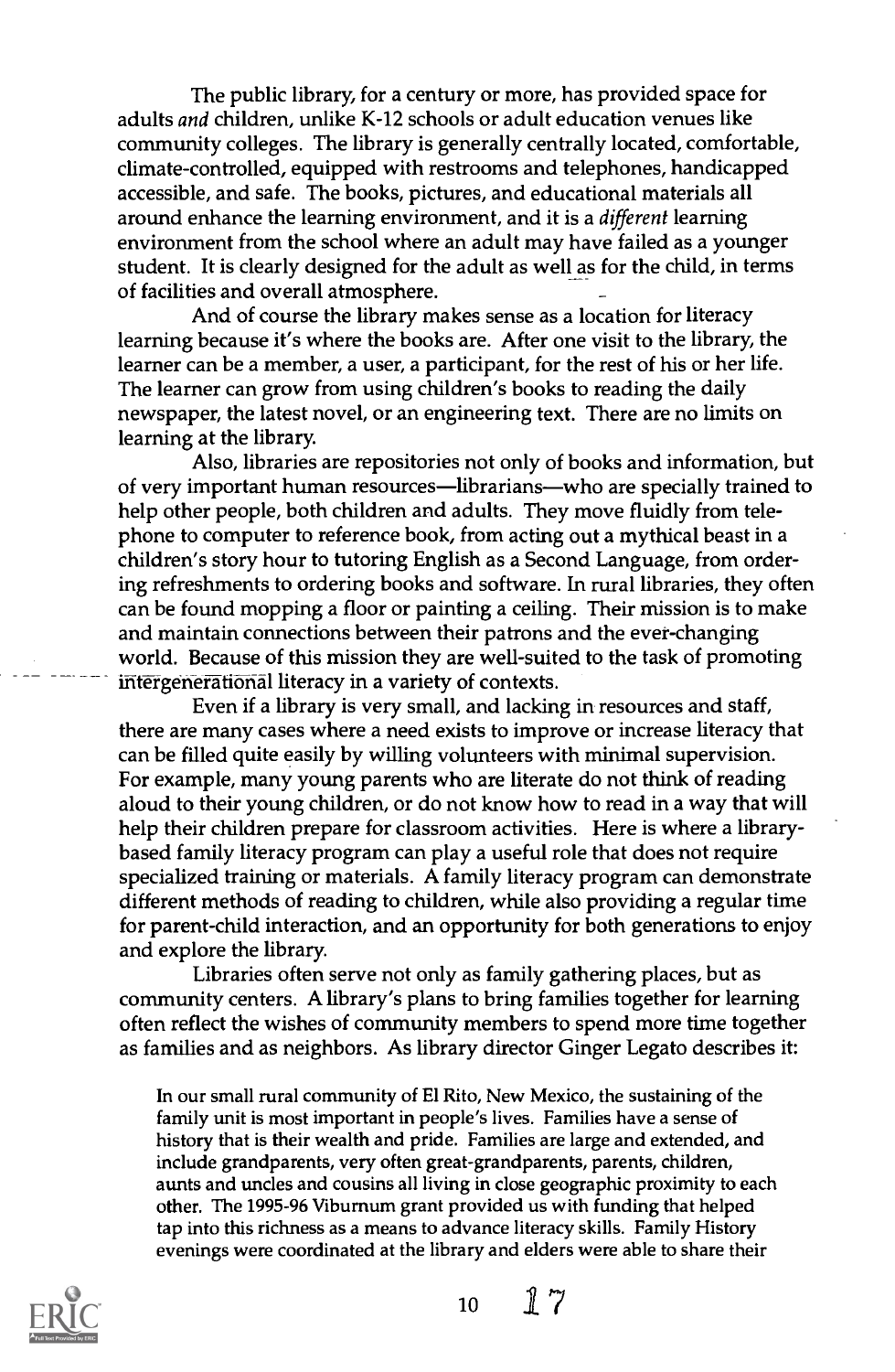The public library, for a century or more, has provided space for adults *and* children, unlike K-12 schools or adult education venues like community colleges. The library is generally centrally located, comfortable, climate-controlled, equipped with restrooms and telephones, handicapped accessible, and safe. The books, pictures, and educational materials all around enhance the learning environment, and it is a *different* learning environment from the school where an adult may have failed as a younger student. It is clearly designed for the adult as well as for the child, in terms of facilities and overall atmosphere.

And of course the library makes sense as a location for literacy learning because it's where the books are. After one visit to the library, the learner can be a member, a user, a participant, for the rest of his or her life. The learner can grow from using children's books to reading the daily newspaper, the latest novel, or an engineering text. There are no limits on learning at the library.

Also, libraries are repositories not only of books and information, but of very important human resources—librarians—who are specially trained to help other people, both children and adults. They move fluidly from telephone to computer to reference book, from acting out a mythical beast in a children's story hour to tutoring English as a Second Language, from ordering refreshments to ordering books and software. In rural libraries, they often can be found mopping a floor or painting a ceiling. Their mission is to make and maintain connections between their patrons and the ever-changing world. Because of this mission they are well-suited to the task of promoting intergenerational literacy in a variety of contexts.

Even if a library is very small, and lacking in resources and staff, there are many cases where a need exists to improve or increase literacy that can be filled quite easily by willing volunteers with minimal supervision. For example, many young parents who are literate do not think of reading aloud to their young children, or do not know how to read in a way that will help their children prepare for classroom activities. Here is where a library-based family literacy program can play a useful role that does not require specialized training or materials. A family literacy program can demonstrate different methods of reading to children, while also providing a regular time for parent-child interaction, and an opportunity for both generations to enjoy and explore the library.

Libraries often serve not only as family gathering places, but as community centers. A library's plans to bring families together for learning often reflect the wishes of community members to spend more time together as families and as neighbors. As library director Ginger Legato describes it:

> In our small rural community of El Rito, New Mexico, the sustaining of the family unit is most important in people's lives. Families have a sense of history that is their wealth and pride. Families are large and extended, and include grandparents, very often great-grandparents, parents, children, aunts and uncles and cousins all living in close geographic proximity to each other. The 1995-96 Viburnum grant provided us with funding that helped tap into this richness as a means to advance literacy skills. Family History evenings were coordinated at the library and elders were able to share their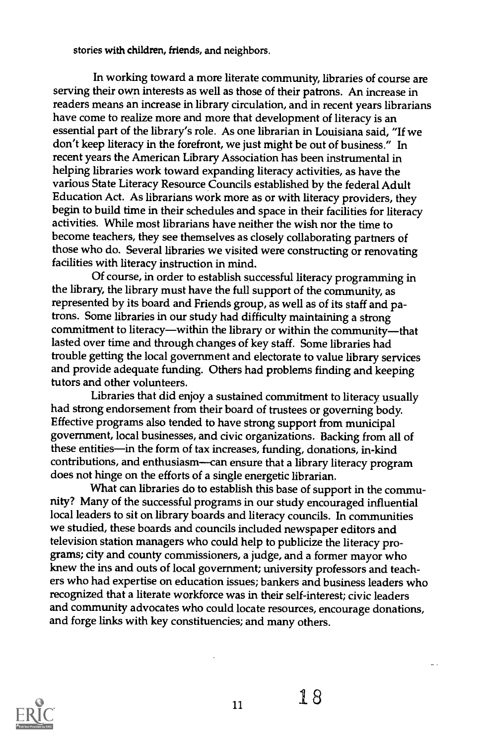stories with children, friends, and neighbors.

In working toward a more literate community, libraries of course are serving their own interests as well as those of their patrons. An increase in readers means an increase in library circulation, and in recent years librarians have come to realize more and more that development of literacy is an essential part of the library's role. As one librarian in Louisiana said, "If we don't keep literacy in the forefront, we just might be out of business." In recent years the American Library Association has been instrumental in helping libraries work toward expanding literacy activities, as have the various State Literacy Resource Councils established by the federal Adult Education Act. As librarians work more as or with literacy providers, they begin to build time in their schedules and space in their facilities for literacy activities. While most librarians have neither the wish nor the time to become teachers, they see themselves as closely collaborating partners of those who do. Several libraries we visited were constructing or renovating facilities with literacy instruction in mind.

Of course, in order to establish successful literacy programming in the library, the library must have the full support of the community, as represented by its board and Friends group, as well as of its staff and patrons. Some libraries in our study had difficulty maintaining a strong commitment to literacy—within the library or within the community—that lasted over time and through changes of key staff. Some libraries had trouble getting the local government and electorate to value library services and provide adequate funding. Others had problems finding and keeping tutors and other volunteers.

Libraries that did enjoy a sustained commitment to literacy usually had strong endorsement from their board of trustees or governing body. Effective programs also tended to have strong support from municipal government, local businesses, and civic organizations. Backing from all of these entities—in the form of tax increases, funding, donations, in-kind contributions, and enthusiasm—can ensure that a library literacy program does not hinge on the efforts of a single energetic librarian.

What can libraries do to establish this base of support in the community? Many of the successful programs in our study encouraged influential local leaders to sit on library boards and literacy councils. In communities we studied, these boards and councils included newspaper editors and television station managers who could help to publicize the literacy programs; city and county commissioners, a judge, and a former mayor who knew the ins and outs of local government; university professors and teachers who had expertise on education issues; bankers and business leaders who recognized that a literate workforce was in their self-interest; civic leaders and community advocates who could locate resources, encourage donations, and forge links with key constituencies; and many others.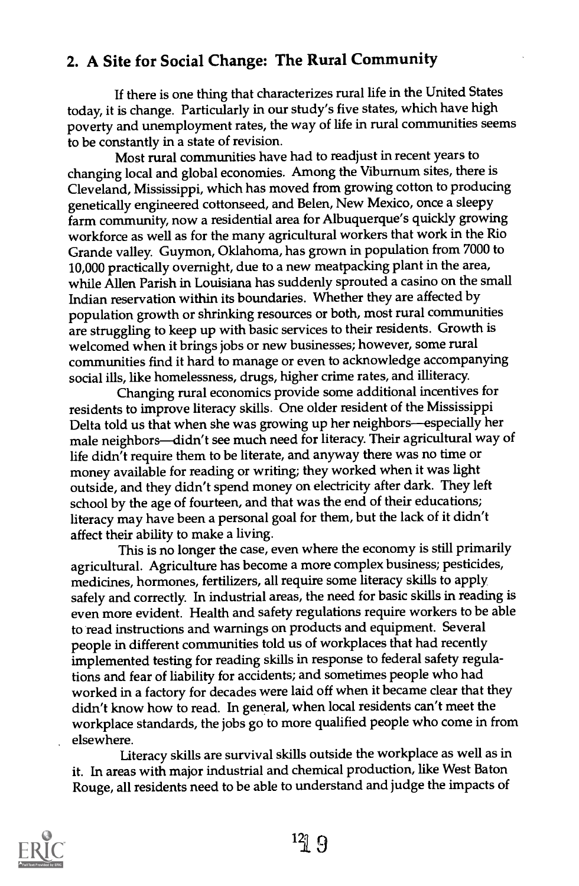## 2. A Site for Social Change: The Rural Community

If there is one thing that characterizes rural life in the United States today, it is change. Particularly in our study's five states, which have high poverty and unemployment rates, the way of life in rural communities seems to be constantly in a state of revision.

Most rural communities have had to readjust in recent years to changing local and global economies. Among the Viburnum sites, there is Cleveland, Mississippi, which has moved from growing cotton to producing genetically engineered cottonseed, and Belen, New Mexico, once a sleepy farm community, now a residential area for Albuquerque's quickly growing workforce as well as for the many agricultural workers that work in the Rio Grande valley. Guymon, Oklahoma, has grown in population from 7000 to 10,000 practically overnight, due to a new meatpacking plant in the area, while Allen Parish in Louisiana has suddenly sprouted a casino on the small Indian reservation within its boundaries. Whether they are affected by population growth or shrinking resources or both, most rural communities are struggling to keep up with basic services to their residents. Growth is welcomed when it brings jobs or new businesses; however, some rural communities find it hard to manage or even to acknowledge accompanying social ills, like homelessness, drugs, higher crime rates, and illiteracy.

Changing rural economics provide some additional incentives for residents to improve literacy skills. One older resident of the Mississippi Delta told us that when she was growing up her neighbors—especially her male neighbors—didn't see much need for literacy. Their agricultural way of life didn't require them to be literate, and anyway there was no time or money available for reading or writing; they worked when it was light outside, and they didn't spend money on electricity after dark. They left school by the age of fourteen, and that was the end of their educations; literacy may have been a personal goal for them, but the lack of it didn't affect their ability to make a living.

This is no longer the case, even where the economy is still primarily agricultural. Agriculture has become a more complex business; pesticides, medicines, hormones, fertilizers, all require some literacy skills to apply safely and correctly. In industrial areas, the need for basic skills in reading is even more evident. Health and safety regulations require workers to be able to read instructions and warnings on products and equipment. Several people in different communities told us of workplaces that had recently implemented testing for reading skills in response to federal safety regulations and fear of liability for accidents; and sometimes people who had worked in a factory for decades were laid off when it became clear that they didn't know how to read. In general, when local residents can't meet the workplace standards, the jobs go to more qualified people who come in from elsewhere.

Literacy skills are survival skills outside the workplace as well as in it. In areas with major industrial and chemical production, like West Baton Rouge, all residents need to be able to understand and judge the impacts of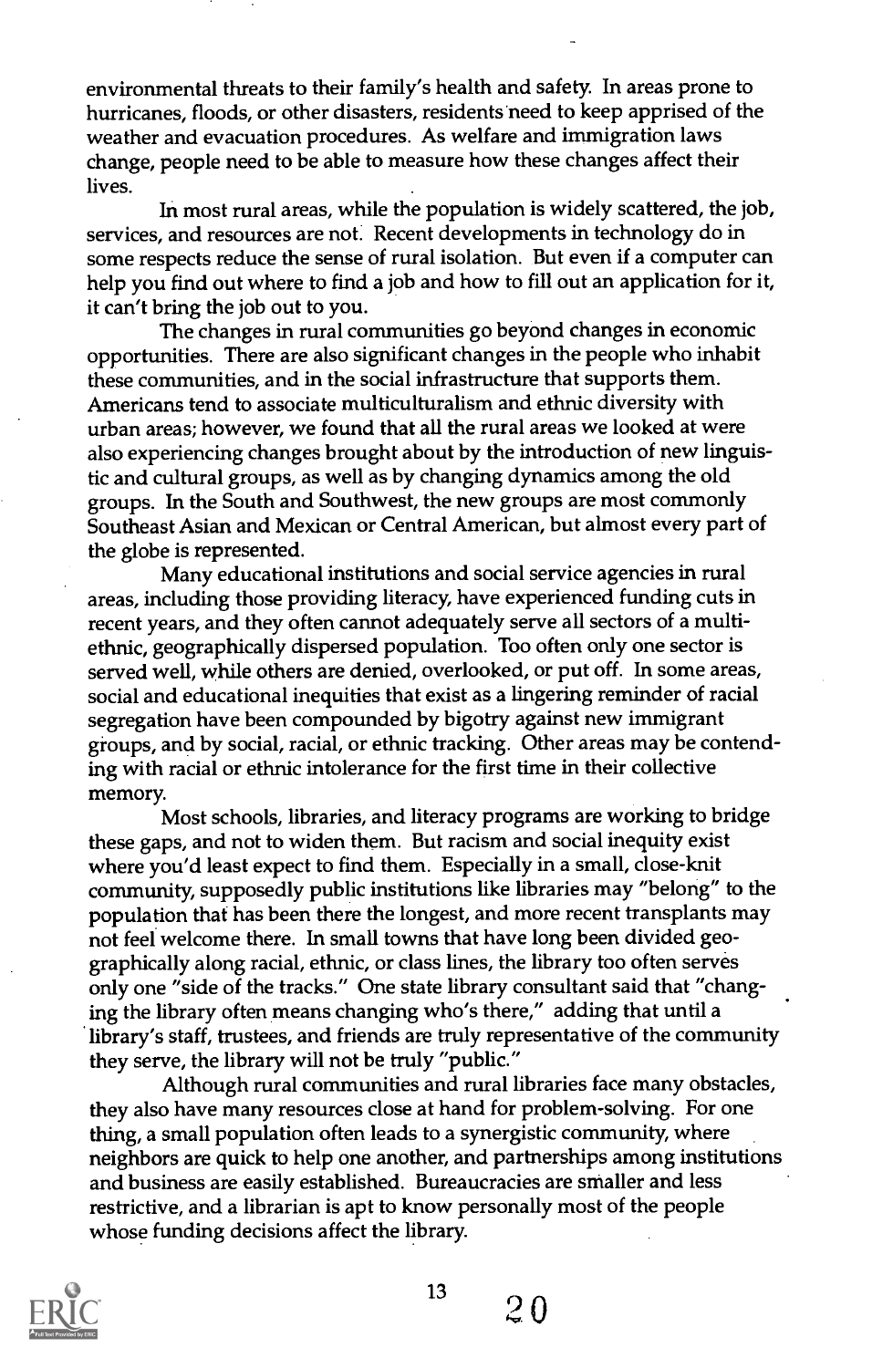environmental threats to their family's health and safety. In areas prone to hurricanes, floods, or other disasters, residents need to keep apprised of the weather and evacuation procedures. As welfare and immigration laws change, people need to be able to measure how these changes affect their lives.

In most rural areas, while the population is widely scattered, the job, services, and resources are not. Recent developments in technology do in some respects reduce the sense of rural isolation. But even if a computer can help you find out where to find a job and how to fill out an application for it, it can't bring the job out to you.

The changes in rural communities go beyond changes in economic opportunities. There are also significant changes in the people who inhabit these communities, and in the social infrastructure that supports them. Americans tend to associate multiculturalism and ethnic diversity with urban areas; however, we found that all the rural areas we looked at were also experiencing changes brought about by the introduction of new linguistic and cultural groups, as well as by changing dynamics among the old groups. In the South and Southwest, the new groups are most commonly Southeast Asian and Mexican or Central American, but almost every part of the globe is represented.

Many educational institutions and social service agencies in rural areas, including those providing literacy, have experienced funding cuts in recent years, and they often cannot adequately serve all sectors of a multiethnic, geographically dispersed population. Too often only one sector is served well, while others are denied, overlooked, or put off. In some areas, social and educational inequities that exist as a lingering reminder of racial segregation have been compounded by bigotry against new immigrant groups, and by social, racial, or ethnic tracking. Other areas may be contending with racial or ethnic intolerance for the first time in their collective memory.

Most schools, libraries, and literacy programs are working to bridge these gaps, and not to widen them. But racism and social inequity exist where you'd least expect to find them. Especially in a small, close-knit community, supposedly public institutions like libraries may "belong" to the population that has been there the longest, and more recent transplants may not feel welcome there. In small towns that have long been divided geographically along racial, ethnic, or class lines, the library too often serves only one "side of the tracks." One state library consultant said that "changing the library often means changing who's there," adding that until a library's staff, trustees, and friends are truly representative of the community they serve, the library will not be truly "public."

Although rural communities and rural libraries face many obstacles, they also have many resources close at hand for problem-solving. For one thing, a small population often leads to a synergistic community, where neighbors are quick to help one another, and partnerships among institutions and business are easily established. Bureaucracies are smaller and less restrictive, and a librarian is apt to know personally most of the people whose funding decisions affect the library.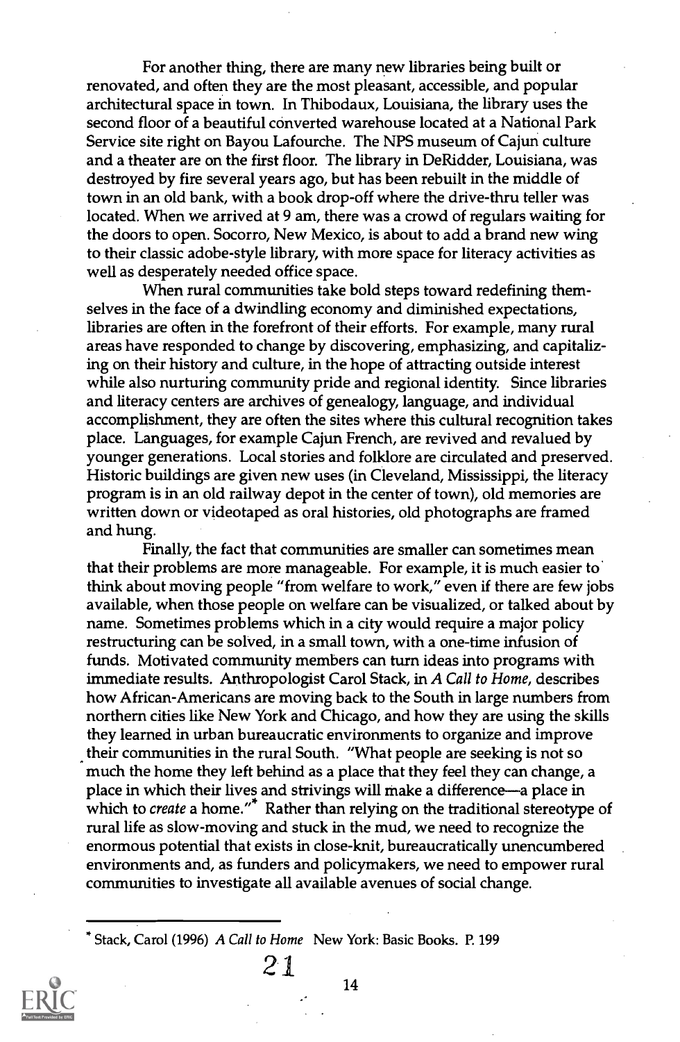For another thing, there are many new libraries being built or renovated, and often they are the most pleasant, accessible, and popular architectural space in town. In Thibodaux, Louisiana, the library uses the second floor of a beautiful converted warehouse located at a National Park Service site right on Bayou Lafourche. The NPS museum of Cajun culture and a theater are on the first floor. The library in DeRidder, Louisiana, was destroyed by fire several years ago, but has been rebuilt in the middle of town in an old bank, with a book drop-off where the drive-thru teller was located. When we arrived at 9 am, there was a crowd of regulars waiting for the doors to open. Socorro, New Mexico, is about to add a brand new wing to their classic adobe-style library, with more space for literacy activities as well as desperately needed office space.

When rural communities take bold steps toward redefining themselves in the face of a dwindling economy and diminished expectations, libraries are often in the forefront of their efforts. For example, many rural areas have responded to change by discovering, emphasizing, and capitalizing on their history and culture, in the hope of attracting outside interest while also nurturing community pride and regional identity. Since libraries and literacy centers are archives of genealogy, language, and individual accomplishment, they are often the sites where this cultural recognition takes place. Languages, for example Cajun French, are revived and revalued by younger generations. Local stories and folklore are circulated and preserved. Historic buildings are given new uses (in Cleveland, Mississippi, the literacy program is in an old railway depot in the center of town), old memories are written down or videotaped as oral histories, old photographs are framed and hung.

Finally, the fact that communities are smaller can sometimes mean that their problems are more manageable. For example, it is much easier to think about moving people "from welfare to work," even if there are few jobs available, when those people on welfare can be visualized, or talked about by name. Sometimes problems which in a city would require a major policy restructuring can be solved, in a small town, with a one-time infusion of funds. Motivated community members can turn ideas into programs with immediate results. Anthropologist Carol Stack, in *A Call to Home*, describes how African-Americans are moving back to the South in large numbers from northern cities like New York and Chicago, and how they are using the skills they learned in urban bureaucratic environments to organize and improve their communities in the rural South. "What people are seeking is not so much the home they left behind as a place that they feel they can change, a place in which their lives and strivings will make a difference—a place in which to *create* a home."* Rather than relying on the traditional stereotype of rural life as slow-moving and stuck in the mud, we need to recognize the enormous potential that exists in close-knit, bureaucratically unencumbered environments and, as funders and policymakers, we need to empower rural communities to investigate all available avenues of social change.

---

* Stack, Carol (1996) *A Call to Home* New York: Basic Books. P. 199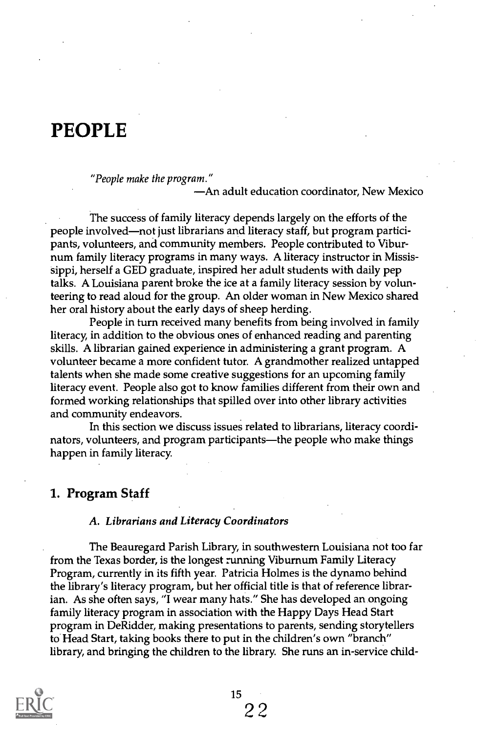# PEOPLE

*"People make the program."*

—An adult education coordinator, New Mexico

The success of family literacy depends largely on the efforts of the people involved—not just librarians and literacy staff, but program participants, volunteers, and community members. People contributed to Viburnum family literacy programs in many ways. A literacy instructor in Mississippi, herself a GED graduate, inspired her adult students with daily pep talks. A Louisiana parent broke the ice at a family literacy session by volunteering to read aloud for the group. An older woman in New Mexico shared her oral history about the early days of sheep herding.

People in turn received many benefits from being involved in family literacy, in addition to the obvious ones of enhanced reading and parenting skills. A librarian gained experience in administering a grant program. A volunteer became a more confident tutor. A grandmother realized untapped talents when she made some creative suggestions for an upcoming family literacy event. People also got to know families different from their own and formed working relationships that spilled over into other library activities and community endeavors.

In this section we discuss issues related to librarians, literacy coordinators, volunteers, and program participants—the people who make things happen in family literacy.

## 1. Program Staff

### *A. Librarians and Literacy Coordinators*

The Beauregard Parish Library, in southwestern Louisiana not too far from the Texas border, is the longest running Viburnum Family Literacy Program, currently in its fifth year. Patricia Holmes is the dynamo behind the library's literacy program, but her official title is that of reference librarian. As she often says, "I wear many hats." She has developed an ongoing family literacy program in association with the Happy Days Head Start program in DeRidder, making presentations to parents, sending storytellers to Head Start, taking books there to put in the children's own "branch" library, and bringing the children to the library. She runs an in-service child-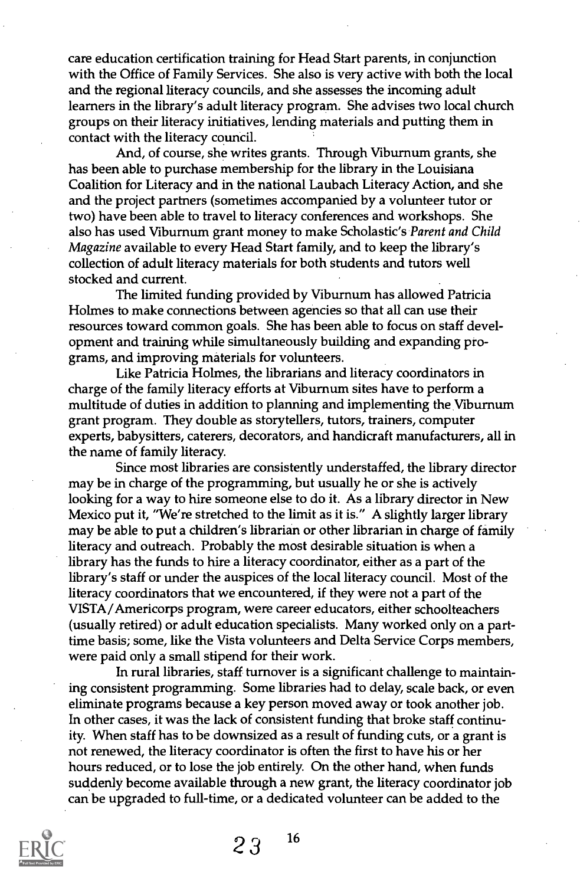care education certification training for Head Start parents, in conjunction with the Office of Family Services. She also is very active with both the local and the regional literacy councils, and she assesses the incoming adult learners in the library's adult literacy program. She advises two local church groups on their literacy initiatives, lending materials and putting them in contact with the literacy council.

And, of course, she writes grants. Through Viburnum grants, she has been able to purchase membership for the library in the Louisiana Coalition for Literacy and in the national Laubach Literacy Action, and she and the project partners (sometimes accompanied by a volunteer tutor or two) have been able to travel to literacy conferences and workshops. She also has used Viburnum grant money to make Scholastic's *Parent and Child Magazine* available to every Head Start family, and to keep the library's collection of adult literacy materials for both students and tutors well stocked and current.

The limited funding provided by Viburnum has allowed Patricia Holmes to make connections between agencies so that all can use their resources toward common goals. She has been able to focus on staff development and training while simultaneously building and expanding programs, and improving materials for volunteers.

Like Patricia Holmes, the librarians and literacy coordinators in charge of the family literacy efforts at Viburnum sites have to perform a multitude of duties in addition to planning and implementing the Viburnum grant program. They double as storytellers, tutors, trainers, computer experts, babysitters, caterers, decorators, and handicraft manufacturers, all in the name of family literacy.

Since most libraries are consistently understaffed, the library director may be in charge of the programming, but usually he or she is actively looking for a way to hire someone else to do it. As a library director in New Mexico put it, "We're stretched to the limit as it is." A slightly larger library may be able to put a children's librarian or other librarian in charge of family literacy and outreach. Probably the most desirable situation is when a library has the funds to hire a literacy coordinator, either as a part of the library's staff or under the auspices of the local literacy council. Most of the literacy coordinators that we encountered, if they were not a part of the VISTA/Americorps program, were career educators, either schoolteachers (usually retired) or adult education specialists. Many worked only on a part-time basis; some, like the Vista volunteers and Delta Service Corps members, were paid only a small stipend for their work.

In rural libraries, staff turnover is a significant challenge to maintaining consistent programming. Some libraries had to delay, scale back, or even eliminate programs because a key person moved away or took another job. In other cases, it was the lack of consistent funding that broke staff continuity. When staff has to be downsized as a result of funding cuts, or a grant is not renewed, the literacy coordinator is often the first to have his or her hours reduced, or to lose the job entirely. On the other hand, when funds suddenly become available through a new grant, the literacy coordinator job can be upgraded to full-time, or a dedicated volunteer can be added to the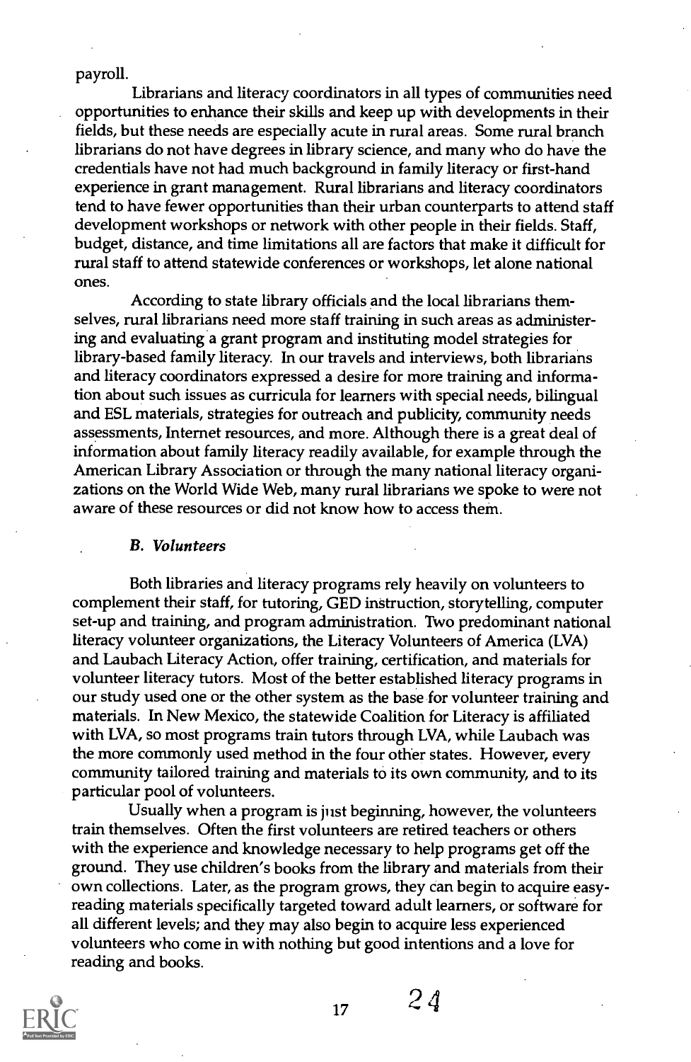payroll.

Librarians and literacy coordinators in all types of communities need opportunities to enhance their skills and keep up with developments in their fields, but these needs are especially acute in rural areas. Some rural branch librarians do not have degrees in library science, and many who do have the credentials have not had much background in family literacy or first-hand experience in grant management. Rural librarians and literacy coordinators tend to have fewer opportunities than their urban counterparts to attend staff development workshops or network with other people in their fields. Staff, budget, distance, and time limitations all are factors that make it difficult for rural staff to attend statewide conferences or workshops, let alone national ones.

According to state library officials and the local librarians themselves, rural librarians need more staff training in such areas as administering and evaluating a grant program and instituting model strategies for library-based family literacy. In our travels and interviews, both librarians and literacy coordinators expressed a desire for more training and information about such issues as curricula for learners with special needs, bilingual and ESL materials, strategies for outreach and publicity, community needs assessments, Internet resources, and more. Although there is a great deal of information about family literacy readily available, for example through the American Library Association or through the many national literacy organizations on the World Wide Web, many rural librarians we spoke to were not aware of these resources or did not know how to access them.

### *B. Volunteers*

Both libraries and literacy programs rely heavily on volunteers to complement their staff, for tutoring, GED instruction, storytelling, computer set-up and training, and program administration. Two predominant national literacy volunteer organizations, the Literacy Volunteers of America (LVA) and Laubach Literacy Action, offer training, certification, and materials for volunteer literacy tutors. Most of the better established literacy programs in our study used one or the other system as the base for volunteer training and materials. In New Mexico, the statewide Coalition for Literacy is affiliated with LVA, so most programs train tutors through LVA, while Laubach was the more commonly used method in the four other states. However, every community tailored training and materials to its own community, and to its particular pool of volunteers.

Usually when a program is just beginning, however, the volunteers train themselves. Often the first volunteers are retired teachers or others with the experience and knowledge necessary to help programs get off the ground. They use children's books from the library and materials from their own collections. Later, as the program grows, they can begin to acquire easy-reading materials specifically targeted toward adult learners, or software for all different levels; and they may also begin to acquire less experienced volunteers who come in with nothing but good intentions and a love for reading and books.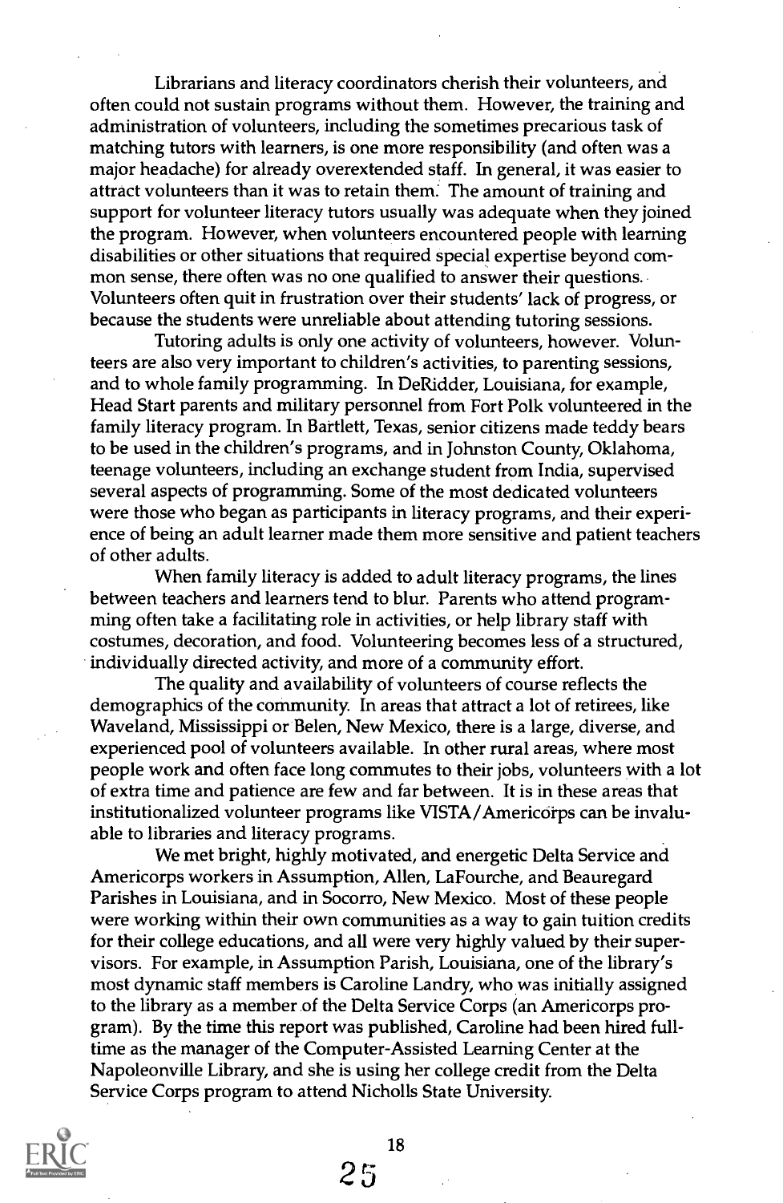Librarians and literacy coordinators cherish their volunteers, and often could not sustain programs without them. However, the training and administration of volunteers, including the sometimes precarious task of matching tutors with learners, is one more responsibility (and often was a major headache) for already overextended staff. In general, it was easier to attract volunteers than it was to retain them. The amount of training and support for volunteer literacy tutors usually was adequate when they joined the program. However, when volunteers encountered people with learning disabilities or other situations that required special expertise beyond common sense, there often was no one qualified to answer their questions. Volunteers often quit in frustration over their students' lack of progress, or because the students were unreliable about attending tutoring sessions.

Tutoring adults is only one activity of volunteers, however. Volunteers are also very important to children's activities, to parenting sessions, and to whole family programming. In DeRidder, Louisiana, for example, Head Start parents and military personnel from Fort Polk volunteered in the family literacy program. In Bartlett, Texas, senior citizens made teddy bears to be used in the children's programs, and in Johnston County, Oklahoma, teenage volunteers, including an exchange student from India, supervised several aspects of programming. Some of the most dedicated volunteers were those who began as participants in literacy programs, and their experience of being an adult learner made them more sensitive and patient teachers of other adults.

When family literacy is added to adult literacy programs, the lines between teachers and learners tend to blur. Parents who attend programming often take a facilitating role in activities, or help library staff with costumes, decoration, and food. Volunteering becomes less of a structured, individually directed activity, and more of a community effort.

The quality and availability of volunteers of course reflects the demographics of the community. In areas that attract a lot of retirees, like Waveland, Mississippi or Belen, New Mexico, there is a large, diverse, and experienced pool of volunteers available. In other rural areas, where most people work and often face long commutes to their jobs, volunteers with a lot of extra time and patience are few and far between. It is in these areas that institutionalized volunteer programs like VISTA/Americorps can be invaluable to libraries and literacy programs.

We met bright, highly motivated, and energetic Delta Service and Americorps workers in Assumption, Allen, LaFourche, and Beauregard Parishes in Louisiana, and in Socorro, New Mexico. Most of these people were working within their own communities as a way to gain tuition credits for their college educations, and all were very highly valued by their supervisors. For example, in Assumption Parish, Louisiana, one of the library's most dynamic staff members is Caroline Landry, who was initially assigned to the library as a member of the Delta Service Corps (an Americorps program). By the time this report was published, Caroline had been hired full-time as the manager of the Computer-Assisted Learning Center at the Napoleonville Library, and she is using her college credit from the Delta Service Corps program to attend Nicholls State University.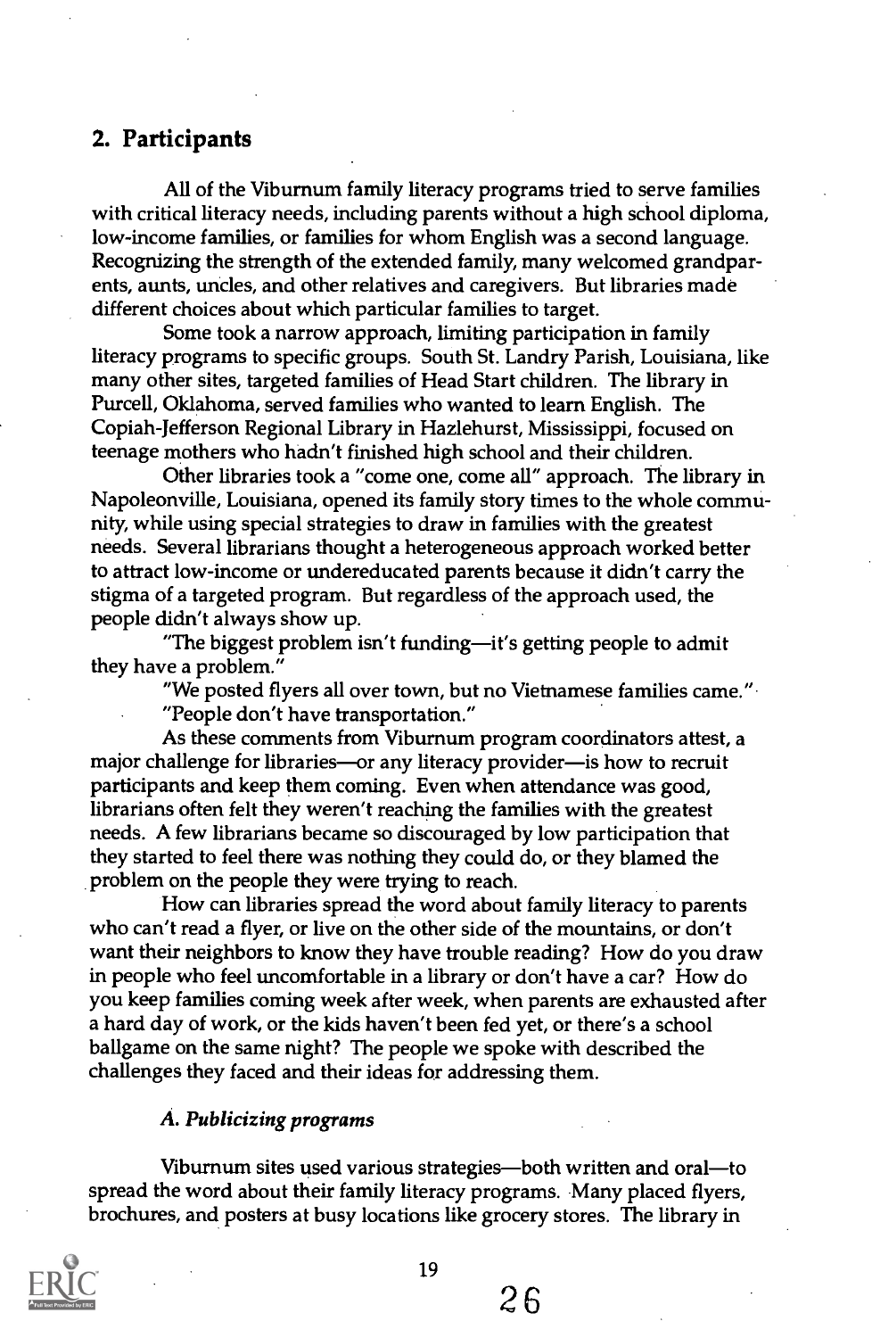## 2. Participants

All of the Viburnum family literacy programs tried to serve families with critical literacy needs, including parents without a high school diploma, low-income families, or families for whom English was a second language. Recognizing the strength of the extended family, many welcomed grandparents, aunts, uncles, and other relatives and caregivers. But libraries made different choices about which particular families to target.

Some took a narrow approach, limiting participation in family literacy programs to specific groups. South St. Landry Parish, Louisiana, like many other sites, targeted families of Head Start children. The library in Purcell, Oklahoma, served families who wanted to learn English. The Copiah-Jefferson Regional Library in Hazlehurst, Mississippi, focused on teenage mothers who hadn't finished high school and their children.

Other libraries took a "come one, come all" approach. The library in Napoleonville, Louisiana, opened its family story times to the whole community, while using special strategies to draw in families with the greatest needs. Several librarians thought a heterogeneous approach worked better to attract low-income or undereducated parents because it didn't carry the stigma of a targeted program. But regardless of the approach used, the people didn't always show up.

"The biggest problem isn't funding—it's getting people to admit they have a problem."

"We posted flyers all over town, but no Vietnamese families came."

"People don't have transportation."

As these comments from Viburnum program coordinators attest, a major challenge for libraries—or any literacy provider—is how to recruit participants and keep them coming. Even when attendance was good, librarians often felt they weren't reaching the families with the greatest needs. A few librarians became so discouraged by low participation that they started to feel there was nothing they could do, or they blamed the problem on the people they were trying to reach.

How can libraries spread the word about family literacy to parents who can't read a flyer, or live on the other side of the mountains, or don't want their neighbors to know they have trouble reading? How do you draw in people who feel uncomfortable in a library or don't have a car? How do you keep families coming week after week, when parents are exhausted after a hard day of work, or the kids haven't been fed yet, or there's a school ballgame on the same night? The people we spoke with described the challenges they faced and their ideas for addressing them.

### *A. Publicizing programs*

Viburnum sites used various strategies—both written and oral—to spread the word about their family literacy programs. Many placed flyers, brochures, and posters at busy locations like grocery stores. The library in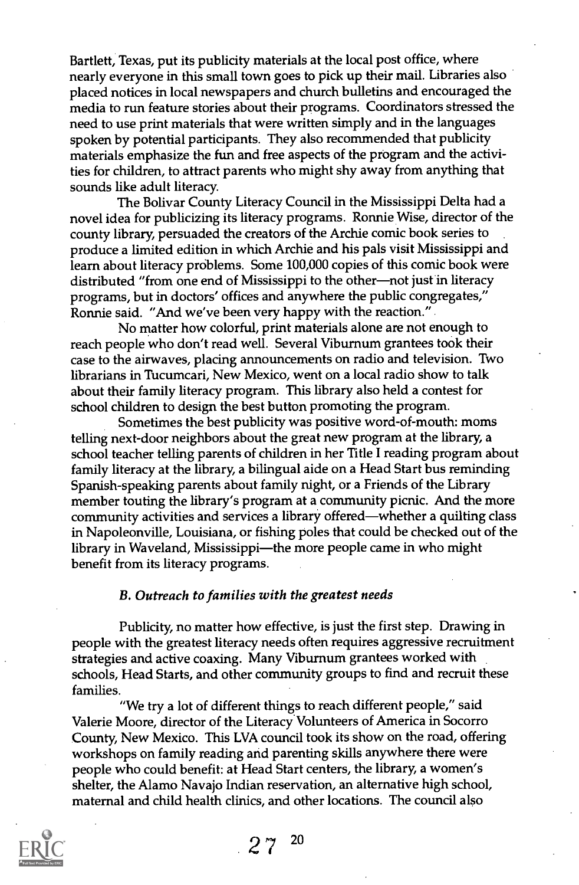Bartlett, Texas, put its publicity materials at the local post office, where nearly everyone in this small town goes to pick up their mail. Libraries also placed notices in local newspapers and church bulletins and encouraged the media to run feature stories about their programs. Coordinators stressed the need to use print materials that were written simply and in the languages spoken by potential participants. They also recommended that publicity materials emphasize the fun and free aspects of the program and the activities for children, to attract parents who might shy away from anything that sounds like adult literacy.

The Bolivar County Literacy Council in the Mississippi Delta had a novel idea for publicizing its literacy programs. Ronnie Wise, director of the county library, persuaded the creators of the Archie comic book series to produce a limited edition in which Archie and his pals visit Mississippi and learn about literacy problems. Some 100,000 copies of this comic book were distributed "from one end of Mississippi to the other—not just in literacy programs, but in doctors' offices and anywhere the public congregates," Ronnie said. "And we've been very happy with the reaction."

No matter how colorful, print materials alone are not enough to reach people who don't read well. Several Viburnum grantees took their case to the airwaves, placing announcements on radio and television. Two librarians in Tucumcari, New Mexico, went on a local radio show to talk about their family literacy program. This library also held a contest for school children to design the best button promoting the program.

Sometimes the best publicity was positive word-of-mouth: moms telling next-door neighbors about the great new program at the library, a school teacher telling parents of children in her Title I reading program about family literacy at the library, a bilingual aide on a Head Start bus reminding Spanish-speaking parents about family night, or a Friends of the Library member touting the library's program at a community picnic. And the more community activities and services a library offered—whether a quilting class in Napoleonville, Louisiana, or fishing poles that could be checked out of the library in Waveland, Mississippi—the more people came in who might benefit from its literacy programs.

### *B. Outreach to families with the greatest needs*

Publicity, no matter how effective, is just the first step. Drawing in people with the greatest literacy needs often requires aggressive recruitment strategies and active coaxing. Many Viburnum grantees worked with schools, Head Starts, and other community groups to find and recruit these families.

"We try a lot of different things to reach different people," said Valerie Moore, director of the Literacy Volunteers of America in Socorro County, New Mexico. This LVA council took its show on the road, offering workshops on family reading and parenting skills anywhere there were people who could benefit: at Head Start centers, the library, a women's shelter, the Alamo Navajo Indian reservation, an alternative high school, maternal and child health clinics, and other locations. The council also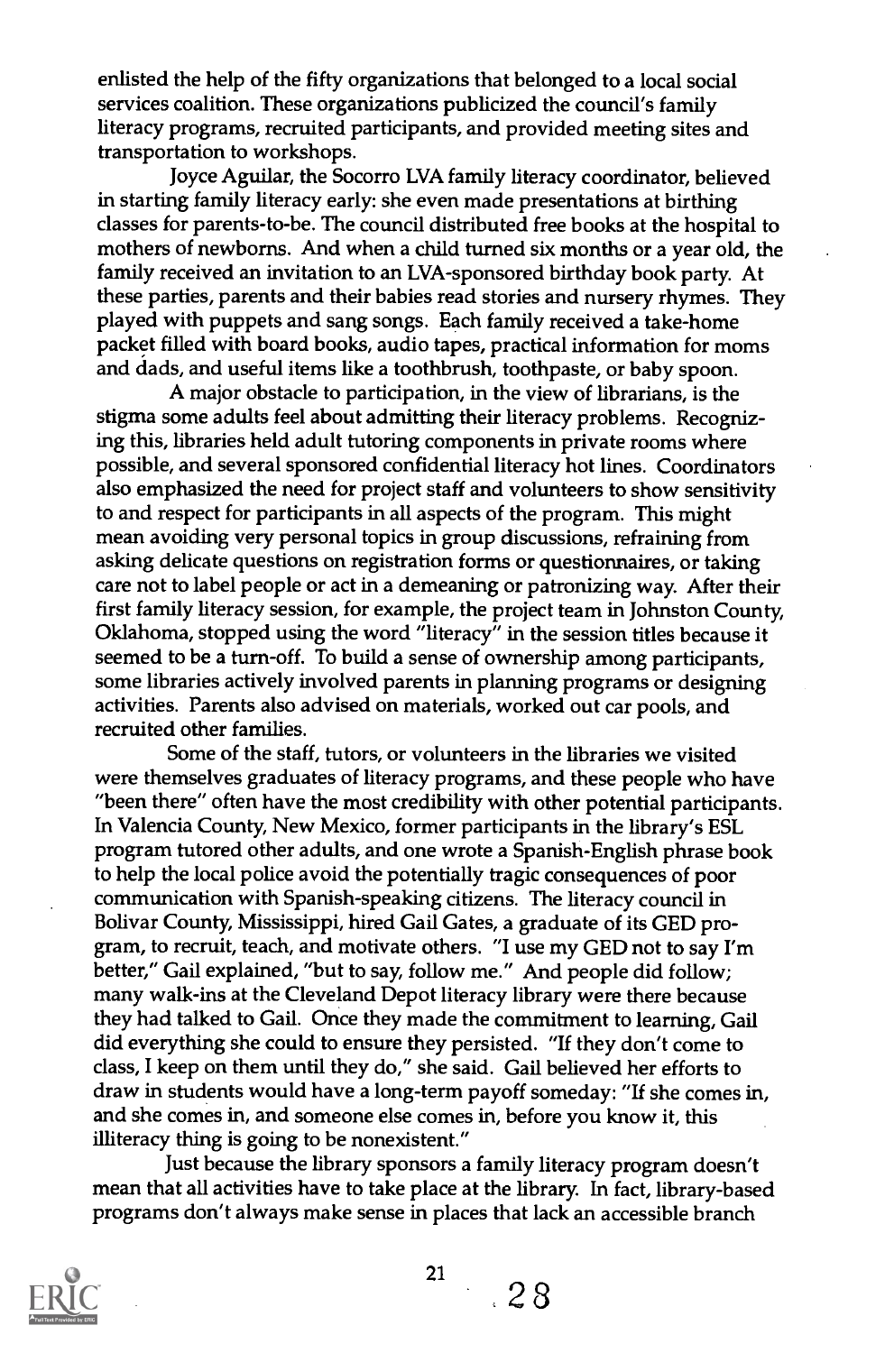enlisted the help of the fifty organizations that belonged to a local social services coalition. These organizations publicized the council's family literacy programs, recruited participants, and provided meeting sites and transportation to workshops.

Joyce Aguilar, the Socorro LVA family literacy coordinator, believed in starting family literacy early: she even made presentations at birthing classes for parents-to-be. The council distributed free books at the hospital to mothers of newborns. And when a child turned six months or a year old, the family received an invitation to an LVA-sponsored birthday book party. At these parties, parents and their babies read stories and nursery rhymes. They played with puppets and sang songs. Each family received a take-home packet filled with board books, audio tapes, practical information for moms and dads, and useful items like a toothbrush, toothpaste, or baby spoon.

A major obstacle to participation, in the view of librarians, is the stigma some adults feel about admitting their literacy problems. Recognizing this, libraries held adult tutoring components in private rooms where possible, and several sponsored confidential literacy hot lines. Coordinators also emphasized the need for project staff and volunteers to show sensitivity to and respect for participants in all aspects of the program. This might mean avoiding very personal topics in group discussions, refraining from asking delicate questions on registration forms or questionnaires, or taking care not to label people or act in a demeaning or patronizing way. After their first family literacy session, for example, the project team in Johnston County, Oklahoma, stopped using the word "literacy" in the session titles because it seemed to be a turn-off. To build a sense of ownership among participants, some libraries actively involved parents in planning programs or designing activities. Parents also advised on materials, worked out car pools, and recruited other families.

Some of the staff, tutors, or volunteers in the libraries we visited were themselves graduates of literacy programs, and these people who have "been there" often have the most credibility with other potential participants. In Valencia County, New Mexico, former participants in the library's ESL program tutored other adults, and one wrote a Spanish-English phrase book to help the local police avoid the potentially tragic consequences of poor communication with Spanish-speaking citizens. The literacy council in Bolivar County, Mississippi, hired Gail Gates, a graduate of its GED program, to recruit, teach, and motivate others. "I use my GED not to say I'm better," Gail explained, "but to say, follow me." And people did follow; many walk-ins at the Cleveland Depot literacy library were there because they had talked to Gail. Once they made the commitment to learning, Gail did everything she could to ensure they persisted. "If they don't come to class, I keep on them until they do," she said. Gail believed her efforts to draw in students would have a long-term payoff someday: "If she comes in, and she comes in, and someone else comes in, before you know it, this illiteracy thing is going to be nonexistent."

Just because the library sponsors a family literacy program doesn't mean that all activities have to take place at the library. In fact, library-based programs don't always make sense in places that lack an accessible branch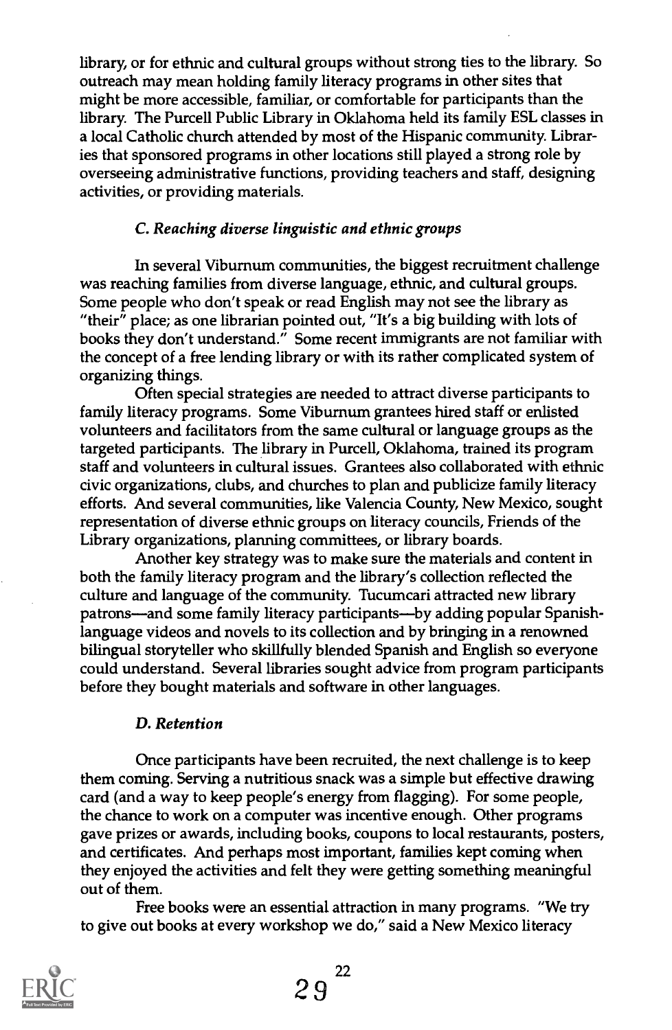library, or for ethnic and cultural groups without strong ties to the library. So outreach may mean holding family literacy programs in other sites that might be more accessible, familiar, or comfortable for participants than the library. The Purcell Public Library in Oklahoma held its family ESL classes in a local Catholic church attended by most of the Hispanic community. Libraries that sponsored programs in other locations still played a strong role by overseeing administrative functions, providing teachers and staff, designing activities, or providing materials.

### *C. Reaching diverse linguistic and ethnic groups*

In several Viburnum communities, the biggest recruitment challenge was reaching families from diverse language, ethnic, and cultural groups. Some people who don't speak or read English may not see the library as "their" place; as one librarian pointed out, "It's a big building with lots of books they don't understand." Some recent immigrants are not familiar with the concept of a free lending library or with its rather complicated system of organizing things.

Often special strategies are needed to attract diverse participants to family literacy programs. Some Viburnum grantees hired staff or enlisted volunteers and facilitators from the same cultural or language groups as the targeted participants. The library in Purcell, Oklahoma, trained its program staff and volunteers in cultural issues. Grantees also collaborated with ethnic civic organizations, clubs, and churches to plan and publicize family literacy efforts. And several communities, like Valencia County, New Mexico, sought representation of diverse ethnic groups on literacy councils, Friends of the Library organizations, planning committees, or library boards.

Another key strategy was to make sure the materials and content in both the family literacy program and the library's collection reflected the culture and language of the community. Tucumcari attracted new library patrons—and some family literacy participants—by adding popular Spanish-language videos and novels to its collection and by bringing in a renowned bilingual storyteller who skillfully blended Spanish and English so everyone could understand. Several libraries sought advice from program participants before they bought materials and software in other languages.

### *D. Retention*

Once participants have been recruited, the next challenge is to keep them coming. Serving a nutritious snack was a simple but effective drawing card (and a way to keep people's energy from flagging). For some people, the chance to work on a computer was incentive enough. Other programs gave prizes or awards, including books, coupons to local restaurants, posters, and certificates. And perhaps most important, families kept coming when they enjoyed the activities and felt they were getting something meaningful out of them.

Free books were an essential attraction in many programs. "We try to give out books at every workshop we do," said a New Mexico literacy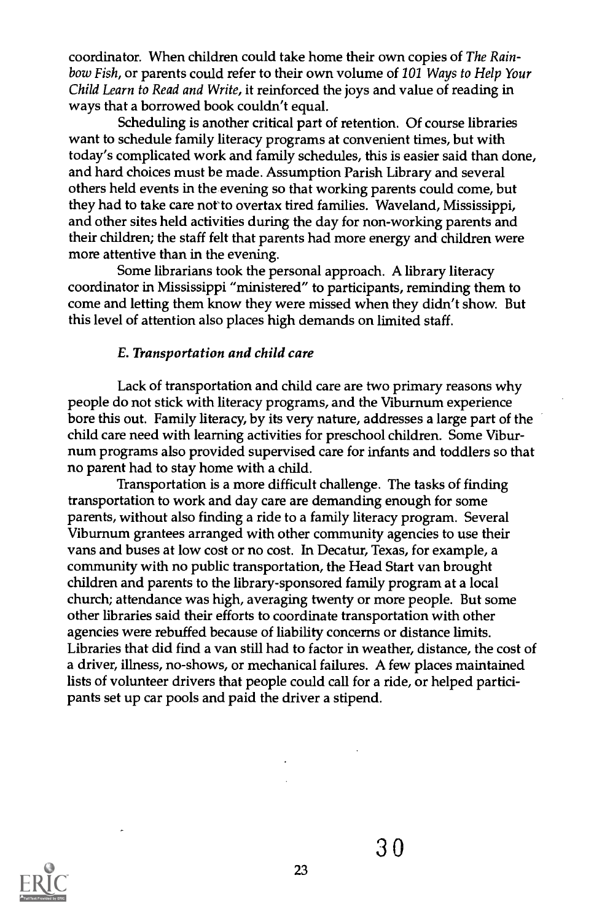coordinator. When children could take home their own copies of *The Rainbow Fish*, or parents could refer to their own volume of *101 Ways to Help Your Child Learn to Read and Write*, it reinforced the joys and value of reading in ways that a borrowed book couldn't equal.

Scheduling is another critical part of retention. Of course libraries want to schedule family literacy programs at convenient times, but with today's complicated work and family schedules, this is easier said than done, and hard choices must be made. Assumption Parish Library and several others held events in the evening so that working parents could come, but they had to take care not to overtax tired families. Waveland, Mississippi, and other sites held activities during the day for non-working parents and their children; the staff felt that parents had more energy and children were more attentive than in the evening.

Some librarians took the personal approach. A library literacy coordinator in Mississippi "ministered" to participants, reminding them to come and letting them know they were missed when they didn't show. But this level of attention also places high demands on limited staff.

### *E. Transportation and child care*

Lack of transportation and child care are two primary reasons why people do not stick with literacy programs, and the Viburnum experience bore this out. Family literacy, by its very nature, addresses a large part of the child care need with learning activities for preschool children. Some Viburnum programs also provided supervised care for infants and toddlers so that no parent had to stay home with a child.

Transportation is a more difficult challenge. The tasks of finding transportation to work and day care are demanding enough for some parents, without also finding a ride to a family literacy program. Several Viburnum grantees arranged with other community agencies to use their vans and buses at low cost or no cost. In Decatur, Texas, for example, a community with no public transportation, the Head Start van brought children and parents to the library-sponsored family program at a local church; attendance was high, averaging twenty or more people. But some other libraries said their efforts to coordinate transportation with other agencies were rebuffed because of liability concerns or distance limits. Libraries that did find a van still had to factor in weather, distance, the cost of a driver, illness, no-shows, or mechanical failures. A few places maintained lists of volunteer drivers that people could call for a ride, or helped participants set up car pools and paid the driver a stipend.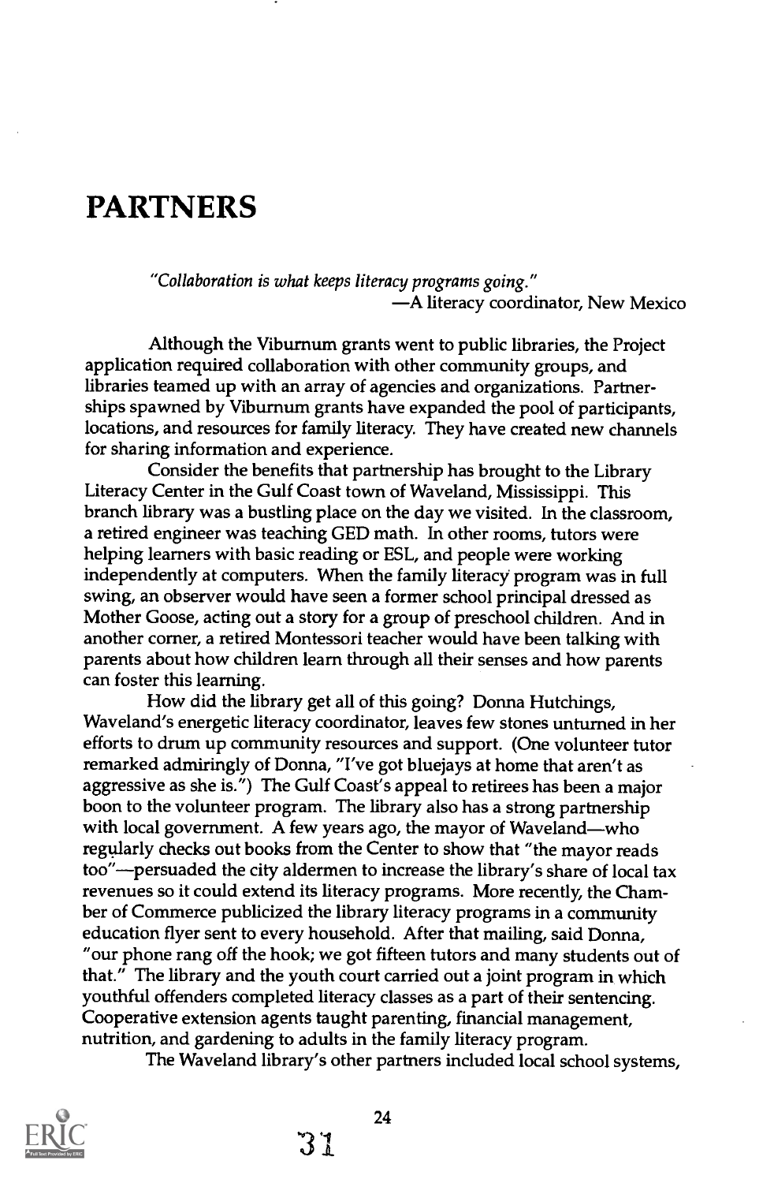# PARTNERS

*"Collaboration is what keeps literacy programs going."*
—A literacy coordinator, New Mexico

Although the Viburnum grants went to public libraries, the Project application required collaboration with other community groups, and libraries teamed up with an array of agencies and organizations. Partnerships spawned by Viburnum grants have expanded the pool of participants, locations, and resources for family literacy. They have created new channels for sharing information and experience.

Consider the benefits that partnership has brought to the Library Literacy Center in the Gulf Coast town of Waveland, Mississippi. This branch library was a bustling place on the day we visited. In the classroom, a retired engineer was teaching GED math. In other rooms, tutors were helping learners with basic reading or ESL, and people were working independently at computers. When the family literacy program was in full swing, an observer would have seen a former school principal dressed as Mother Goose, acting out a story for a group of preschool children. And in another corner, a retired Montessori teacher would have been talking with parents about how children learn through all their senses and how parents can foster this learning.

How did the library get all of this going? Donna Hutchings, Waveland's energetic literacy coordinator, leaves few stones unturned in her efforts to drum up community resources and support. (One volunteer tutor remarked admiringly of Donna, "I've got bluejays at home that aren't as aggressive as she is.") The Gulf Coast's appeal to retirees has been a major boon to the volunteer program. The library also has a strong partnership with local government. A few years ago, the mayor of Waveland—who regularly checks out books from the Center to show that "the mayor reads too"—persuaded the city aldermen to increase the library's share of local tax revenues so it could extend its literacy programs. More recently, the Chamber of Commerce publicized the library literacy programs in a community education flyer sent to every household. After that mailing, said Donna, "our phone rang off the hook; we got fifteen tutors and many students out of that." The library and the youth court carried out a joint program in which youthful offenders completed literacy classes as a part of their sentencing. Cooperative extension agents taught parenting, financial management, nutrition, and gardening to adults in the family literacy program.

The Waveland library's other partners included local school systems,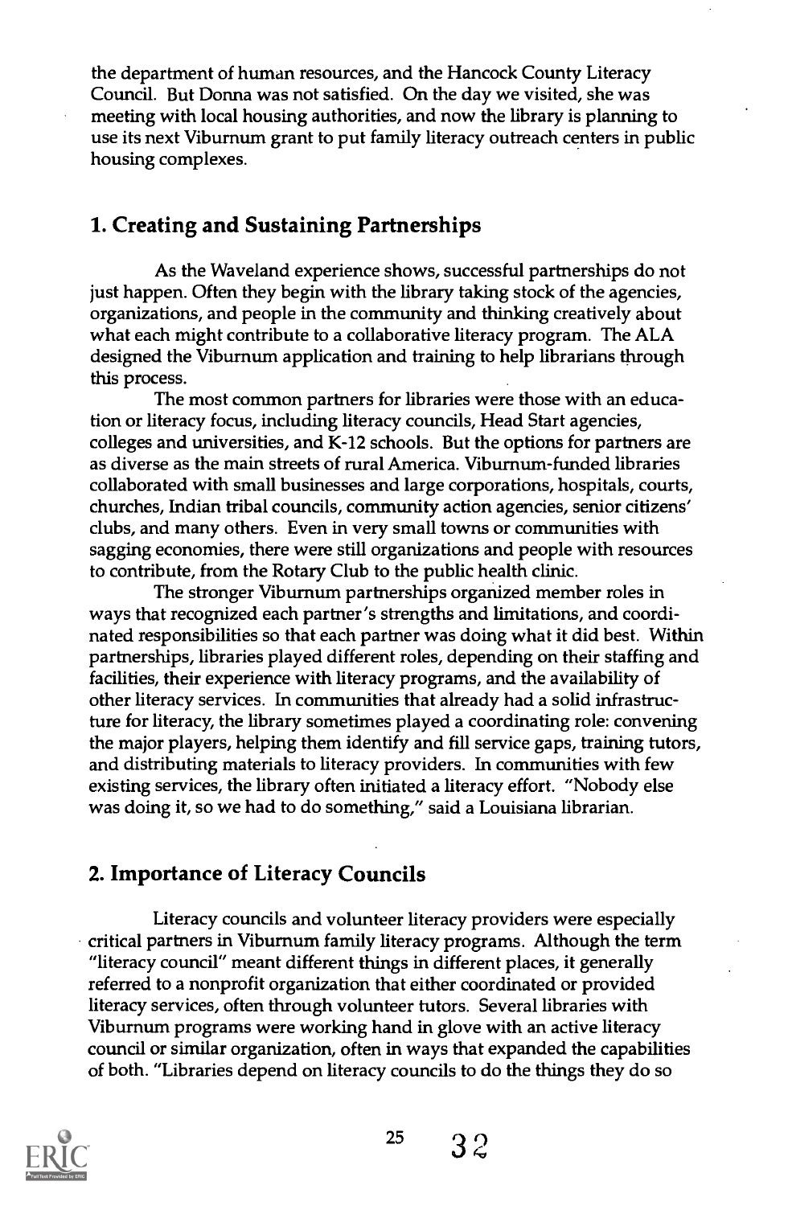the department of human resources, and the Hancock County Literacy Council. But Donna was not satisfied. On the day we visited, she was meeting with local housing authorities, and now the library is planning to use its next Viburnum grant to put family literacy outreach centers in public housing complexes.

## 1. Creating and Sustaining Partnerships

As the Waveland experience shows, successful partnerships do not just happen. Often they begin with the library taking stock of the agencies, organizations, and people in the community and thinking creatively about what each might contribute to a collaborative literacy program. The ALA designed the Viburnum application and training to help librarians through this process.

The most common partners for libraries were those with an education or literacy focus, including literacy councils, Head Start agencies, colleges and universities, and K-12 schools. But the options for partners are as diverse as the main streets of rural America. Viburnum-funded libraries collaborated with small businesses and large corporations, hospitals, courts, churches, Indian tribal councils, community action agencies, senior citizens' clubs, and many others. Even in very small towns or communities with sagging economies, there were still organizations and people with resources to contribute, from the Rotary Club to the public health clinic.

The stronger Viburnum partnerships organized member roles in ways that recognized each partner's strengths and limitations, and coordinated responsibilities so that each partner was doing what it did best. Within partnerships, libraries played different roles, depending on their staffing and facilities, their experience with literacy programs, and the availability of other literacy services. In communities that already had a solid infrastructure for literacy, the library sometimes played a coordinating role: convening the major players, helping them identify and fill service gaps, training tutors, and distributing materials to literacy providers. In communities with few existing services, the library often initiated a literacy effort. "Nobody else was doing it, so we had to do something," said a Louisiana librarian.

## 2. Importance of Literacy Councils

Literacy councils and volunteer literacy providers were especially critical partners in Viburnum family literacy programs. Although the term "literacy council" meant different things in different places, it generally referred to a nonprofit organization that either coordinated or provided literacy services, often through volunteer tutors. Several libraries with Viburnum programs were working hand in glove with an active literacy council or similar organization, often in ways that expanded the capabilities of both. "Libraries depend on literacy councils to do the things they do so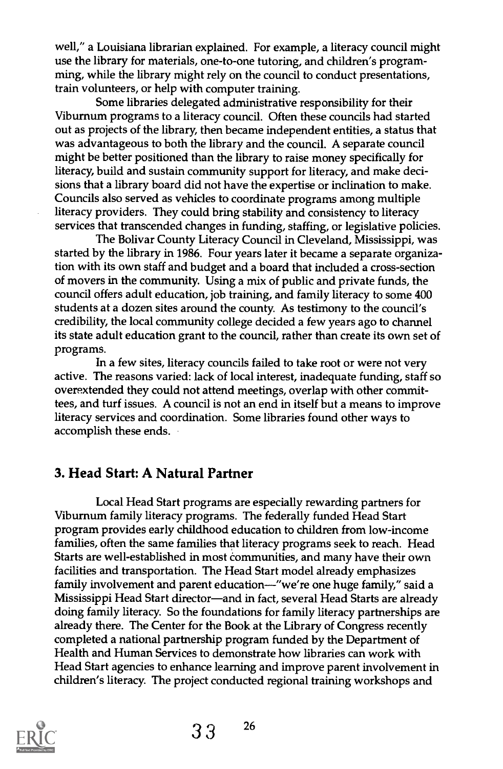well," a Louisiana librarian explained. For example, a literacy council might use the library for materials, one-to-one tutoring, and children's programming, while the library might rely on the council to conduct presentations, train volunteers, or help with computer training.

Some libraries delegated administrative responsibility for their Viburnum programs to a literacy council. Often these councils had started out as projects of the library, then became independent entities, a status that was advantageous to both the library and the council. A separate council might be better positioned than the library to raise money specifically for literacy, build and sustain community support for literacy, and make decisions that a library board did not have the expertise or inclination to make. Councils also served as vehicles to coordinate programs among multiple literacy providers. They could bring stability and consistency to literacy services that transcended changes in funding, staffing, or legislative policies.

The Bolivar County Literacy Council in Cleveland, Mississippi, was started by the library in 1986. Four years later it became a separate organization with its own staff and budget and a board that included a cross-section of movers in the community. Using a mix of public and private funds, the council offers adult education, job training, and family literacy to some 400 students at a dozen sites around the county. As testimony to the council's credibility, the local community college decided a few years ago to channel its state adult education grant to the council, rather than create its own set of programs.

In a few sites, literacy councils failed to take root or were not very active. The reasons varied: lack of local interest, inadequate funding, staff so overextended they could not attend meetings, overlap with other committees, and turf issues. A council is not an end in itself but a means to improve literacy services and coordination. Some libraries found other ways to accomplish these ends.

## 3. Head Start: A Natural Partner

Local Head Start programs are especially rewarding partners for Viburnum family literacy programs. The federally funded Head Start program provides early childhood education to children from low-income families, often the same families that literacy programs seek to reach. Head Starts are well-established in most communities, and many have their own facilities and transportation. The Head Start model already emphasizes family involvement and parent education—"we're one huge family," said a Mississippi Head Start director—and in fact, several Head Starts are already doing family literacy. So the foundations for family literacy partnerships are already there. The Center for the Book at the Library of Congress recently completed a national partnership program funded by the Department of Health and Human Services to demonstrate how libraries can work with Head Start agencies to enhance learning and improve parent involvement in children's literacy. The project conducted regional training workshops and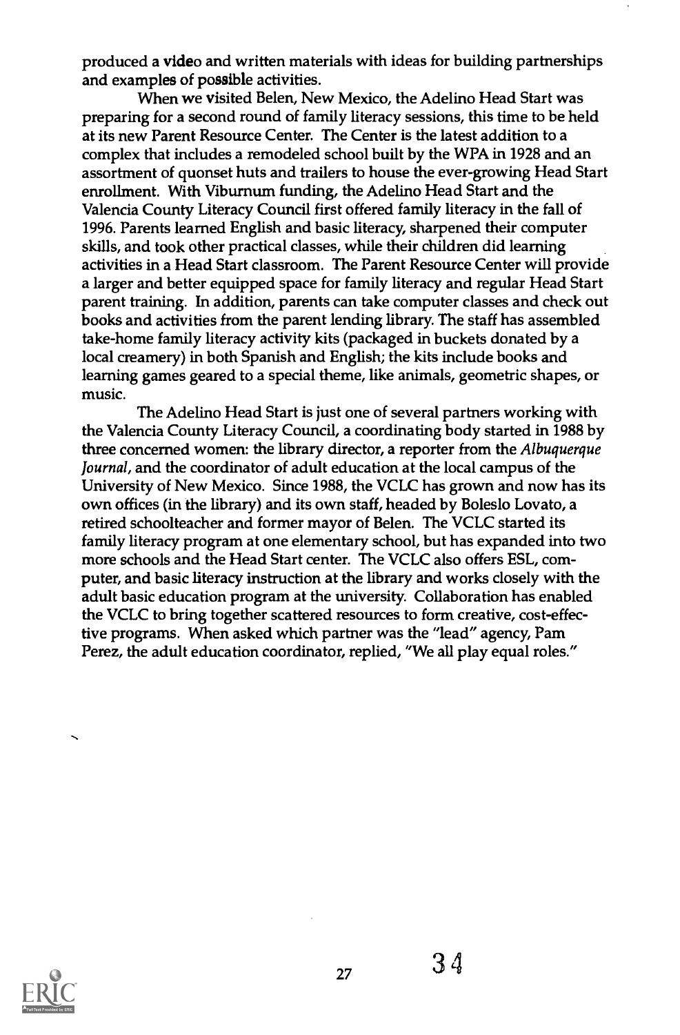produced a video and written materials with ideas for building partnerships and examples of possible activities.

When we visited Belen, New Mexico, the Adelino Head Start was preparing for a second round of family literacy sessions, this time to be held at its new Parent Resource Center. The Center is the latest addition to a complex that includes a remodeled school built by the WPA in 1928 and an assortment of quonset huts and trailers to house the ever-growing Head Start enrollment. With Viburnum funding, the Adelino Head Start and the Valencia County Literacy Council first offered family literacy in the fall of 1996. Parents learned English and basic literacy, sharpened their computer skills, and took other practical classes, while their children did learning activities in a Head Start classroom. The Parent Resource Center will provide a larger and better equipped space for family literacy and regular Head Start parent training. In addition, parents can take computer classes and check out books and activities from the parent lending library. The staff has assembled take-home family literacy activity kits (packaged in buckets donated by a local creamery) in both Spanish and English; the kits include books and learning games geared to a special theme, like animals, geometric shapes, or music.

The Adelino Head Start is just one of several partners working with the Valencia County Literacy Council, a coordinating body started in 1988 by three concerned women: the library director, a reporter from the *Albuquerque Journal*, and the coordinator of adult education at the local campus of the University of New Mexico. Since 1988, the VCLC has grown and now has its own offices (in the library) and its own staff, headed by Boleslo Lovato, a retired schoolteacher and former mayor of Belen. The VCLC started its family literacy program at one elementary school, but has expanded into two more schools and the Head Start center. The VCLC also offers ESL, computer, and basic literacy instruction at the library and works closely with the adult basic education program at the university. Collaboration has enabled the VCLC to bring together scattered resources to form creative, cost-effective programs. When asked which partner was the "lead" agency, Pam Perez, the adult education coordinator, replied, "We all play equal roles."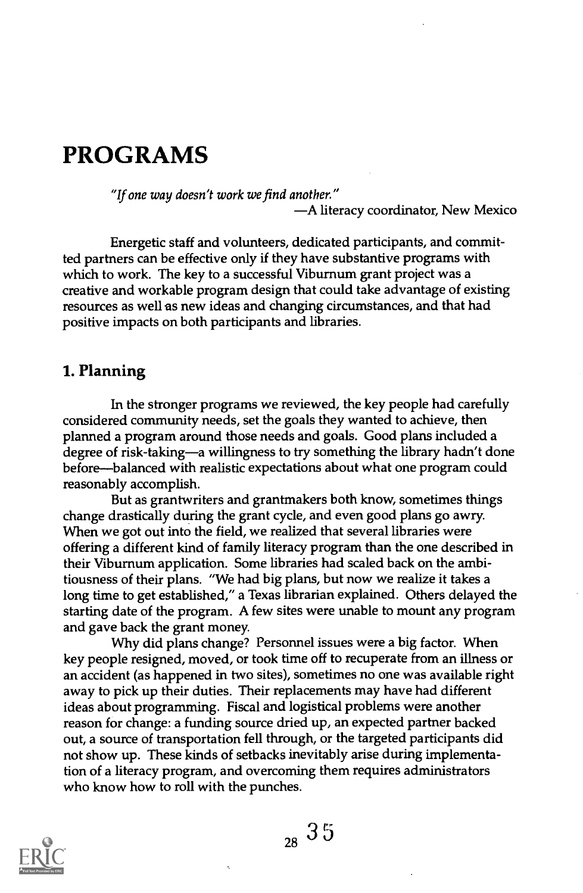# PROGRAMS

*"If one way doesn't work we find another."*

—A literacy coordinator, New Mexico

Energetic staff and volunteers, dedicated participants, and committed partners can be effective only if they have substantive programs with which to work. The key to a successful Viburnum grant project was a creative and workable program design that could take advantage of existing resources as well as new ideas and changing circumstances, and that had positive impacts on both participants and libraries.

## 1. Planning

In the stronger programs we reviewed, the key people had carefully considered community needs, set the goals they wanted to achieve, then planned a program around those needs and goals. Good plans included a degree of risk-taking—a willingness to try something the library hadn't done before—balanced with realistic expectations about what one program could reasonably accomplish.

But as grantwriters and grantmakers both know, sometimes things change drastically during the grant cycle, and even good plans go awry. When we got out into the field, we realized that several libraries were offering a different kind of family literacy program than the one described in their Viburnum application. Some libraries had scaled back on the ambitiousness of their plans. "We had big plans, but now we realize it takes a long time to get established," a Texas librarian explained. Others delayed the starting date of the program. A few sites were unable to mount any program and gave back the grant money.

Why did plans change? Personnel issues were a big factor. When key people resigned, moved, or took time off to recuperate from an illness or an accident (as happened in two sites), sometimes no one was available right away to pick up their duties. Their replacements may have had different ideas about programming. Fiscal and logistical problems were another reason for change: a funding source dried up, an expected partner backed out, a source of transportation fell through, or the targeted participants did not show up. These kinds of setbacks inevitably arise during implementation of a literacy program, and overcoming them requires administrators who know how to roll with the punches.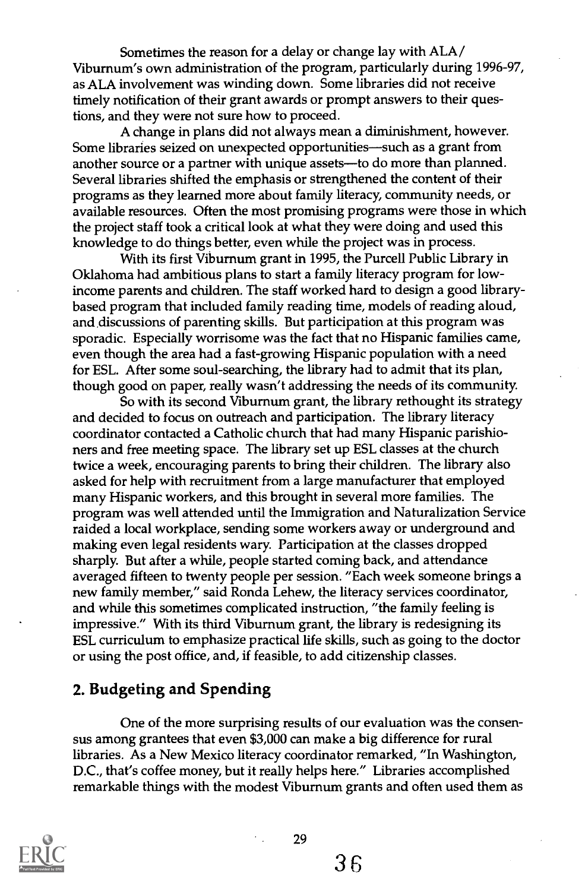Sometimes the reason for a delay or change lay with ALA/Viburnum's own administration of the program, particularly during 1996-97, as ALA involvement was winding down. Some libraries did not receive timely notification of their grant awards or prompt answers to their questions, and they were not sure how to proceed.

A change in plans did not always mean a diminishment, however. Some libraries seized on unexpected opportunities—such as a grant from another source or a partner with unique assets—to do more than planned. Several libraries shifted the emphasis or strengthened the content of their programs as they learned more about family literacy, community needs, or available resources. Often the most promising programs were those in which the project staff took a critical look at what they were doing and used this knowledge to do things better, even while the project was in process.

With its first Viburnum grant in 1995, the Purcell Public Library in Oklahoma had ambitious plans to start a family literacy program for low-income parents and children. The staff worked hard to design a good library-based program that included family reading time, models of reading aloud, and discussions of parenting skills. But participation at this program was sporadic. Especially worrisome was the fact that no Hispanic families came, even though the area had a fast-growing Hispanic population with a need for ESL. After some soul-searching, the library had to admit that its plan, though good on paper, really wasn't addressing the needs of its community.

So with its second Viburnum grant, the library rethought its strategy and decided to focus on outreach and participation. The library literacy coordinator contacted a Catholic church that had many Hispanic parishioners and free meeting space. The library set up ESL classes at the church twice a week, encouraging parents to bring their children. The library also asked for help with recruitment from a large manufacturer that employed many Hispanic workers, and this brought in several more families. The program was well attended until the Immigration and Naturalization Service raided a local workplace, sending some workers away or underground and making even legal residents wary. Participation at the classes dropped sharply. But after a while, people started coming back, and attendance averaged fifteen to twenty people per session. "Each week someone brings a new family member," said Ronda Lehew, the literacy services coordinator, and while this sometimes complicated instruction, "the family feeling is impressive." With its third Viburnum grant, the library is redesigning its ESL curriculum to emphasize practical life skills, such as going to the doctor or using the post office, and, if feasible, to add citizenship classes.

## 2. Budgeting and Spending

One of the more surprising results of our evaluation was the consensus among grantees that even $3,000 can make a big difference for rural libraries. As a New Mexico literacy coordinator remarked, "In Washington, D.C., that's coffee money, but it really helps here." Libraries accomplished remarkable things with the modest Viburnum grants and often used them as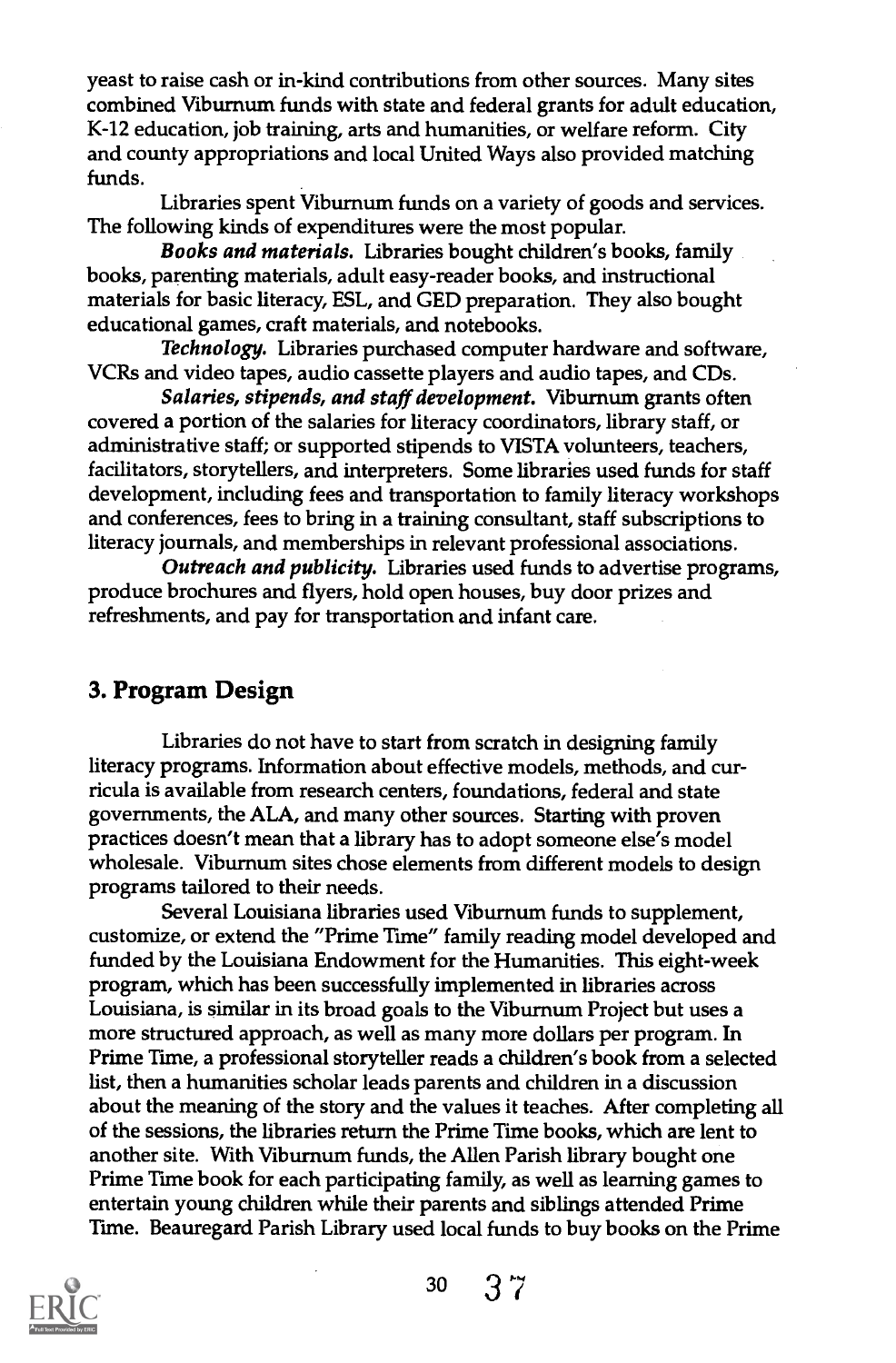yeast to raise cash or in-kind contributions from other sources. Many sites combined Viburnum funds with state and federal grants for adult education, K-12 education, job training, arts and humanities, or welfare reform. City and county appropriations and local United Ways also provided matching funds.

Libraries spent Viburnum funds on a variety of goods and services. The following kinds of expenditures were the most popular.

***Books and materials.*** Libraries bought children's books, family books, parenting materials, adult easy-reader books, and instructional materials for basic literacy, ESL, and GED preparation. They also bought educational games, craft materials, and notebooks.

***Technology.*** Libraries purchased computer hardware and software, VCRs and video tapes, audio cassette players and audio tapes, and CDs.

***Salaries, stipends, and staff development.*** Viburnum grants often covered a portion of the salaries for literacy coordinators, library staff, or administrative staff; or supported stipends to VISTA volunteers, teachers, facilitators, storytellers, and interpreters. Some libraries used funds for staff development, including fees and transportation to family literacy workshops and conferences, fees to bring in a training consultant, staff subscriptions to literacy journals, and memberships in relevant professional associations.

***Outreach and publicity.*** Libraries used funds to advertise programs, produce brochures and flyers, hold open houses, buy door prizes and refreshments, and pay for transportation and infant care.

## 3. Program Design

Libraries do not have to start from scratch in designing family literacy programs. Information about effective models, methods, and curricula is available from research centers, foundations, federal and state governments, the ALA, and many other sources. Starting with proven practices doesn't mean that a library has to adopt someone else's model wholesale. Viburnum sites chose elements from different models to design programs tailored to their needs.

Several Louisiana libraries used Viburnum funds to supplement, customize, or extend the "Prime Time" family reading model developed and funded by the Louisiana Endowment for the Humanities. This eight-week program, which has been successfully implemented in libraries across Louisiana, is similar in its broad goals to the Viburnum Project but uses a more structured approach, as well as many more dollars per program. In Prime Time, a professional storyteller reads a children's book from a selected list, then a humanities scholar leads parents and children in a discussion about the meaning of the story and the values it teaches. After completing all of the sessions, the libraries return the Prime Time books, which are lent to another site. With Viburnum funds, the Allen Parish library bought one Prime Time book for each participating family, as well as learning games to entertain young children while their parents and siblings attended Prime Time. Beauregard Parish Library used local funds to buy books on the Prime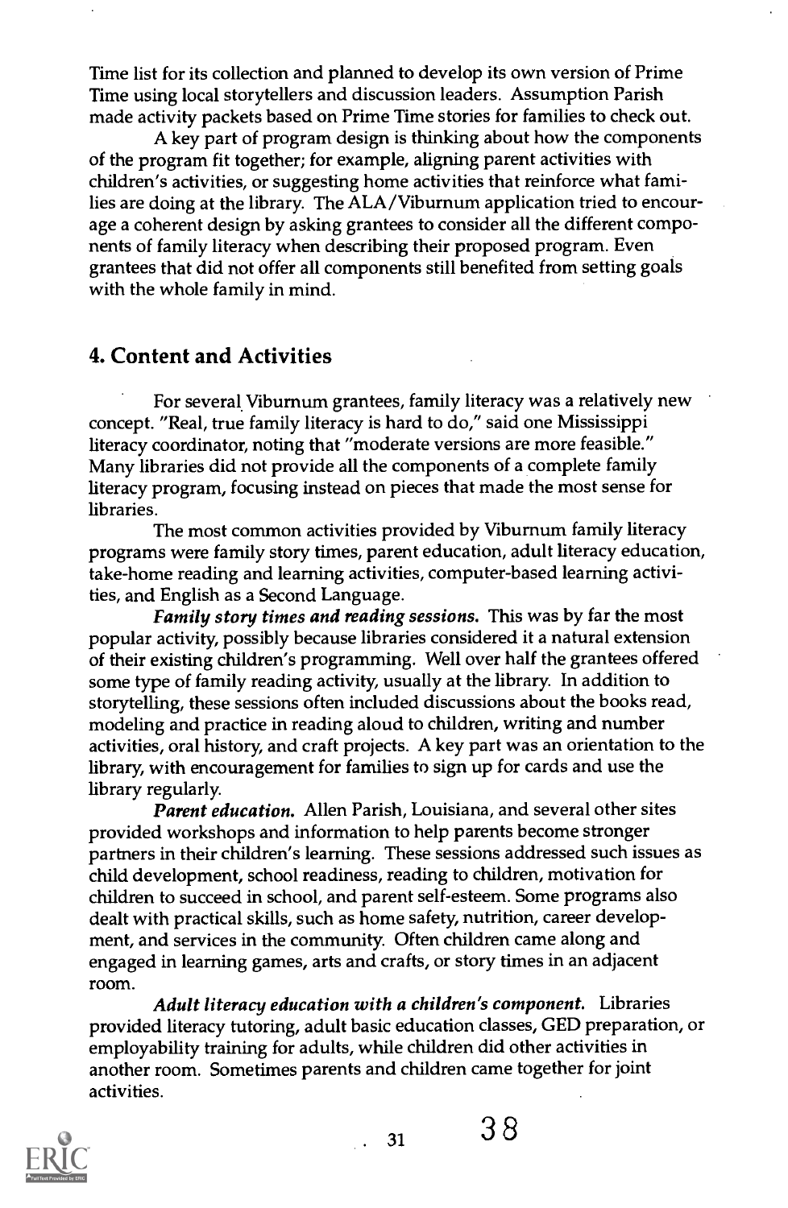Time list for its collection and planned to develop its own version of Prime Time using local storytellers and discussion leaders. Assumption Parish made activity packets based on Prime Time stories for families to check out.

A key part of program design is thinking about how the components of the program fit together; for example, aligning parent activities with children's activities, or suggesting home activities that reinforce what families are doing at the library. The ALA/Viburnum application tried to encourage a coherent design by asking grantees to consider all the different components of family literacy when describing their proposed program. Even grantees that did not offer all components still benefited from setting goals with the whole family in mind.

## 4. Content and Activities

For several Viburnum grantees, family literacy was a relatively new concept. "Real, true family literacy is hard to do," said one Mississippi literacy coordinator, noting that "moderate versions are more feasible." Many libraries did not provide all the components of a complete family literacy program, focusing instead on pieces that made the most sense for libraries.

The most common activities provided by Viburnum family literacy programs were family story times, parent education, adult literacy education, take-home reading and learning activities, computer-based learning activities, and English as a Second Language.

***Family story times and reading sessions.*** This was by far the most popular activity, possibly because libraries considered it a natural extension of their existing children's programming. Well over half the grantees offered some type of family reading activity, usually at the library. In addition to storytelling, these sessions often included discussions about the books read, modeling and practice in reading aloud to children, writing and number activities, oral history, and craft projects. A key part was an orientation to the library, with encouragement for families to sign up for cards and use the library regularly.

***Parent education.*** Allen Parish, Louisiana, and several other sites provided workshops and information to help parents become stronger partners in their children's learning. These sessions addressed such issues as child development, school readiness, reading to children, motivation for children to succeed in school, and parent self-esteem. Some programs also dealt with practical skills, such as home safety, nutrition, career development, and services in the community. Often children came along and engaged in learning games, arts and crafts, or story times in an adjacent room.

***Adult literacy education with a children's component.*** Libraries provided literacy tutoring, adult basic education classes, GED preparation, or employability training for adults, while children did other activities in another room. Sometimes parents and children came together for joint activities.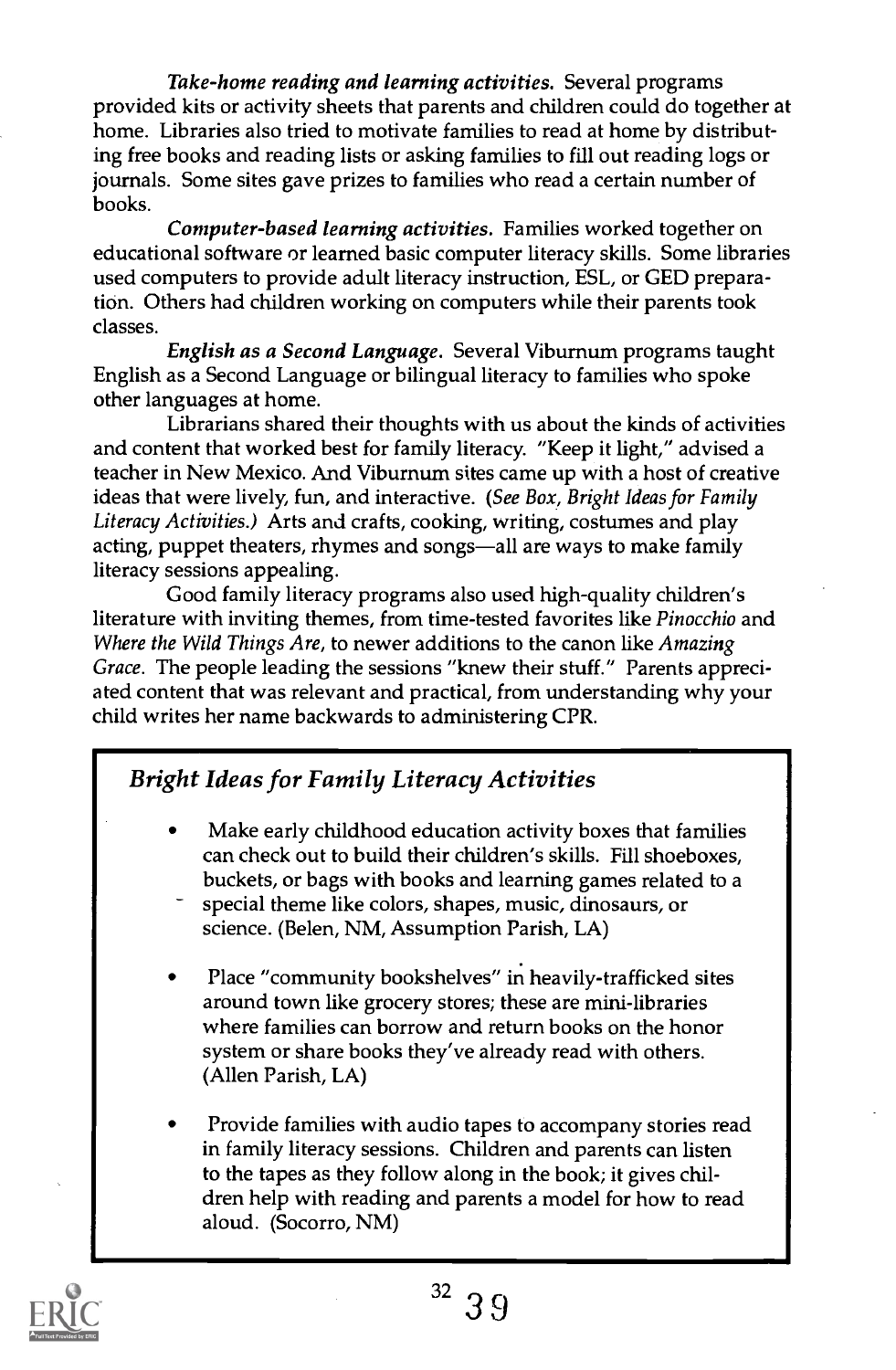*Take-home reading and learning activities.* Several programs provided kits or activity sheets that parents and children could do together at home. Libraries also tried to motivate families to read at home by distributing free books and reading lists or asking families to fill out reading logs or journals. Some sites gave prizes to families who read a certain number of books.

*Computer-based learning activities.* Families worked together on educational software or learned basic computer literacy skills. Some libraries used computers to provide adult literacy instruction, ESL, or GED preparation. Others had children working on computers while their parents took classes.

*English as a Second Language.* Several Viburnum programs taught English as a Second Language or bilingual literacy to families who spoke other languages at home.

Librarians shared their thoughts with us about the kinds of activities and content that worked best for family literacy. "Keep it light," advised a teacher in New Mexico. And Viburnum sites came up with a host of creative ideas that were lively, fun, and interactive. (*See Box, Bright Ideas for Family Literacy Activities.*) Arts and crafts, cooking, writing, costumes and play acting, puppet theaters, rhymes and songs—all are ways to make family literacy sessions appealing.

Good family literacy programs also used high-quality children's literature with inviting themes, from time-tested favorites like *Pinocchio* and *Where the Wild Things Are*, to newer additions to the canon like *Amazing Grace*. The people leading the sessions "knew their stuff." Parents appreciated content that was relevant and practical, from understanding why your child writes her name backwards to administering CPR.

### *Bright Ideas for Family Literacy Activities*

- Make early childhood education activity boxes that families can check out to build their children's skills. Fill shoeboxes, buckets, or bags with books and learning games related to a special theme like colors, shapes, music, dinosaurs, or science. (Belen, NM, Assumption Parish, LA)

- Place "community bookshelves" in heavily-trafficked sites around town like grocery stores; these are mini-libraries where families can borrow and return books on the honor system or share books they've already read with others. (Allen Parish, LA)

- Provide families with audio tapes to accompany stories read in family literacy sessions. Children and parents can listen to the tapes as they follow along in the book; it gives children help with reading and parents a model for how to read aloud. (Socorro, NM)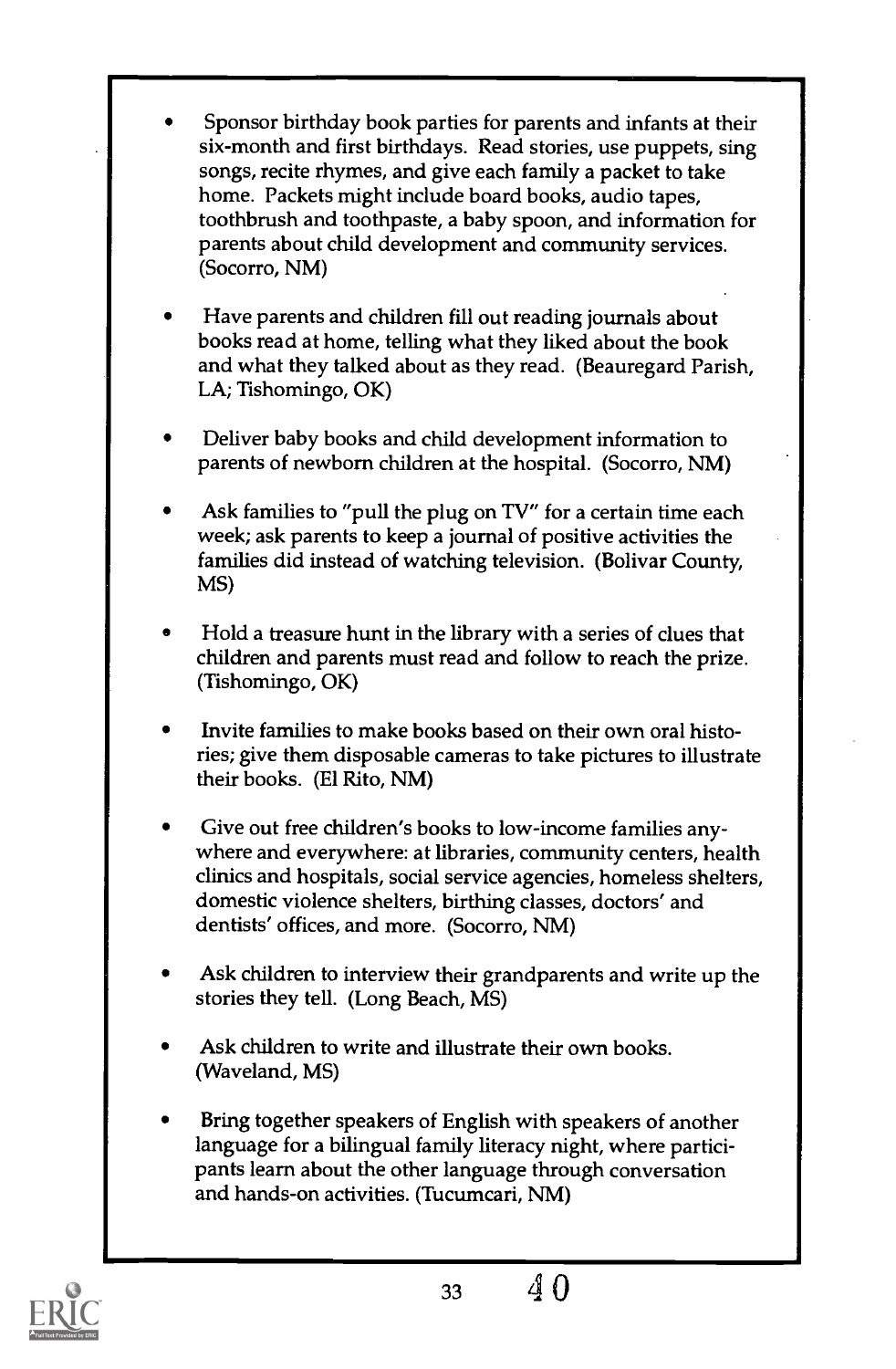- Sponsor birthday book parties for parents and infants at their six-month and first birthdays. Read stories, use puppets, sing songs, recite rhymes, and give each family a packet to take home. Packets might include board books, audio tapes, toothbrush and toothpaste, a baby spoon, and information for parents about child development and community services. (Socorro, NM)

- Have parents and children fill out reading journals about books read at home, telling what they liked about the book and what they talked about as they read. (Beauregard Parish, LA; Tishomingo, OK)

- Deliver baby books and child development information to parents of newborn children at the hospital. (Socorro, NM)

- Ask families to "pull the plug on TV" for a certain time each week; ask parents to keep a journal of positive activities the families did instead of watching television. (Bolivar County, MS)

- Hold a treasure hunt in the library with a series of clues that children and parents must read and follow to reach the prize. (Tishomingo, OK)

- Invite families to make books based on their own oral histories; give them disposable cameras to take pictures to illustrate their books. (El Rito, NM)

- Give out free children's books to low-income families anywhere and everywhere: at libraries, community centers, health clinics and hospitals, social service agencies, homeless shelters, domestic violence shelters, birthing classes, doctors' and dentists' offices, and more. (Socorro, NM)

- Ask children to interview their grandparents and write up the stories they tell. (Long Beach, MS)

- Ask children to write and illustrate their own books. (Waveland, MS)

- Bring together speakers of English with speakers of another language for a bilingual family literacy night, where participants learn about the other language through conversation and hands-on activities. (Tucumcari, NM)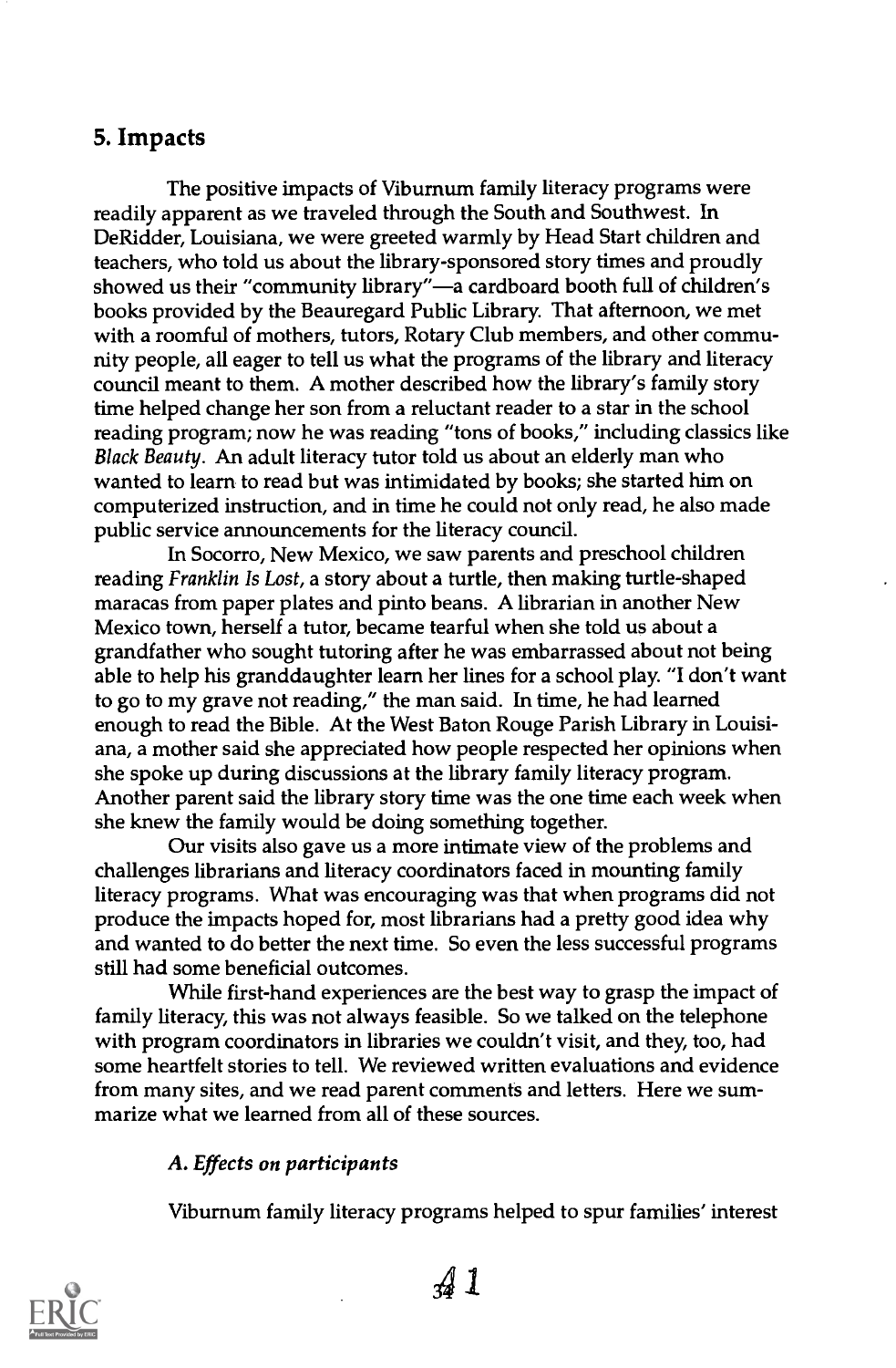## 5. Impacts

The positive impacts of Viburnum family literacy programs were readily apparent as we traveled through the South and Southwest. In DeRidder, Louisiana, we were greeted warmly by Head Start children and teachers, who told us about the library-sponsored story times and proudly showed us their "community library"—a cardboard booth full of children's books provided by the Beauregard Public Library. That afternoon, we met with a roomful of mothers, tutors, Rotary Club members, and other community people, all eager to tell us what the programs of the library and literacy council meant to them. A mother described how the library's family story time helped change her son from a reluctant reader to a star in the school reading program; now he was reading "tons of books," including classics like *Black Beauty*. An adult literacy tutor told us about an elderly man who wanted to learn to read but was intimidated by books; she started him on computerized instruction, and in time he could not only read, he also made public service announcements for the literacy council.

In Socorro, New Mexico, we saw parents and preschool children reading *Franklin Is Lost*, a story about a turtle, then making turtle-shaped maracas from paper plates and pinto beans. A librarian in another New Mexico town, herself a tutor, became tearful when she told us about a grandfather who sought tutoring after he was embarrassed about not being able to help his granddaughter learn her lines for a school play. "I don't want to go to my grave not reading," the man said. In time, he had learned enough to read the Bible. At the West Baton Rouge Parish Library in Louisiana, a mother said she appreciated how people respected her opinions when she spoke up during discussions at the library family literacy program. Another parent said the library story time was the one time each week when she knew the family would be doing something together.

Our visits also gave us a more intimate view of the problems and challenges librarians and literacy coordinators faced in mounting family literacy programs. What was encouraging was that when programs did not produce the impacts hoped for, most librarians had a pretty good idea why and wanted to do better the next time. So even the less successful programs still had some beneficial outcomes.

While first-hand experiences are the best way to grasp the impact of family literacy, this was not always feasible. So we talked on the telephone with program coordinators in libraries we couldn't visit, and they, too, had some heartfelt stories to tell. We reviewed written evaluations and evidence from many sites, and we read parent comments and letters. Here we summarize what we learned from all of these sources.

### *A. Effects on participants*

Viburnum family literacy programs helped to spur families' interest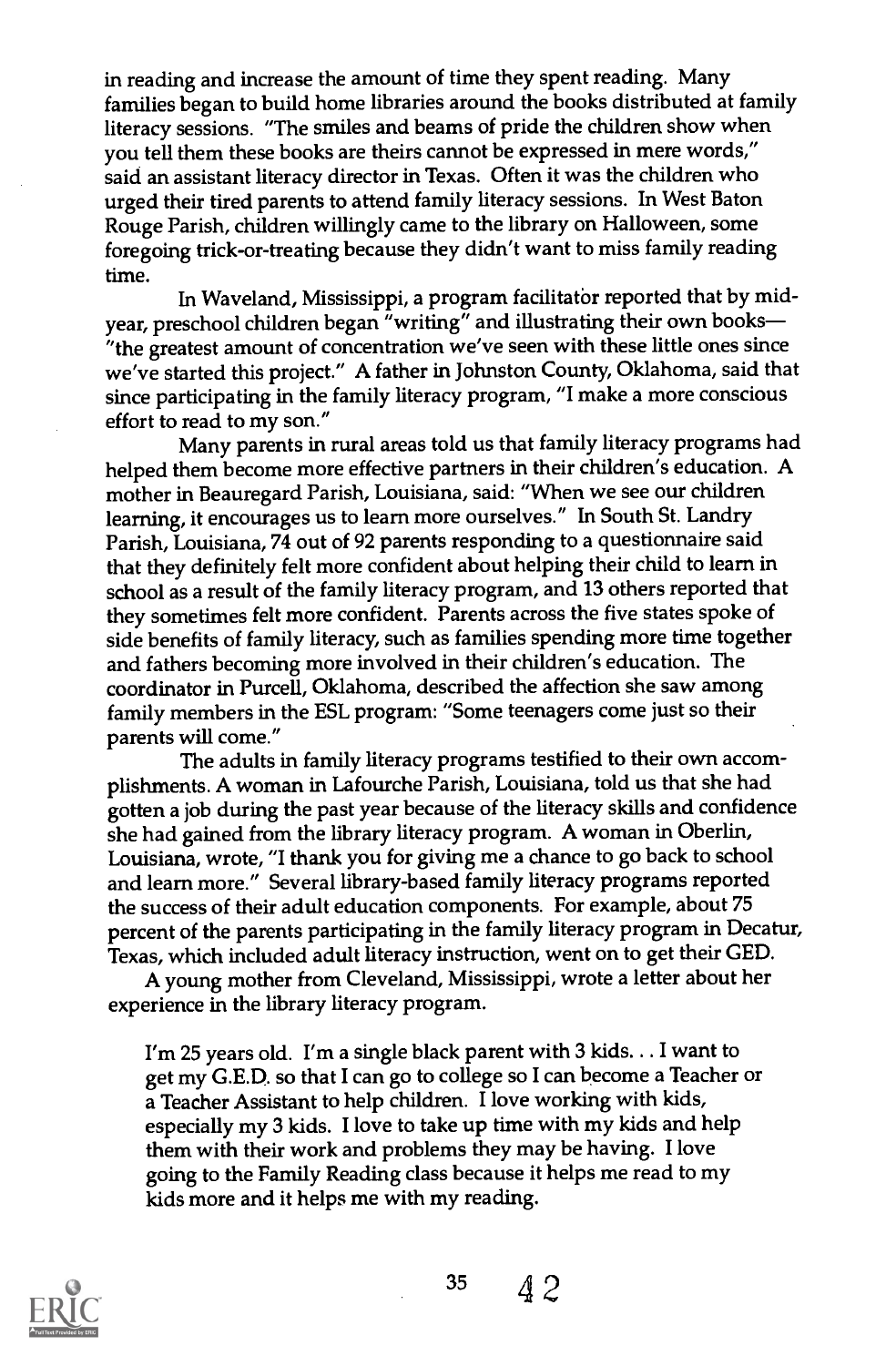in reading and increase the amount of time they spent reading. Many families began to build home libraries around the books distributed at family literacy sessions. "The smiles and beams of pride the children show when you tell them these books are theirs cannot be expressed in mere words," said an assistant literacy director in Texas. Often it was the children who urged their tired parents to attend family literacy sessions. In West Baton Rouge Parish, children willingly came to the library on Halloween, some foregoing trick-or-treating because they didn't want to miss family reading time.

In Waveland, Mississippi, a program facilitator reported that by mid-year, preschool children began "writing" and illustrating their own books— "the greatest amount of concentration we've seen with these little ones since we've started this project." A father in Johnston County, Oklahoma, said that since participating in the family literacy program, "I make a more conscious effort to read to my son."

Many parents in rural areas told us that family literacy programs had helped them become more effective partners in their children's education. A mother in Beauregard Parish, Louisiana, said: "When we see our children learning, it encourages us to learn more ourselves." In South St. Landry Parish, Louisiana, 74 out of 92 parents responding to a questionnaire said that they definitely felt more confident about helping their child to learn in school as a result of the family literacy program, and 13 others reported that they sometimes felt more confident. Parents across the five states spoke of side benefits of family literacy, such as families spending more time together and fathers becoming more involved in their children's education. The coordinator in Purcell, Oklahoma, described the affection she saw among family members in the ESL program: "Some teenagers come just so their parents will come."

The adults in family literacy programs testified to their own accomplishments. A woman in Lafourche Parish, Louisiana, told us that she had gotten a job during the past year because of the literacy skills and confidence she had gained from the library literacy program. A woman in Oberlin, Louisiana, wrote, "I thank you for giving me a chance to go back to school and learn more." Several library-based family literacy programs reported the success of their adult education components. For example, about 75 percent of the parents participating in the family literacy program in Decatur, Texas, which included adult literacy instruction, went on to get their GED.

A young mother from Cleveland, Mississippi, wrote a letter about her experience in the library literacy program.

> I'm 25 years old. I'm a single black parent with 3 kids... I want to get my G.E.D. so that I can go to college so I can become a Teacher or a Teacher Assistant to help children. I love working with kids, especially my 3 kids. I love to take up time with my kids and help them with their work and problems they may be having. I love going to the Family Reading class because it helps me read to my kids more and it helps me with my reading.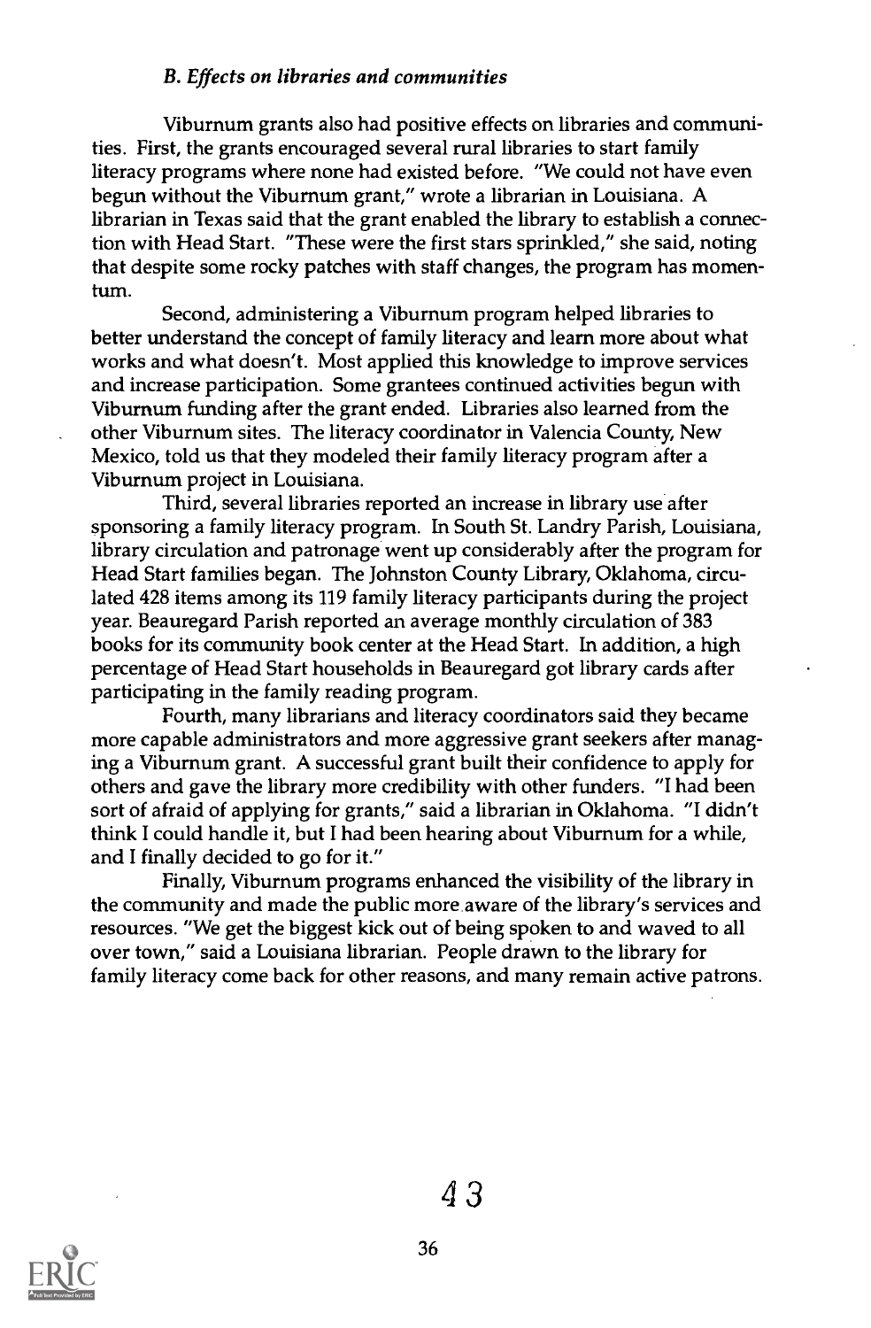### *B. Effects on libraries and communities*

Viburnum grants also had positive effects on libraries and communities. First, the grants encouraged several rural libraries to start family literacy programs where none had existed before. "We could not have even begun without the Viburnum grant," wrote a librarian in Louisiana. A librarian in Texas said that the grant enabled the library to establish a connection with Head Start. "These were the first stars sprinkled," she said, noting that despite some rocky patches with staff changes, the program has momentum.

Second, administering a Viburnum program helped libraries to better understand the concept of family literacy and learn more about what works and what doesn't. Most applied this knowledge to improve services and increase participation. Some grantees continued activities begun with Viburnum funding after the grant ended. Libraries also learned from the other Viburnum sites. The literacy coordinator in Valencia County, New Mexico, told us that they modeled their family literacy program after a Viburnum project in Louisiana.

Third, several libraries reported an increase in library use after sponsoring a family literacy program. In South St. Landry Parish, Louisiana, library circulation and patronage went up considerably after the program for Head Start families began. The Johnston County Library, Oklahoma, circulated 428 items among its 119 family literacy participants during the project year. Beauregard Parish reported an average monthly circulation of 383 books for its community book center at the Head Start. In addition, a high percentage of Head Start households in Beauregard got library cards after participating in the family reading program.

Fourth, many librarians and literacy coordinators said they became more capable administrators and more aggressive grant seekers after managing a Viburnum grant. A successful grant built their confidence to apply for others and gave the library more credibility with other funders. "I had been sort of afraid of applying for grants," said a librarian in Oklahoma. "I didn't think I could handle it, but I had been hearing about Viburnum for a while, and I finally decided to go for it."

Finally, Viburnum programs enhanced the visibility of the library in the community and made the public more aware of the library's services and resources. "We get the biggest kick out of being spoken to and waved to all over town," said a Louisiana librarian. People drawn to the library for family literacy come back for other reasons, and many remain active patrons.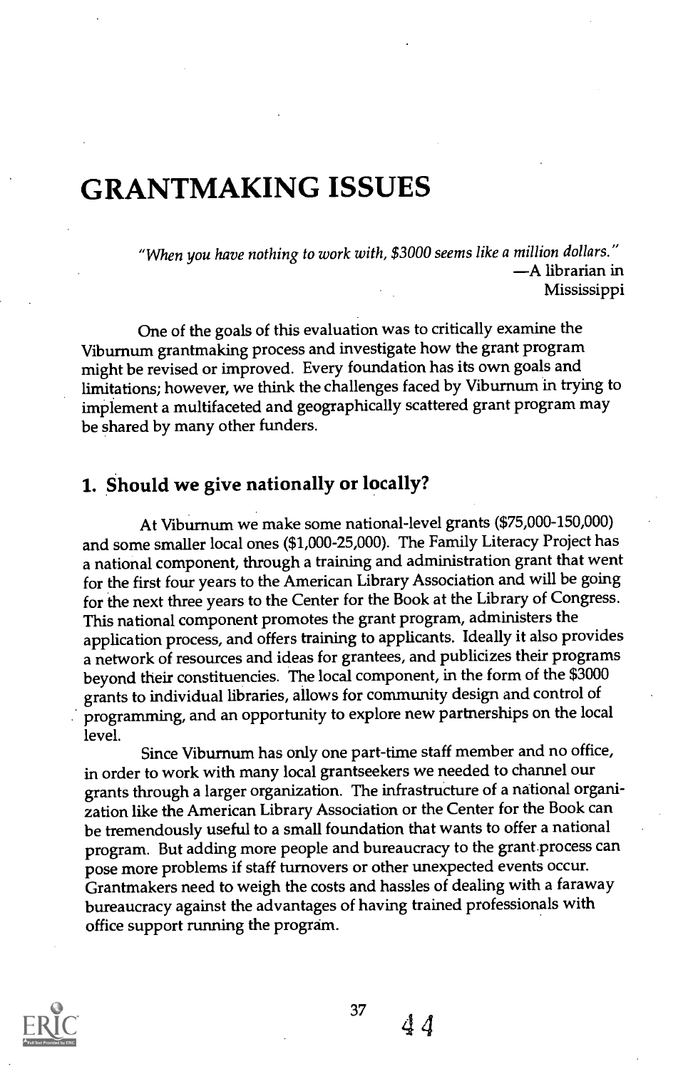# GRANTMAKING ISSUES

*"When you have nothing to work with, $3000 seems like a million dollars."*
—A librarian in Mississippi

One of the goals of this evaluation was to critically examine the Viburnum grantmaking process and investigate how the grant program might be revised or improved. Every foundation has its own goals and limitations; however, we think the challenges faced by Viburnum in trying to implement a multifaceted and geographically scattered grant program may be shared by many other funders.

## 1. Should we give nationally or locally?

At Viburnum we make some national-level grants ($75,000-150,000) and some smaller local ones ($1,000-25,000). The Family Literacy Project has a national component, through a training and administration grant that went for the first four years to the American Library Association and will be going for the next three years to the Center for the Book at the Library of Congress. This national component promotes the grant program, administers the application process, and offers training to applicants. Ideally it also provides a network of resources and ideas for grantees, and publicizes their programs beyond their constituencies. The local component, in the form of the $3000 grants to individual libraries, allows for community design and control of programming, and an opportunity to explore new partnerships on the local level.

Since Viburnum has only one part-time staff member and no office, in order to work with many local grantseekers we needed to channel our grants through a larger organization. The infrastructure of a national organization like the American Library Association or the Center for the Book can be tremendously useful to a small foundation that wants to offer a national program. But adding more people and bureaucracy to the grant process can pose more problems if staff turnovers or other unexpected events occur. Grantmakers need to weigh the costs and hassles of dealing with a faraway bureaucracy against the advantages of having trained professionals with office support running the program.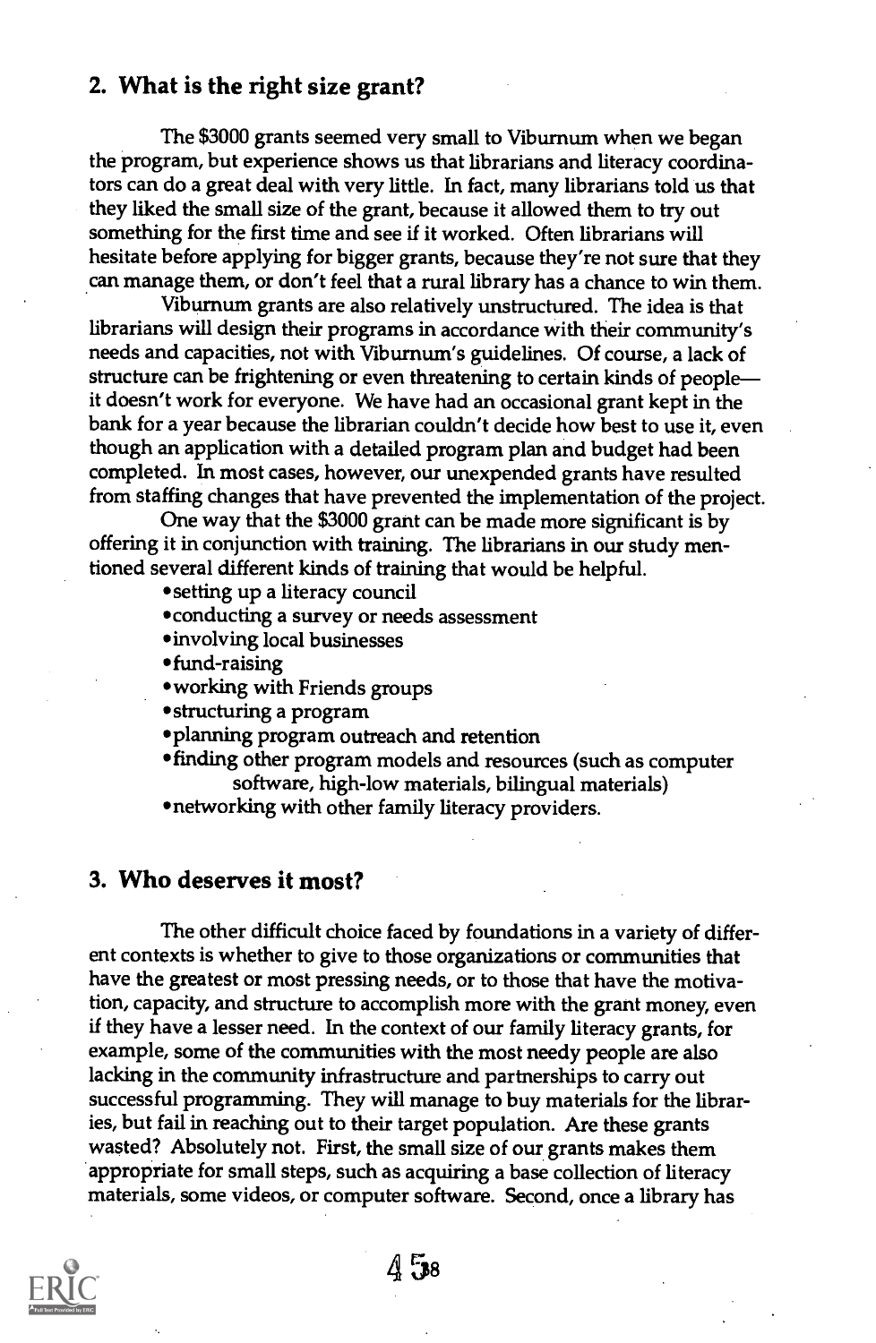## 2. What is the right size grant?

The $3000 grants seemed very small to Viburnum when we began the program, but experience shows us that librarians and literacy coordinators can do a great deal with very little. In fact, many librarians told us that they liked the small size of the grant, because it allowed them to try out something for the first time and see if it worked. Often librarians will hesitate before applying for bigger grants, because they're not sure that they can manage them, or don't feel that a rural library has a chance to win them.

Viburnum grants are also relatively unstructured. The idea is that librarians will design their programs in accordance with their community's needs and capacities, not with Viburnum's guidelines. Of course, a lack of structure can be frightening or even threatening to certain kinds of people—it doesn't work for everyone. We have had an occasional grant kept in the bank for a year because the librarian couldn't decide how best to use it, even though an application with a detailed program plan and budget had been completed. In most cases, however, our unexpended grants have resulted from staffing changes that have prevented the implementation of the project.

One way that the $3000 grant can be made more significant is by offering it in conjunction with training. The librarians in our study mentioned several different kinds of training that would be helpful.

- setting up a literacy council
- conducting a survey or needs assessment
- involving local businesses
- fund-raising
- working with Friends groups
- structuring a program
- planning program outreach and retention
- finding other program models and resources (such as computer software, high-low materials, bilingual materials)
- networking with other family literacy providers.

## 3. Who deserves it most?

The other difficult choice faced by foundations in a variety of different contexts is whether to give to those organizations or communities that have the greatest or most pressing needs, or to those that have the motivation, capacity, and structure to accomplish more with the grant money, even if they have a lesser need. In the context of our family literacy grants, for example, some of the communities with the most needy people are also lacking in the community infrastructure and partnerships to carry out successful programming. They will manage to buy materials for the libraries, but fail in reaching out to their target population. Are these grants wasted? Absolutely not. First, the small size of our grants makes them appropriate for small steps, such as acquiring a base collection of literacy materials, some videos, or computer software. Second, once a library has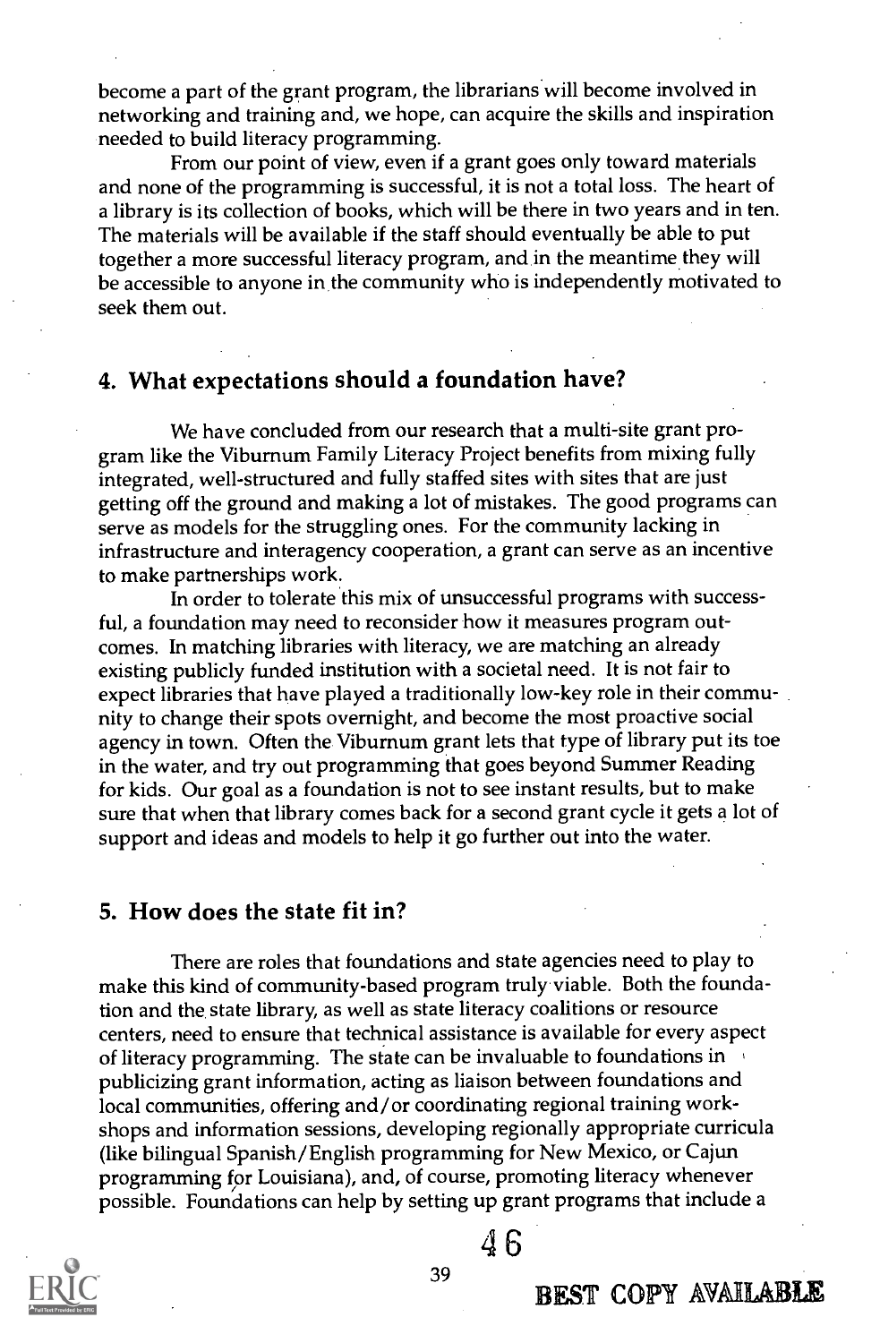become a part of the grant program, the librarians will become involved in networking and training and, we hope, can acquire the skills and inspiration needed to build literacy programming.

From our point of view, even if a grant goes only toward materials and none of the programming is successful, it is not a total loss. The heart of a library is its collection of books, which will be there in two years and in ten. The materials will be available if the staff should eventually be able to put together a more successful literacy program, and in the meantime they will be accessible to anyone in the community who is independently motivated to seek them out.

## 4. What expectations should a foundation have?

We have concluded from our research that a multi-site grant program like the Viburnum Family Literacy Project benefits from mixing fully integrated, well-structured and fully staffed sites with sites that are just getting off the ground and making a lot of mistakes. The good programs can serve as models for the struggling ones. For the community lacking in infrastructure and interagency cooperation, a grant can serve as an incentive to make partnerships work.

In order to tolerate this mix of unsuccessful programs with successful, a foundation may need to reconsider how it measures program outcomes. In matching libraries with literacy, we are matching an already existing publicly funded institution with a societal need. It is not fair to expect libraries that have played a traditionally low-key role in their community to change their spots overnight, and become the most proactive social agency in town. Often the Viburnum grant lets that type of library put its toe in the water, and try out programming that goes beyond Summer Reading for kids. Our goal as a foundation is not to see instant results, but to make sure that when that library comes back for a second grant cycle it gets a lot of support and ideas and models to help it go further out into the water.

## 5. How does the state fit in?

There are roles that foundations and state agencies need to play to make this kind of community-based program truly viable. Both the foundation and the state library, as well as state literacy coalitions or resource centers, need to ensure that technical assistance is available for every aspect of literacy programming. The state can be invaluable to foundations in publicizing grant information, acting as liaison between foundations and local communities, offering and/or coordinating regional training workshops and information sessions, developing regionally appropriate curricula (like bilingual Spanish/English programming for New Mexico, or Cajun programming for Louisiana), and, of course, promoting literacy whenever possible. Foundations can help by setting up grant programs that include a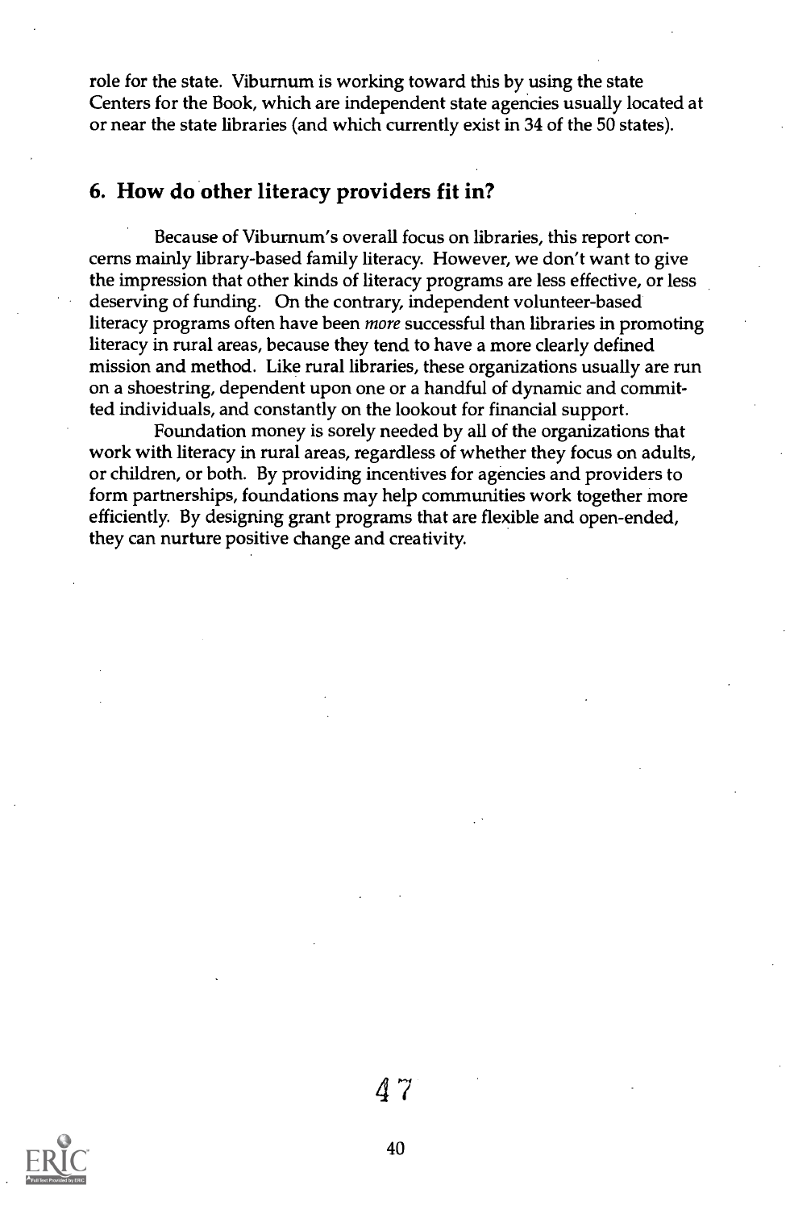role for the state. Viburnum is working toward this by using the state Centers for the Book, which are independent state agencies usually located at or near the state libraries (and which currently exist in 34 of the 50 states).

## 6. How do other literacy providers fit in?

Because of Viburnum's overall focus on libraries, this report concerns mainly library-based family literacy. However, we don't want to give the impression that other kinds of literacy programs are less effective, or less deserving of funding. On the contrary, independent volunteer-based literacy programs often have been *more* successful than libraries in promoting literacy in rural areas, because they tend to have a more clearly defined mission and method. Like rural libraries, these organizations usually are run on a shoestring, dependent upon one or a handful of dynamic and committed individuals, and constantly on the lookout for financial support.

Foundation money is sorely needed by all of the organizations that work with literacy in rural areas, regardless of whether they focus on adults, or children, or both. By providing incentives for agencies and providers to form partnerships, foundations may help communities work together more efficiently. By designing grant programs that are flexible and open-ended, they can nurture positive change and creativity.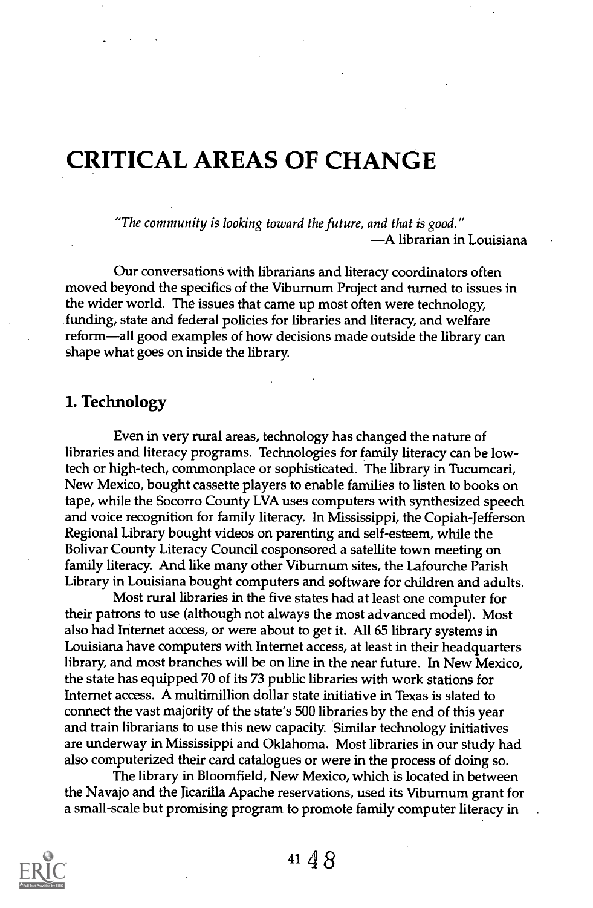# CRITICAL AREAS OF CHANGE

> *"The community is looking toward the future, and that is good."*
> —A librarian in Louisiana

Our conversations with librarians and literacy coordinators often moved beyond the specifics of the Viburnum Project and turned to issues in the wider world. The issues that came up most often were technology, funding, state and federal policies for libraries and literacy, and welfare reform—all good examples of how decisions made outside the library can shape what goes on inside the library.

## 1. Technology

Even in very rural areas, technology has changed the nature of libraries and literacy programs. Technologies for family literacy can be low-tech or high-tech, commonplace or sophisticated. The library in Tucumcari, New Mexico, bought cassette players to enable families to listen to books on tape, while the Socorro County LVA uses computers with synthesized speech and voice recognition for family literacy. In Mississippi, the Copiah-Jefferson Regional Library bought videos on parenting and self-esteem, while the Bolivar County Literacy Council cosponsored a satellite town meeting on family literacy. And like many other Viburnum sites, the Lafourche Parish Library in Louisiana bought computers and software for children and adults.

Most rural libraries in the five states had at least one computer for their patrons to use (although not always the most advanced model). Most also had Internet access, or were about to get it. All 65 library systems in Louisiana have computers with Internet access, at least in their headquarters library, and most branches will be on line in the near future. In New Mexico, the state has equipped 70 of its 73 public libraries with work stations for Internet access. A multimillion dollar state initiative in Texas is slated to connect the vast majority of the state's 500 libraries by the end of this year and train librarians to use this new capacity. Similar technology initiatives are underway in Mississippi and Oklahoma. Most libraries in our study had also computerized their card catalogues or were in the process of doing so.

The library in Bloomfield, New Mexico, which is located in between the Navajo and the Jicarilla Apache reservations, used its Viburnum grant for a small-scale but promising program to promote family computer literacy in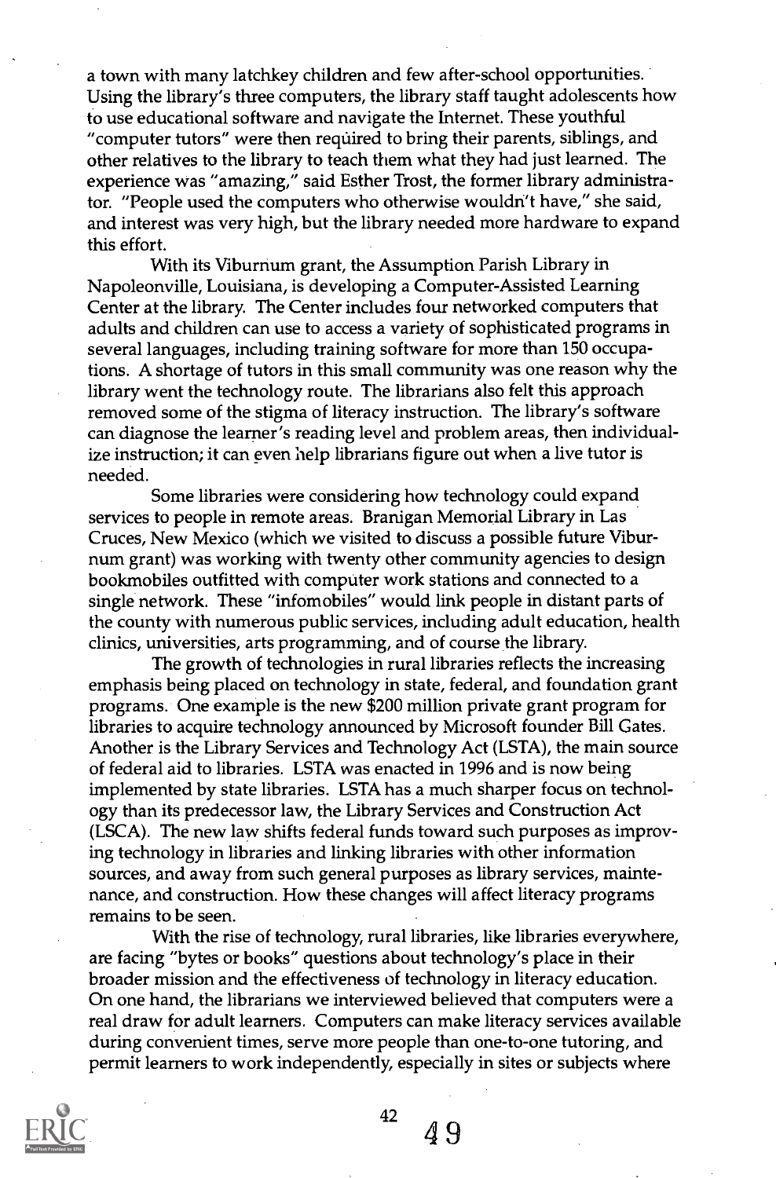a town with many latchkey children and few after-school opportunities. Using the library's three computers, the library staff taught adolescents how to use educational software and navigate the Internet. These youthful "computer tutors" were then required to bring their parents, siblings, and other relatives to the library to teach them what they had just learned. The experience was "amazing," said Esther Trost, the former library administrator. "People used the computers who otherwise wouldn't have," she said, and interest was very high, but the library needed more hardware to expand this effort.

With its Viburnum grant, the Assumption Parish Library in Napoleonville, Louisiana, is developing a Computer-Assisted Learning Center at the library. The Center includes four networked computers that adults and children can use to access a variety of sophisticated programs in several languages, including training software for more than 150 occupations. A shortage of tutors in this small community was one reason why the library went the technology route. The librarians also felt this approach removed some of the stigma of literacy instruction. The library's software can diagnose the learner's reading level and problem areas, then individualize instruction; it can even help librarians figure out when a live tutor is needed.

Some libraries were considering how technology could expand services to people in remote areas. Branigan Memorial Library in Las Cruces, New Mexico (which we visited to discuss a possible future Viburnum grant) was working with twenty other community agencies to design bookmobiles outfitted with computer work stations and connected to a single network. These "infomobiles" would link people in distant parts of the county with numerous public services, including adult education, health clinics, universities, arts programming, and of course the library.

The growth of technologies in rural libraries reflects the increasing emphasis being placed on technology in state, federal, and foundation grant programs. One example is the new $200 million private grant program for libraries to acquire technology announced by Microsoft founder Bill Gates. Another is the Library Services and Technology Act (LSTA), the main source of federal aid to libraries. LSTA was enacted in 1996 and is now being implemented by state libraries. LSTA has a much sharper focus on technology than its predecessor law, the Library Services and Construction Act (LSCA). The new law shifts federal funds toward such purposes as improving technology in libraries and linking libraries with other information sources, and away from such general purposes as library services, maintenance, and construction. How these changes will affect literacy programs remains to be seen.

With the rise of technology, rural libraries, like libraries everywhere, are facing "bytes or books" questions about technology's place in their broader mission and the effectiveness of technology in literacy education. On one hand, the librarians we interviewed believed that computers were a real draw for adult learners. Computers can make literacy services available during convenient times, serve more people than one-to-one tutoring, and permit learners to work independently, especially in sites or subjects where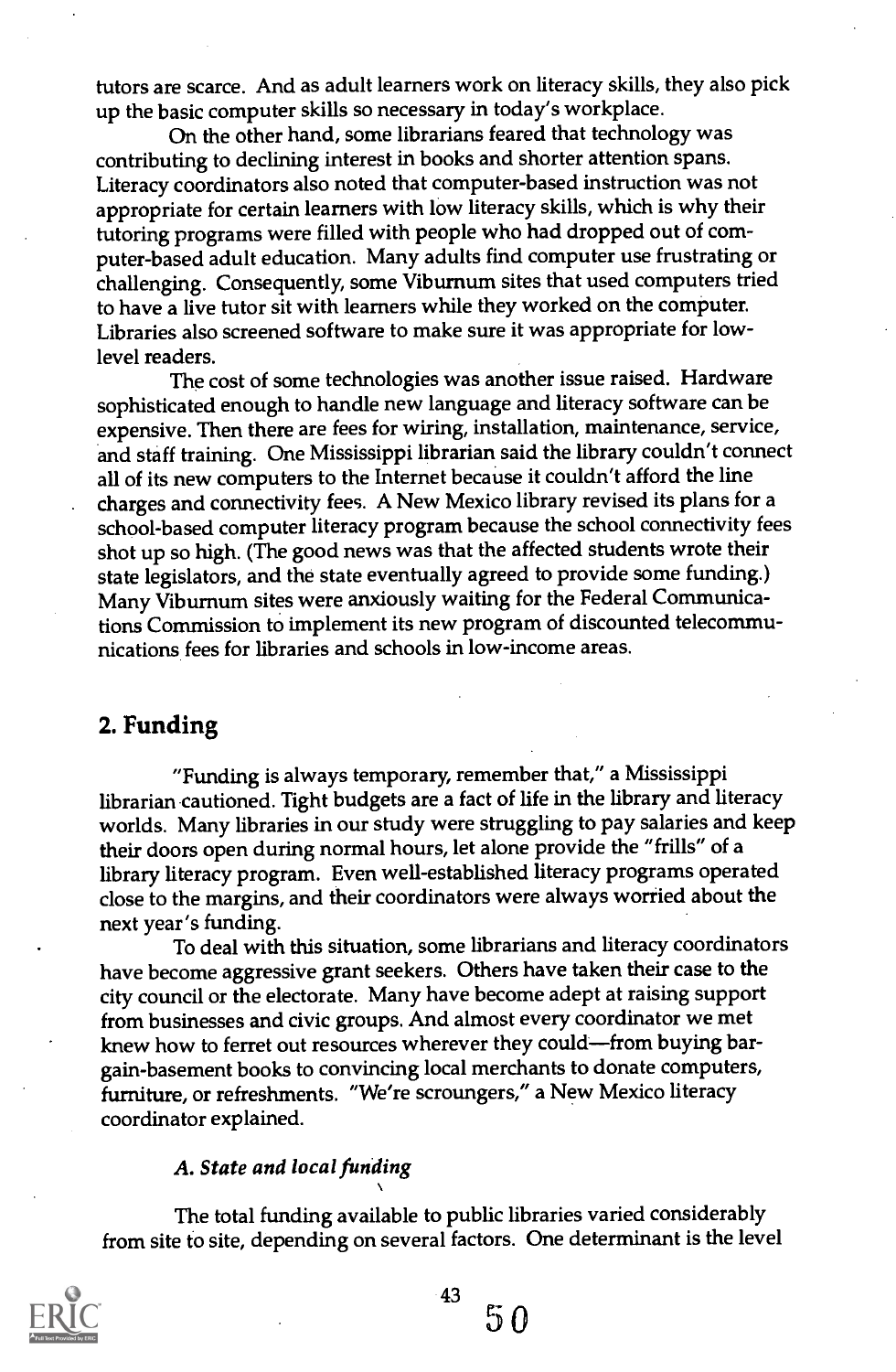tutors are scarce. And as adult learners work on literacy skills, they also pick up the basic computer skills so necessary in today's workplace.

On the other hand, some librarians feared that technology was contributing to declining interest in books and shorter attention spans. Literacy coordinators also noted that computer-based instruction was not appropriate for certain learners with low literacy skills, which is why their tutoring programs were filled with people who had dropped out of computer-based adult education. Many adults find computer use frustrating or challenging. Consequently, some Viburnum sites that used computers tried to have a live tutor sit with learners while they worked on the computer. Libraries also screened software to make sure it was appropriate for low-level readers.

The cost of some technologies was another issue raised. Hardware sophisticated enough to handle new language and literacy software can be expensive. Then there are fees for wiring, installation, maintenance, service, and staff training. One Mississippi librarian said the library couldn't connect all of its new computers to the Internet because it couldn't afford the line charges and connectivity fees. A New Mexico library revised its plans for a school-based computer literacy program because the school connectivity fees shot up so high. (The good news was that the affected students wrote their state legislators, and the state eventually agreed to provide some funding.) Many Viburnum sites were anxiously waiting for the Federal Communications Commission to implement its new program of discounted telecommunications fees for libraries and schools in low-income areas.

## 2. Funding

"Funding is always temporary, remember that," a Mississippi librarian cautioned. Tight budgets are a fact of life in the library and literacy worlds. Many libraries in our study were struggling to pay salaries and keep their doors open during normal hours, let alone provide the "frills" of a library literacy program. Even well-established literacy programs operated close to the margins, and their coordinators were always worried about the next year's funding.

To deal with this situation, some librarians and literacy coordinators have become aggressive grant seekers. Others have taken their case to the city council or the electorate. Many have become adept at raising support from businesses and civic groups. And almost every coordinator we met knew how to ferret out resources wherever they could—from buying bargain-basement books to convincing local merchants to donate computers, furniture, or refreshments. "We're scroungers," a New Mexico literacy coordinator explained.

### *A. State and local funding*

The total funding available to public libraries varied considerably from site to site, depending on several factors. One determinant is the level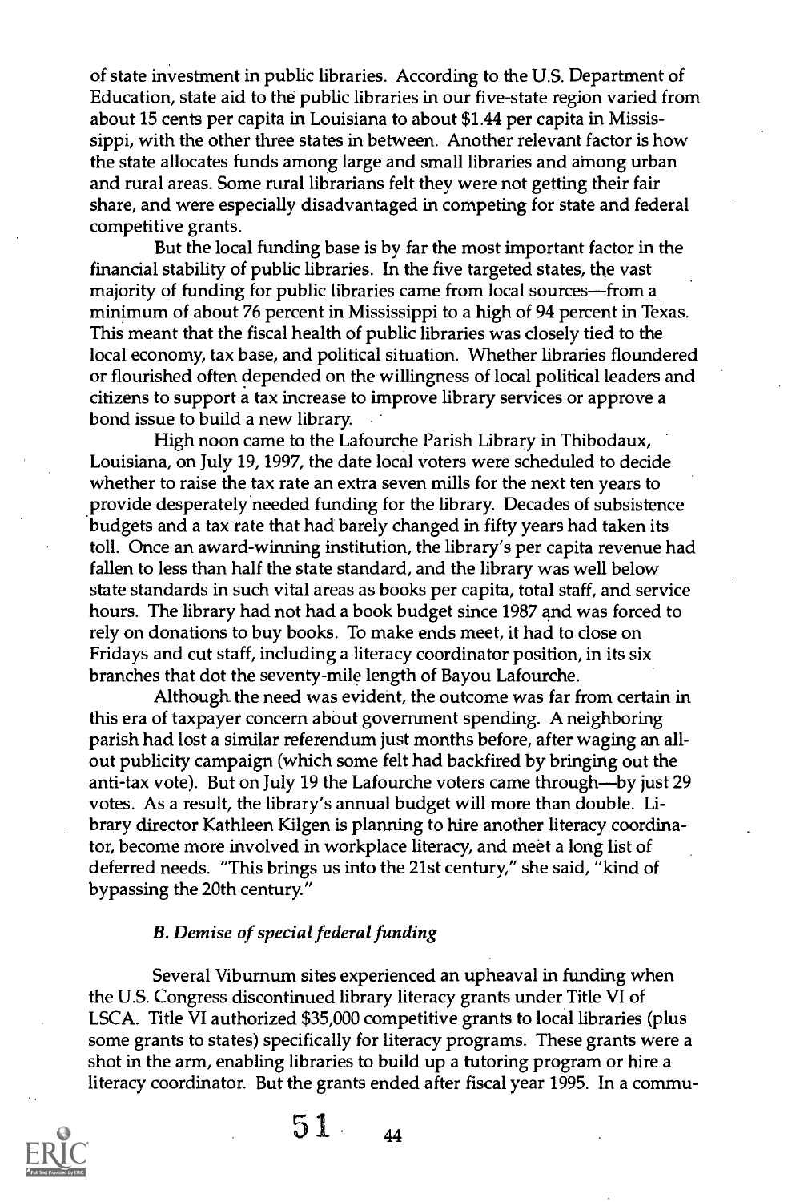of state investment in public libraries. According to the U.S. Department of Education, state aid to the public libraries in our five-state region varied from about 15 cents per capita in Louisiana to about $1.44 per capita in Mississippi, with the other three states in between. Another relevant factor is how the state allocates funds among large and small libraries and among urban and rural areas. Some rural librarians felt they were not getting their fair share, and were especially disadvantaged in competing for state and federal competitive grants.

But the local funding base is by far the most important factor in the financial stability of public libraries. In the five targeted states, the vast majority of funding for public libraries came from local sources—from a minimum of about 76 percent in Mississippi to a high of 94 percent in Texas. This meant that the fiscal health of public libraries was closely tied to the local economy, tax base, and political situation. Whether libraries floundered or flourished often depended on the willingness of local political leaders and citizens to support a tax increase to improve library services or approve a bond issue to build a new library.

High noon came to the Lafourche Parish Library in Thibodaux, Louisiana, on July 19, 1997, the date local voters were scheduled to decide whether to raise the tax rate an extra seven mills for the next ten years to provide desperately needed funding for the library. Decades of subsistence budgets and a tax rate that had barely changed in fifty years had taken its toll. Once an award-winning institution, the library's per capita revenue had fallen to less than half the state standard, and the library was well below state standards in such vital areas as books per capita, total staff, and service hours. The library had not had a book budget since 1987 and was forced to rely on donations to buy books. To make ends meet, it had to close on Fridays and cut staff, including a literacy coordinator position, in its six branches that dot the seventy-mile length of Bayou Lafourche.

Although the need was evident, the outcome was far from certain in this era of taxpayer concern about government spending. A neighboring parish had lost a similar referendum just months before, after waging an all-out publicity campaign (which some felt had backfired by bringing out the anti-tax vote). But on July 19 the Lafourche voters came through—by just 29 votes. As a result, the library's annual budget will more than double. Library director Kathleen Kilgen is planning to hire another literacy coordinator, become more involved in workplace literacy, and meet a long list of deferred needs. "This brings us into the 21st century," she said, "kind of bypassing the 20th century."

### *B. Demise of special federal funding*

Several Viburnum sites experienced an upheaval in funding when the U.S. Congress discontinued library literacy grants under Title VI of LSCA. Title VI authorized $35,000 competitive grants to local libraries (plus some grants to states) specifically for literacy programs. These grants were a shot in the arm, enabling libraries to build up a tutoring program or hire a literacy coordinator. But the grants ended after fiscal year 1995. In a commu-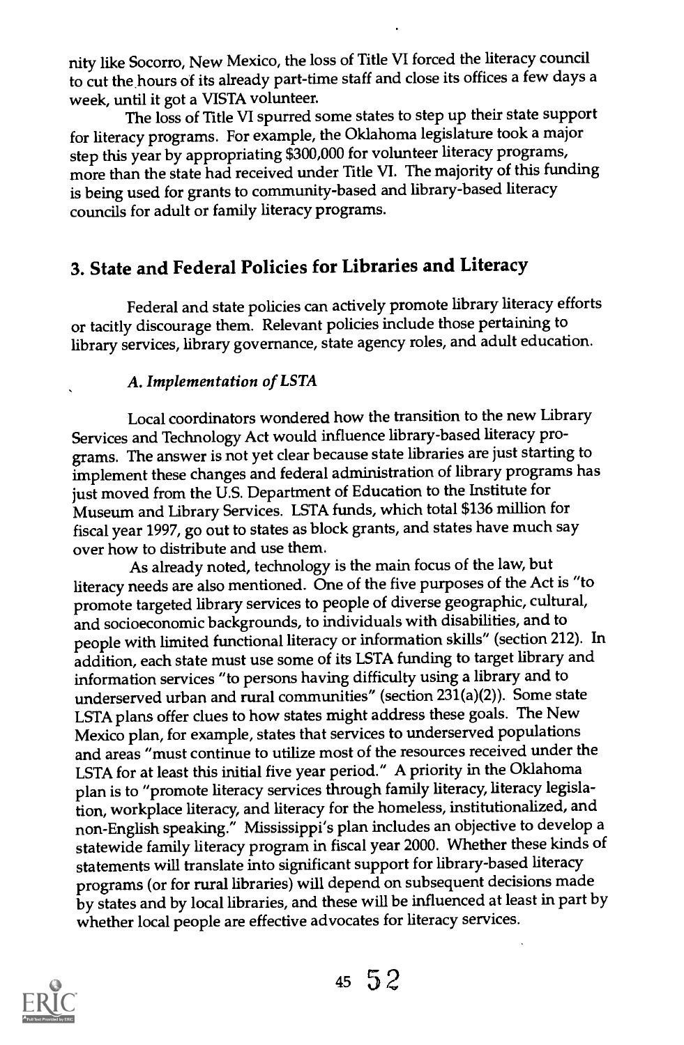nity like Socorro, New Mexico, the loss of Title VI forced the literacy council to cut the hours of its already part-time staff and close its offices a few days a week, until it got a VISTA volunteer.

The loss of Title VI spurred some states to step up their state support for literacy programs. For example, the Oklahoma legislature took a major step this year by appropriating $300,000 for volunteer literacy programs, more than the state had received under Title VI. The majority of this funding is being used for grants to community-based and library-based literacy councils for adult or family literacy programs.

## 3. State and Federal Policies for Libraries and Literacy

Federal and state policies can actively promote library literacy efforts or tacitly discourage them. Relevant policies include those pertaining to library services, library governance, state agency roles, and adult education.

### *A. Implementation of LSTA*

Local coordinators wondered how the transition to the new Library Services and Technology Act would influence library-based literacy programs. The answer is not yet clear because state libraries are just starting to implement these changes and federal administration of library programs has just moved from the U.S. Department of Education to the Institute for Museum and Library Services. LSTA funds, which total $136 million for fiscal year 1997, go out to states as block grants, and states have much say over how to distribute and use them.

As already noted, technology is the main focus of the law, but literacy needs are also mentioned. One of the five purposes of the Act is "to promote targeted library services to people of diverse geographic, cultural, and socioeconomic backgrounds, to individuals with disabilities, and to people with limited functional literacy or information skills" (section 212). In addition, each state must use some of its LSTA funding to target library and information services "to persons having difficulty using a library and to underserved urban and rural communities" (section 231(a)(2)). Some state LSTA plans offer clues to how states might address these goals. The New Mexico plan, for example, states that services to underserved populations and areas "must continue to utilize most of the resources received under the LSTA for at least this initial five year period." A priority in the Oklahoma plan is to "promote literacy services through family literacy, literacy legislation, workplace literacy, and literacy for the homeless, institutionalized, and non-English speaking." Mississippi's plan includes an objective to develop a statewide family literacy program in fiscal year 2000. Whether these kinds of statements will translate into significant support for library-based literacy programs (or for rural libraries) will depend on subsequent decisions made by states and by local libraries, and these will be influenced at least in part by whether local people are effective advocates for literacy services.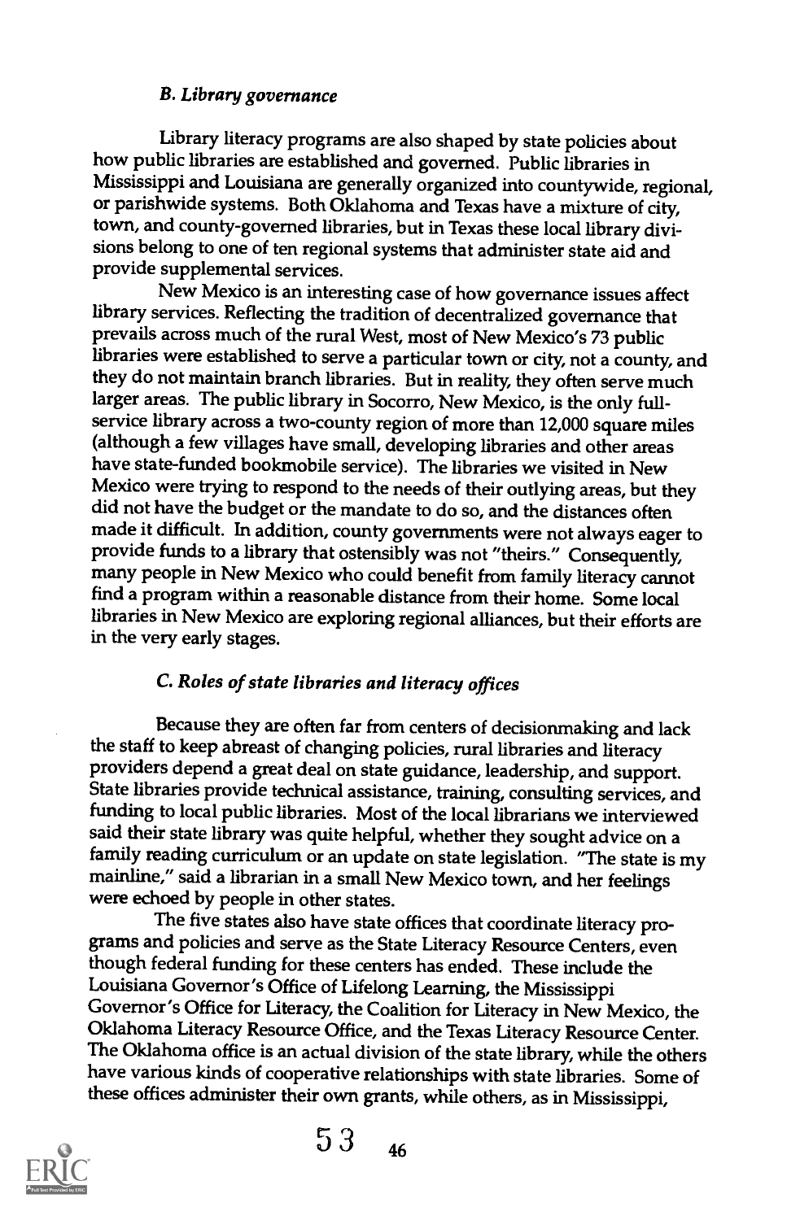### *B. Library governance*

Library literacy programs are also shaped by state policies about how public libraries are established and governed. Public libraries in Mississippi and Louisiana are generally organized into countywide, regional, or parishwide systems. Both Oklahoma and Texas have a mixture of city, town, and county-governed libraries, but in Texas these local library divisions belong to one of ten regional systems that administer state aid and provide supplemental services.

New Mexico is an interesting case of how governance issues affect library services. Reflecting the tradition of decentralized governance that prevails across much of the rural West, most of New Mexico's 73 public libraries were established to serve a particular town or city, not a county, and they do not maintain branch libraries. But in reality, they often serve much larger areas. The public library in Socorro, New Mexico, is the only full-service library across a two-county region of more than 12,000 square miles (although a few villages have small, developing libraries and other areas have state-funded bookmobile service). The libraries we visited in New Mexico were trying to respond to the needs of their outlying areas, but they did not have the budget or the mandate to do so, and the distances often made it difficult. In addition, county governments were not always eager to provide funds to a library that ostensibly was not "theirs." Consequently, many people in New Mexico who could benefit from family literacy cannot find a program within a reasonable distance from their home. Some local libraries in New Mexico are exploring regional alliances, but their efforts are in the very early stages.

### *C. Roles of state libraries and literacy offices*

Because they are often far from centers of decisionmaking and lack the staff to keep abreast of changing policies, rural libraries and literacy providers depend a great deal on state guidance, leadership, and support. State libraries provide technical assistance, training, consulting services, and funding to local public libraries. Most of the local librarians we interviewed said their state library was quite helpful, whether they sought advice on a family reading curriculum or an update on state legislation. "The state is my mainline," said a librarian in a small New Mexico town, and her feelings were echoed by people in other states.

The five states also have state offices that coordinate literacy programs and policies and serve as the State Literacy Resource Centers, even though federal funding for these centers has ended. These include the Louisiana Governor's Office of Lifelong Learning, the Mississippi Governor's Office for Literacy, the Coalition for Literacy in New Mexico, the Oklahoma Literacy Resource Office, and the Texas Literacy Resource Center. The Oklahoma office is an actual division of the state library, while the others have various kinds of cooperative relationships with state libraries. Some of these offices administer their own grants, while others, as in Mississippi,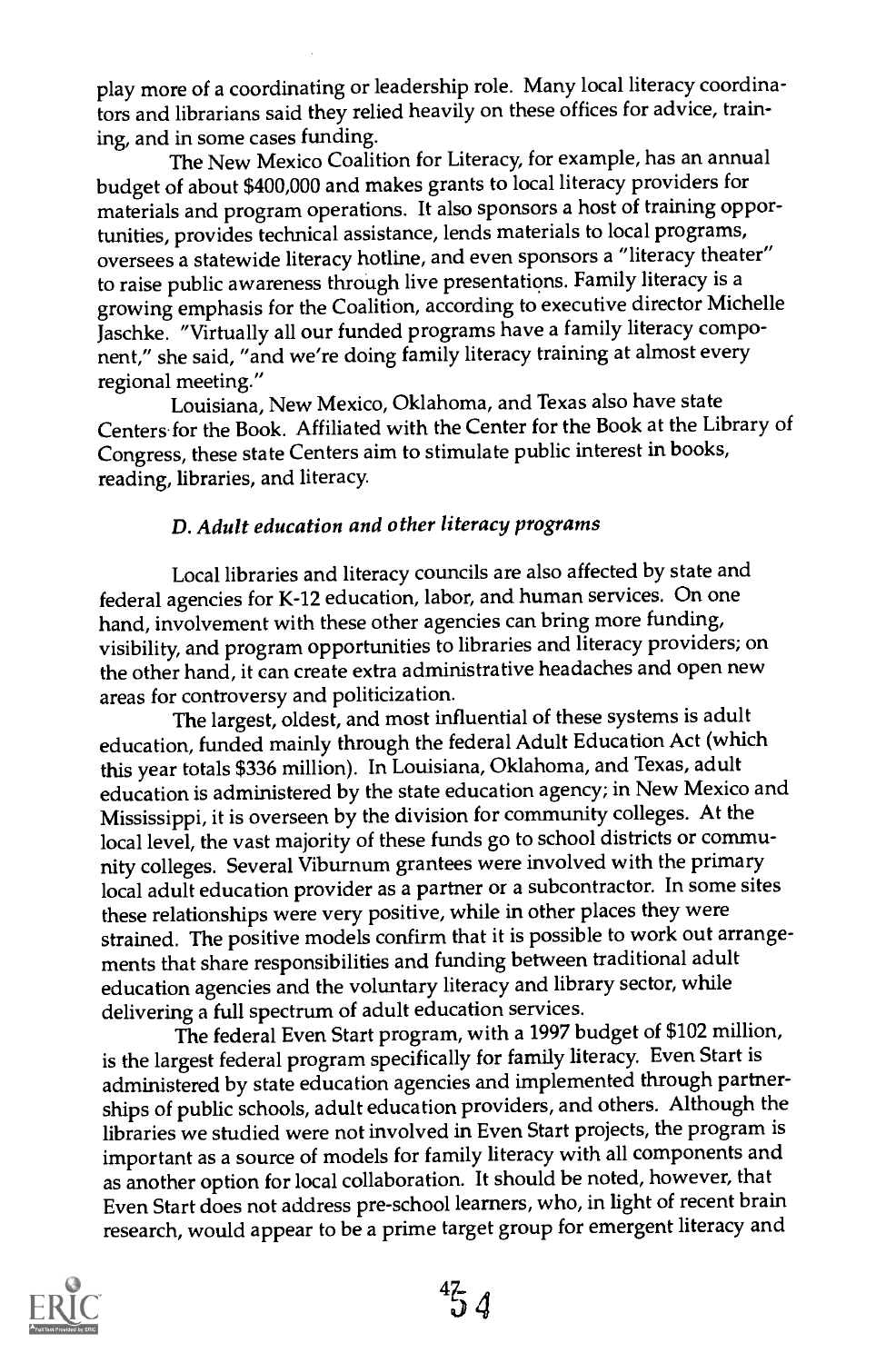play more of a coordinating or leadership role. Many local literacy coordinators and librarians said they relied heavily on these offices for advice, training, and in some cases funding.

The New Mexico Coalition for Literacy, for example, has an annual budget of about $400,000 and makes grants to local literacy providers for materials and program operations. It also sponsors a host of training opportunities, provides technical assistance, lends materials to local programs, oversees a statewide literacy hotline, and even sponsors a "literacy theater" to raise public awareness through live presentations. Family literacy is a growing emphasis for the Coalition, according to executive director Michelle Jaschke. "Virtually all our funded programs have a family literacy component," she said, "and we're doing family literacy training at almost every regional meeting."

Louisiana, New Mexico, Oklahoma, and Texas also have state Centers for the Book. Affiliated with the Center for the Book at the Library of Congress, these state Centers aim to stimulate public interest in books, reading, libraries, and literacy.

### *D. Adult education and other literacy programs*

Local libraries and literacy councils are also affected by state and federal agencies for K-12 education, labor, and human services. On one hand, involvement with these other agencies can bring more funding, visibility, and program opportunities to libraries and literacy providers; on the other hand, it can create extra administrative headaches and open new areas for controversy and politicization.

The largest, oldest, and most influential of these systems is adult education, funded mainly through the federal Adult Education Act (which this year totals $336 million). In Louisiana, Oklahoma, and Texas, adult education is administered by the state education agency; in New Mexico and Mississippi, it is overseen by the division for community colleges. At the local level, the vast majority of these funds go to school districts or community colleges. Several Viburnum grantees were involved with the primary local adult education provider as a partner or a subcontractor. In some sites these relationships were very positive, while in other places they were strained. The positive models confirm that it is possible to work out arrangements that share responsibilities and funding between traditional adult education agencies and the voluntary literacy and library sector, while delivering a full spectrum of adult education services.

The federal Even Start program, with a 1997 budget of $102 million, is the largest federal program specifically for family literacy. Even Start is administered by state education agencies and implemented through partnerships of public schools, adult education providers, and others. Although the libraries we studied were not involved in Even Start projects, the program is important as a source of models for family literacy with all components and as another option for local collaboration. It should be noted, however, that Even Start does not address pre-school learners, who, in light of recent brain research, would appear to be a prime target group for emergent literacy and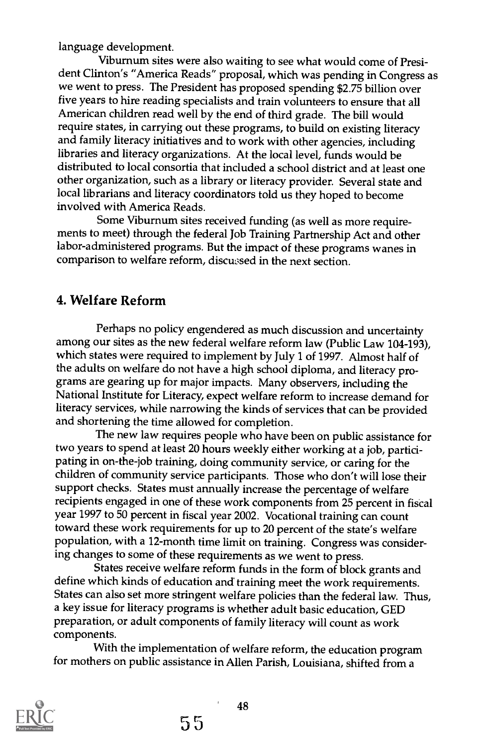language development.

Viburnum sites were also waiting to see what would come of President Clinton's "America Reads" proposal, which was pending in Congress as we went to press. The President has proposed spending $2.75 billion over five years to hire reading specialists and train volunteers to ensure that all American children read well by the end of third grade. The bill would require states, in carrying out these programs, to build on existing literacy and family literacy initiatives and to work with other agencies, including libraries and literacy organizations. At the local level, funds would be distributed to local consortia that included a school district and at least one other organization, such as a library or literacy provider. Several state and local librarians and literacy coordinators told us they hoped to become involved with America Reads.

Some Viburnum sites received funding (as well as more requirements to meet) through the federal Job Training Partnership Act and other labor-administered programs. But the impact of these programs wanes in comparison to welfare reform, discussed in the next section.

## 4. Welfare Reform

Perhaps no policy engendered as much discussion and uncertainty among our sites as the new federal welfare reform law (Public Law 104-193), which states were required to implement by July 1 of 1997. Almost half of the adults on welfare do not have a high school diploma, and literacy programs are gearing up for major impacts. Many observers, including the National Institute for Literacy, expect welfare reform to increase demand for literacy services, while narrowing the kinds of services that can be provided and shortening the time allowed for completion.

The new law requires people who have been on public assistance for two years to spend at least 20 hours weekly either working at a job, participating in on-the-job training, doing community service, or caring for the children of community service participants. Those who don't will lose their support checks. States must annually increase the percentage of welfare recipients engaged in one of these work components from 25 percent in fiscal year 1997 to 50 percent in fiscal year 2002. Vocational training can count toward these work requirements for up to 20 percent of the state's welfare population, with a 12-month time limit on training. Congress was considering changes to some of these requirements as we went to press.

States receive welfare reform funds in the form of block grants and define which kinds of education and training meet the work requirements. States can also set more stringent welfare policies than the federal law. Thus, a key issue for literacy programs is whether adult basic education, GED preparation, or adult components of family literacy will count as work components.

With the implementation of welfare reform, the education program for mothers on public assistance in Allen Parish, Louisiana, shifted from a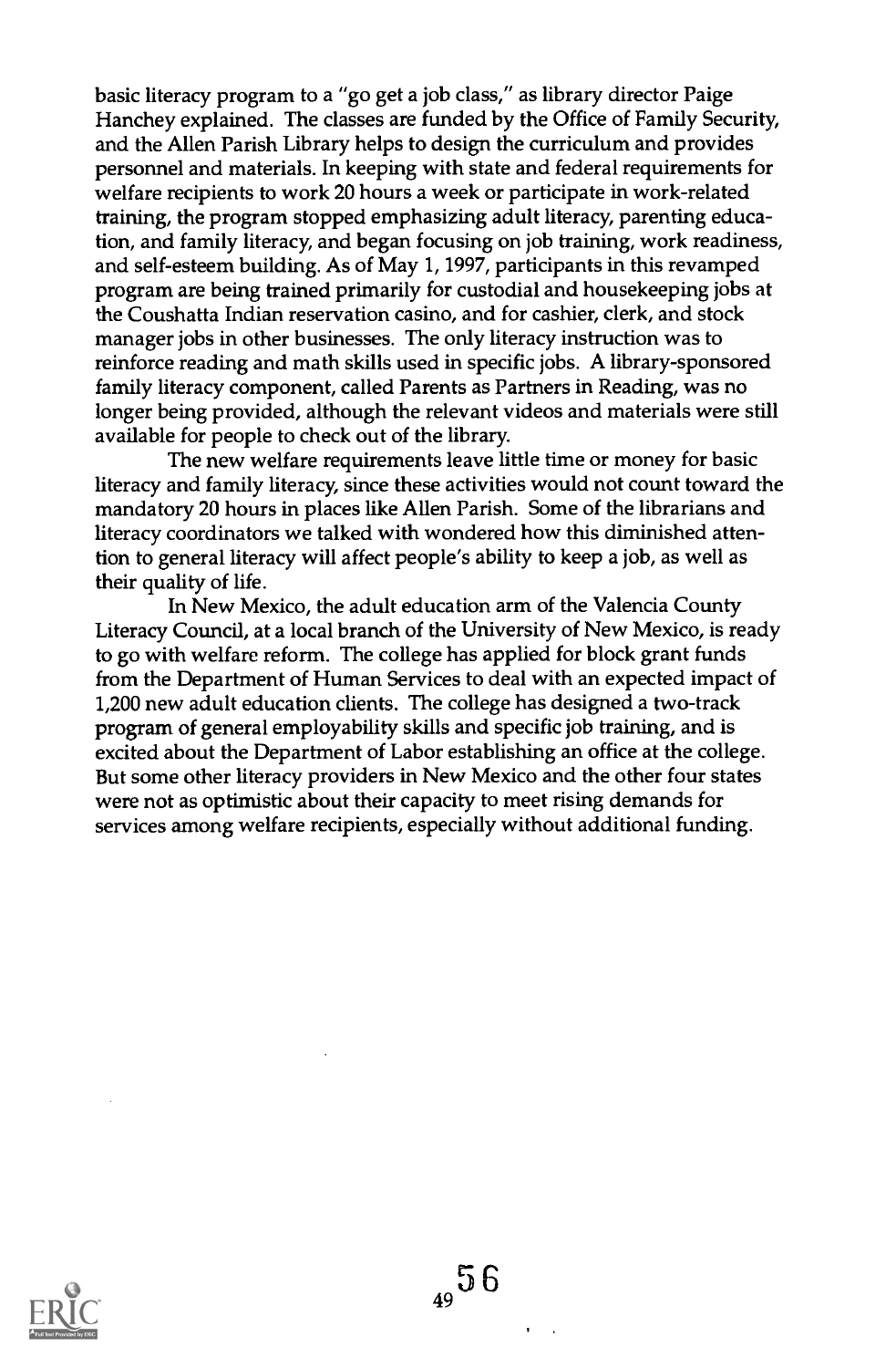basic literacy program to a "go get a job class," as library director Paige Hanchey explained. The classes are funded by the Office of Family Security, and the Allen Parish Library helps to design the curriculum and provides personnel and materials. In keeping with state and federal requirements for welfare recipients to work 20 hours a week or participate in work-related training, the program stopped emphasizing adult literacy, parenting education, and family literacy, and began focusing on job training, work readiness, and self-esteem building. As of May 1, 1997, participants in this revamped program are being trained primarily for custodial and housekeeping jobs at the Coushatta Indian reservation casino, and for cashier, clerk, and stock manager jobs in other businesses. The only literacy instruction was to reinforce reading and math skills used in specific jobs. A library-sponsored family literacy component, called Parents as Partners in Reading, was no longer being provided, although the relevant videos and materials were still available for people to check out of the library.

The new welfare requirements leave little time or money for basic literacy and family literacy, since these activities would not count toward the mandatory 20 hours in places like Allen Parish. Some of the librarians and literacy coordinators we talked with wondered how this diminished attention to general literacy will affect people's ability to keep a job, as well as their quality of life.

In New Mexico, the adult education arm of the Valencia County Literacy Council, at a local branch of the University of New Mexico, is ready to go with welfare reform. The college has applied for block grant funds from the Department of Human Services to deal with an expected impact of 1,200 new adult education clients. The college has designed a two-track program of general employability skills and specific job training, and is excited about the Department of Labor establishing an office at the college. But some other literacy providers in New Mexico and the other four states were not as optimistic about their capacity to meet rising demands for services among welfare recipients, especially without additional funding.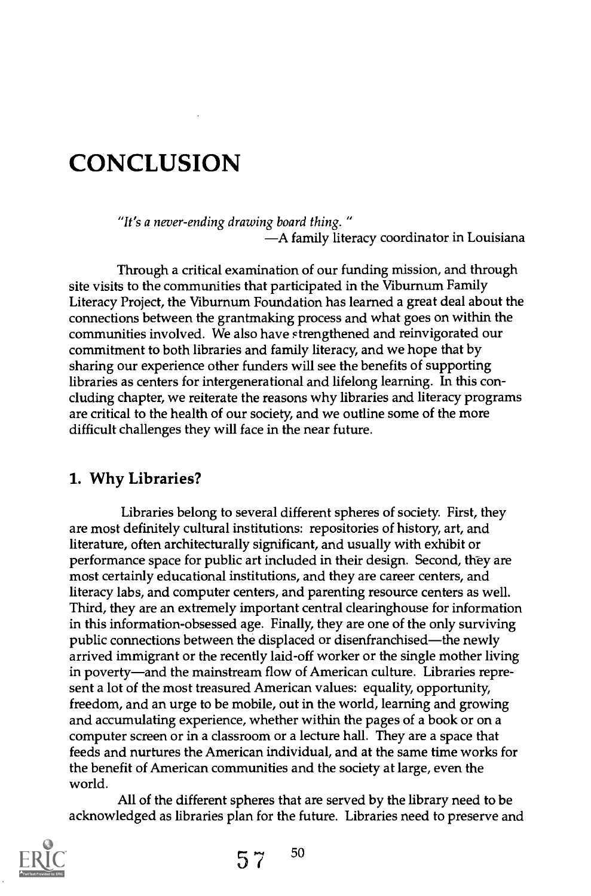# CONCLUSION

*"It's a never-ending drawing board thing."*
—A family literacy coordinator in Louisiana

Through a critical examination of our funding mission, and through site visits to the communities that participated in the Viburnum Family Literacy Project, the Viburnum Foundation has learned a great deal about the connections between the grantmaking process and what goes on within the communities involved. We also have strengthened and reinvigorated our commitment to both libraries and family literacy, and we hope that by sharing our experience other funders will see the benefits of supporting libraries as centers for intergenerational and lifelong learning. In this concluding chapter, we reiterate the reasons why libraries and literacy programs are critical to the health of our society, and we outline some of the more difficult challenges they will face in the near future.

## 1. Why Libraries?

Libraries belong to several different spheres of society. First, they are most definitely cultural institutions: repositories of history, art, and literature, often architecturally significant, and usually with exhibit or performance space for public art included in their design. Second, they are most certainly educational institutions, and they are career centers, and literacy labs, and computer centers, and parenting resource centers as well. Third, they are an extremely important central clearinghouse for information in this information-obsessed age. Finally, they are one of the only surviving public connections between the displaced or disenfranchised—the newly arrived immigrant or the recently laid-off worker or the single mother living in poverty—and the mainstream flow of American culture. Libraries represent a lot of the most treasured American values: equality, opportunity, freedom, and an urge to be mobile, out in the world, learning and growing and accumulating experience, whether within the pages of a book or on a computer screen or in a classroom or a lecture hall. They are a space that feeds and nurtures the American individual, and at the same time works for the benefit of American communities and the society at large, even the world.

All of the different spheres that are served by the library need to be acknowledged as libraries plan for the future. Libraries need to preserve and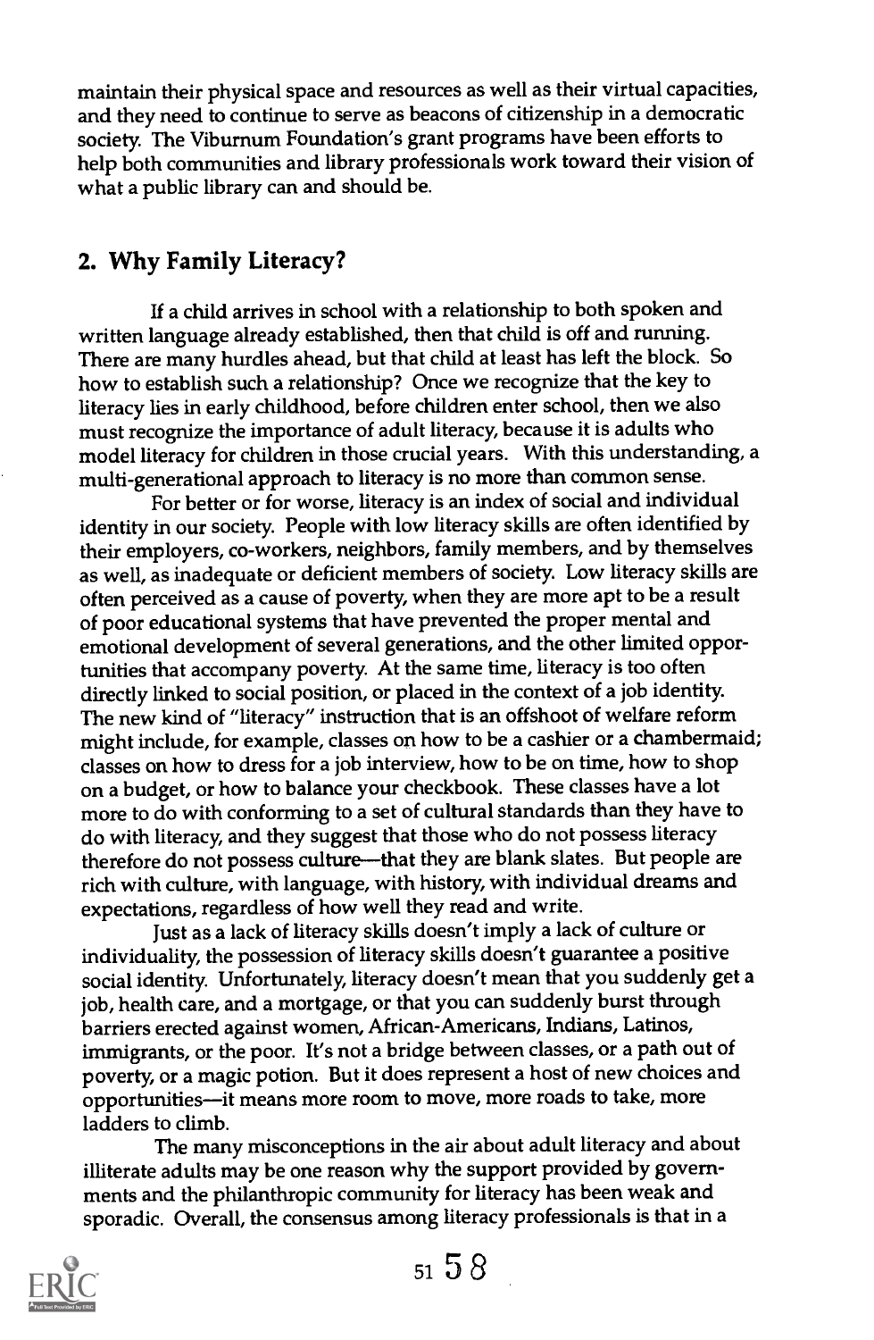maintain their physical space and resources as well as their virtual capacities, and they need to continue to serve as beacons of citizenship in a democratic society. The Viburnum Foundation's grant programs have been efforts to help both communities and library professionals work toward their vision of what a public library can and should be.

## 2. Why Family Literacy?

If a child arrives in school with a relationship to both spoken and written language already established, then that child is off and running. There are many hurdles ahead, but that child at least has left the block. So how to establish such a relationship? Once we recognize that the key to literacy lies in early childhood, before children enter school, then we also must recognize the importance of adult literacy, because it is adults who model literacy for children in those crucial years. With this understanding, a multi-generational approach to literacy is no more than common sense.

For better or for worse, literacy is an index of social and individual identity in our society. People with low literacy skills are often identified by their employers, co-workers, neighbors, family members, and by themselves as well, as inadequate or deficient members of society. Low literacy skills are often perceived as a cause of poverty, when they are more apt to be a result of poor educational systems that have prevented the proper mental and emotional development of several generations, and the other limited opportunities that accompany poverty. At the same time, literacy is too often directly linked to social position, or placed in the context of a job identity. The new kind of "literacy" instruction that is an offshoot of welfare reform might include, for example, classes on how to be a cashier or a chambermaid; classes on how to dress for a job interview, how to be on time, how to shop on a budget, or how to balance your checkbook. These classes have a lot more to do with conforming to a set of cultural standards than they have to do with literacy, and they suggest that those who do not possess literacy therefore do not possess culture—that they are blank slates. But people are rich with culture, with language, with history, with individual dreams and expectations, regardless of how well they read and write.

Just as a lack of literacy skills doesn't imply a lack of culture or individuality, the possession of literacy skills doesn't guarantee a positive social identity. Unfortunately, literacy doesn't mean that you suddenly get a job, health care, and a mortgage, or that you can suddenly burst through barriers erected against women, African-Americans, Indians, Latinos, immigrants, or the poor. It's not a bridge between classes, or a path out of poverty, or a magic potion. But it does represent a host of new choices and opportunities—it means more room to move, more roads to take, more ladders to climb.

The many misconceptions in the air about adult literacy and about illiterate adults may be one reason why the support provided by governments and the philanthropic community for literacy has been weak and sporadic. Overall, the consensus among literacy professionals is that in a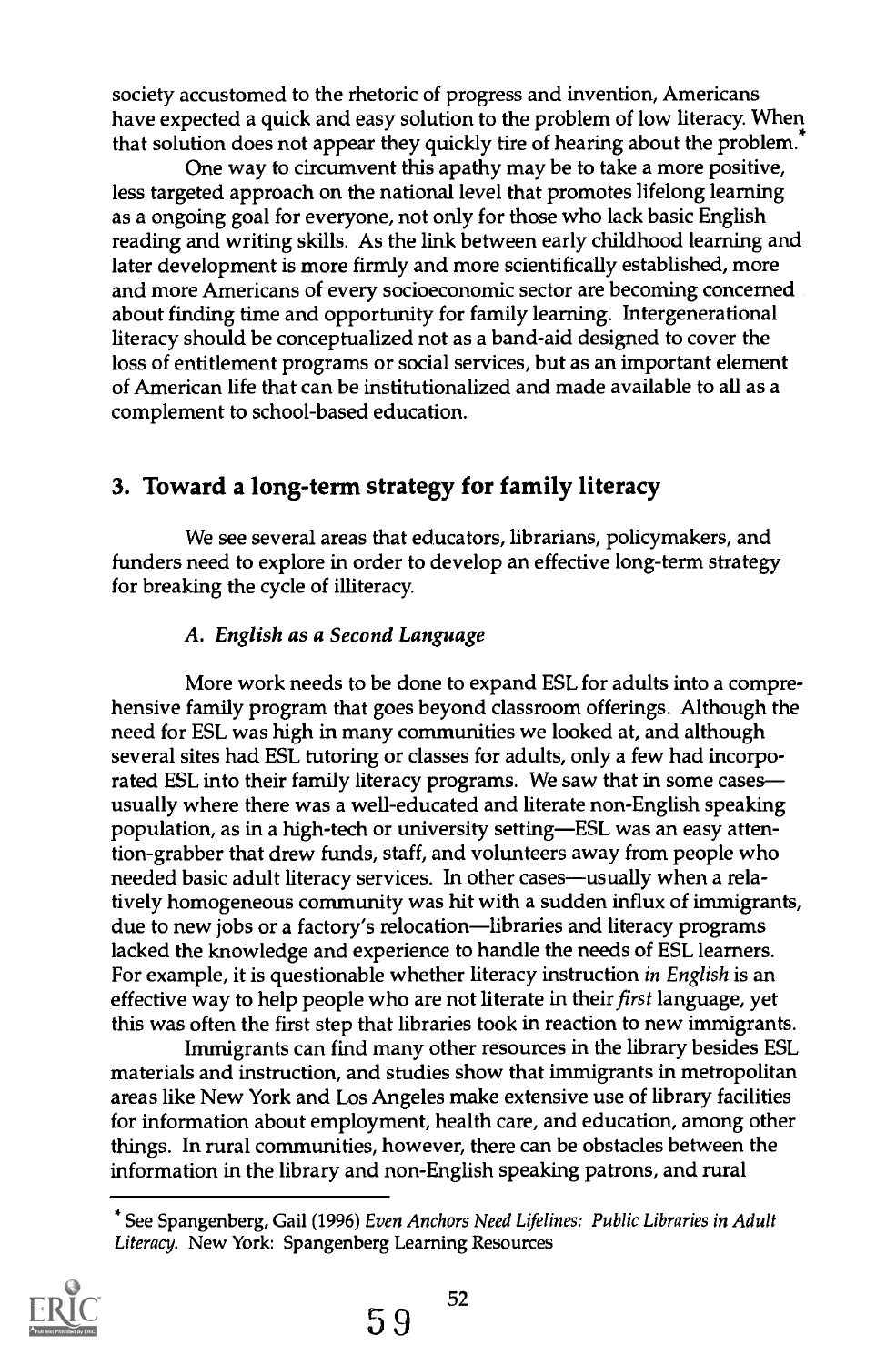society accustomed to the rhetoric of progress and invention, Americans have expected a quick and easy solution to the problem of low literacy. When that solution does not appear they quickly tire of hearing about the problem.*

One way to circumvent this apathy may be to take a more positive, less targeted approach on the national level that promotes lifelong learning as a ongoing goal for everyone, not only for those who lack basic English reading and writing skills. As the link between early childhood learning and later development is more firmly and more scientifically established, more and more Americans of every socioeconomic sector are becoming concerned about finding time and opportunity for family learning. Intergenerational literacy should be conceptualized not as a band-aid designed to cover the loss of entitlement programs or social services, but as an important element of American life that can be institutionalized and made available to all as a complement to school-based education.

## 3. Toward a long-term strategy for family literacy

We see several areas that educators, librarians, policymakers, and funders need to explore in order to develop an effective long-term strategy for breaking the cycle of illiteracy.

### *A. English as a Second Language*

More work needs to be done to expand ESL for adults into a comprehensive family program that goes beyond classroom offerings. Although the need for ESL was high in many communities we looked at, and although several sites had ESL tutoring or classes for adults, only a few had incorporated ESL into their family literacy programs. We saw that in some cases—usually where there was a well-educated and literate non-English speaking population, as in a high-tech or university setting—ESL was an easy attention-grabber that drew funds, staff, and volunteers away from people who needed basic adult literacy services. In other cases—usually when a relatively homogeneous community was hit with a sudden influx of immigrants, due to new jobs or a factory's relocation—libraries and literacy programs lacked the knowledge and experience to handle the needs of ESL learners. For example, it is questionable whether literacy instruction *in English* is an effective way to help people who are not literate in their *first* language, yet this was often the first step that libraries took in reaction to new immigrants.

Immigrants can find many other resources in the library besides ESL materials and instruction, and studies show that immigrants in metropolitan areas like New York and Los Angeles make extensive use of library facilities for information about employment, health care, and education, among other things. In rural communities, however, there can be obstacles between the information in the library and non-English speaking patrons, and rural

---

* See Spangenberg, Gail (1996) *Even Anchors Need Lifelines: Public Libraries in Adult Literacy.* New York: Spangenberg Learning Resources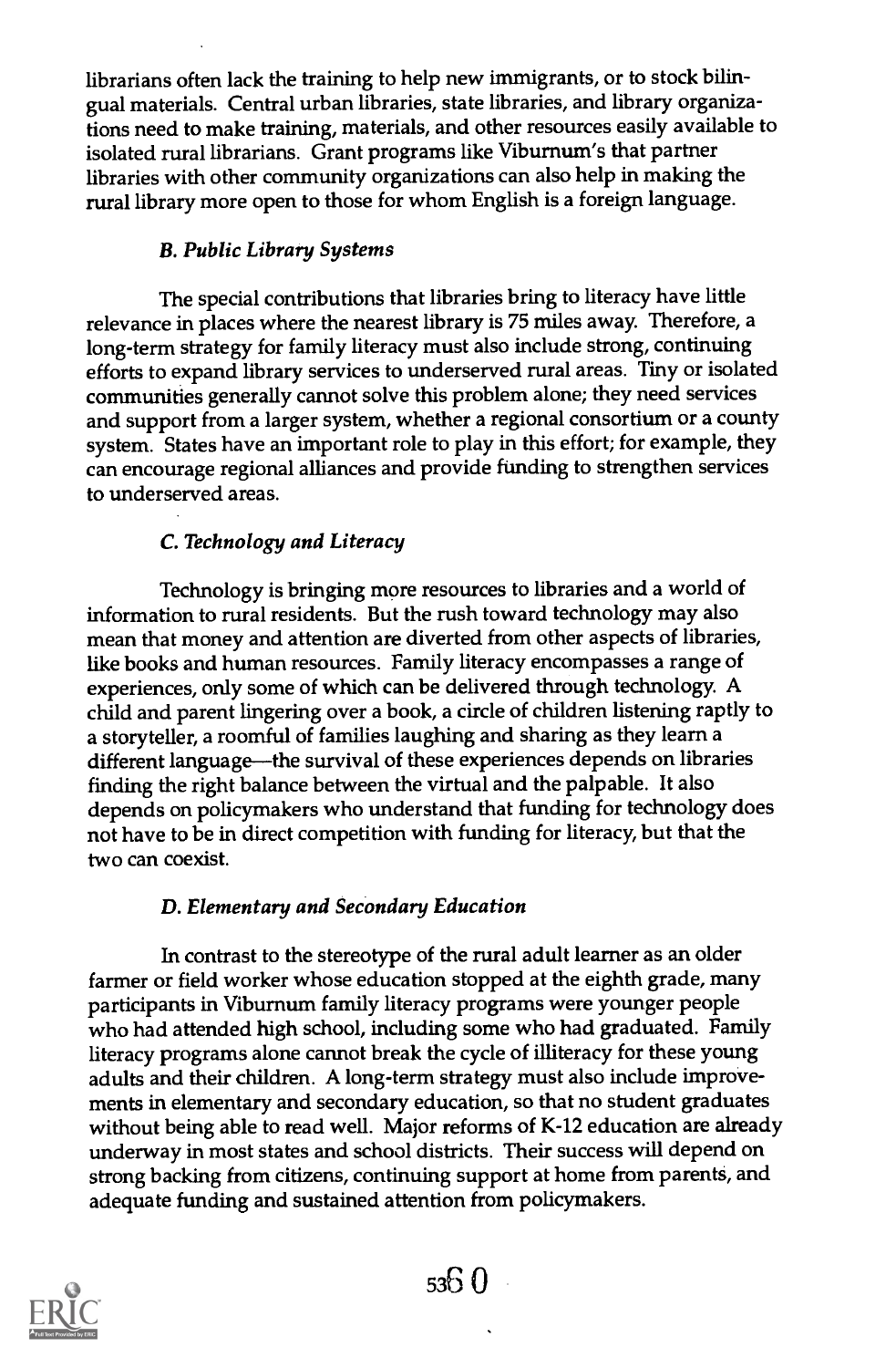librarians often lack the training to help new immigrants, or to stock bilingual materials. Central urban libraries, state libraries, and library organizations need to make training, materials, and other resources easily available to isolated rural librarians. Grant programs like Viburnum's that partner libraries with other community organizations can also help in making the rural library more open to those for whom English is a foreign language.

### *B. Public Library Systems*

The special contributions that libraries bring to literacy have little relevance in places where the nearest library is 75 miles away. Therefore, a long-term strategy for family literacy must also include strong, continuing efforts to expand library services to underserved rural areas. Tiny or isolated communities generally cannot solve this problem alone; they need services and support from a larger system, whether a regional consortium or a county system. States have an important role to play in this effort; for example, they can encourage regional alliances and provide funding to strengthen services to underserved areas.

### *C. Technology and Literacy*

Technology is bringing more resources to libraries and a world of information to rural residents. But the rush toward technology may also mean that money and attention are diverted from other aspects of libraries, like books and human resources. Family literacy encompasses a range of experiences, only some of which can be delivered through technology. A child and parent lingering over a book, a circle of children listening raptly to a storyteller, a roomful of families laughing and sharing as they learn a different language—the survival of these experiences depends on libraries finding the right balance between the virtual and the palpable. It also depends on policymakers who understand that funding for technology does not have to be in direct competition with funding for literacy, but that the two can coexist.

### *D. Elementary and Secondary Education*

In contrast to the stereotype of the rural adult learner as an older farmer or field worker whose education stopped at the eighth grade, many participants in Viburnum family literacy programs were younger people who had attended high school, including some who had graduated. Family literacy programs alone cannot break the cycle of illiteracy for these young adults and their children. A long-term strategy must also include improvements in elementary and secondary education, so that no student graduates without being able to read well. Major reforms of K-12 education are already underway in most states and school districts. Their success will depend on strong backing from citizens, continuing support at home from parents, and adequate funding and sustained attention from policymakers.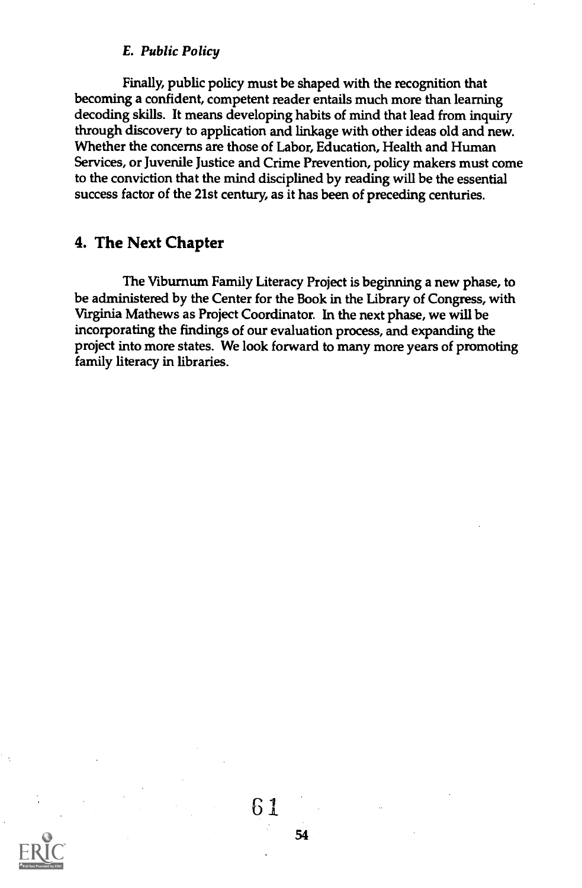### *E. Public Policy*

Finally, public policy must be shaped with the recognition that becoming a confident, competent reader entails much more than learning decoding skills. It means developing habits of mind that lead from inquiry through discovery to application and linkage with other ideas old and new. Whether the concerns are those of Labor, Education, Health and Human Services, or Juvenile Justice and Crime Prevention, policy makers must come to the conviction that the mind disciplined by reading will be the essential success factor of the 21st century, as it has been of preceding centuries.

## 4. The Next Chapter

The Viburnum Family Literacy Project is beginning a new phase, to be administered by the Center for the Book in the Library of Congress, with Virginia Mathews as Project Coordinator. In the next phase, we will be incorporating the findings of our evaluation process, and expanding the project into more states. We look forward to many more years of promoting family literacy in libraries.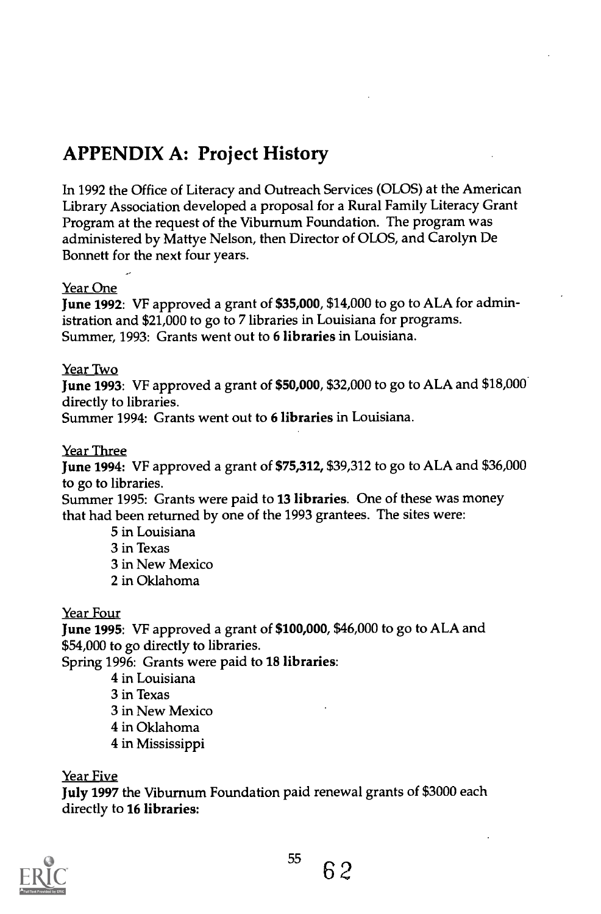## APPENDIX A: Project History

In 1992 the Office of Literacy and Outreach Services (OLOS) at the American Library Association developed a proposal for a Rural Family Literacy Grant Program at the request of the Viburnum Foundation. The program was administered by Mattye Nelson, then Director of OLOS, and Carolyn De Bonnett for the next four years.

Year One

**June 1992**: VF approved a grant of **$35,000**, $14,000 to go to ALA for administration and $21,000 to go to 7 libraries in Louisiana for programs.
Summer, 1993: Grants went out to **6 libraries** in Louisiana.

Year Two

**June 1993**: VF approved a grant of **$50,000**, $32,000 to go to ALA and $18,000 directly to libraries.
Summer 1994: Grants went out to **6 libraries** in Louisiana.

Year Three

**June 1994:** VF approved a grant of **$75,312**, $39,312 to go to ALA and $36,000 to go to libraries.
Summer 1995: Grants were paid to **13 libraries**. One of these was money that had been returned by one of the 1993 grantees. The sites were:

- 5 in Louisiana
- 3 in Texas
- 3 in New Mexico
- 2 in Oklahoma

Year Four

**June 1995**: VF approved a grant of **$100,000**, $46,000 to go to ALA and $54,000 to go directly to libraries.
Spring 1996: Grants were paid to **18 libraries**:

- 4 in Louisiana
- 3 in Texas
- 3 in New Mexico
- 4 in Oklahoma
- 4 in Mississippi

Year Five

**July 1997** the Viburnum Foundation paid renewal grants of $3000 each directly to **16 libraries:**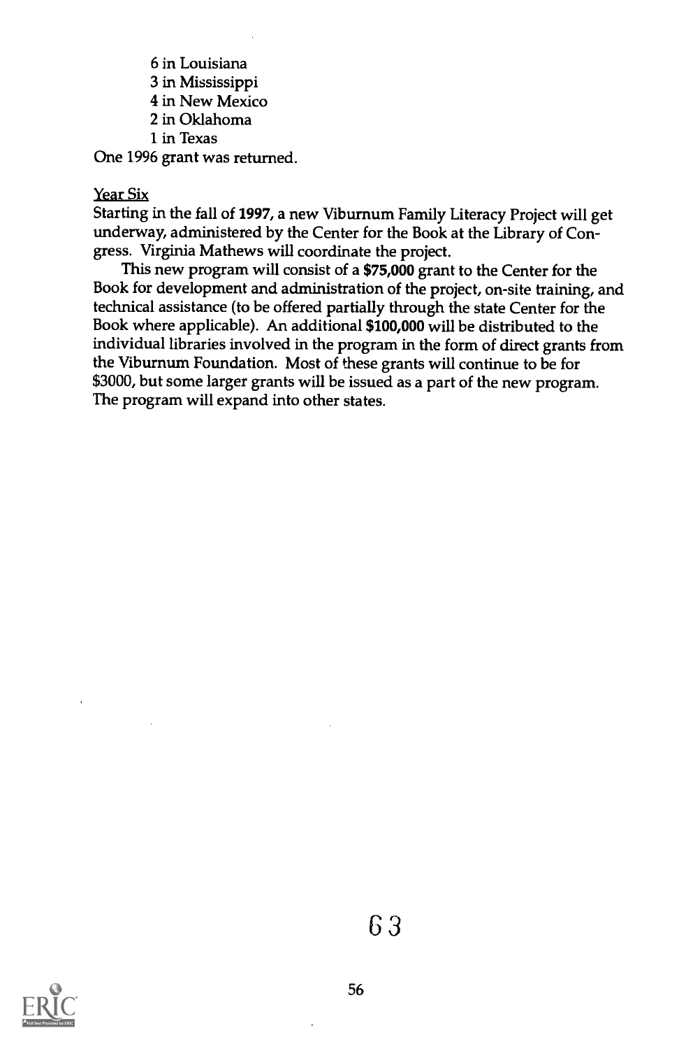6 in Louisiana
3 in Mississippi
4 in New Mexico
2 in Oklahoma
1 in Texas

One 1996 grant was returned.

Year Six

Starting in the fall of **1997**, a new Viburnum Family Literacy Project will get underway, administered by the Center for the Book at the Library of Congress. Virginia Mathews will coordinate the project.

This new program will consist of a **$75,000** grant to the Center for the Book for development and administration of the project, on-site training, and technical assistance (to be offered partially through the state Center for the Book where applicable). An additional **$100,000** will be distributed to the individual libraries involved in the program in the form of direct grants from the Viburnum Foundation. Most of these grants will continue to be for $3000, but some larger grants will be issued as a part of the new program. The program will expand into other states.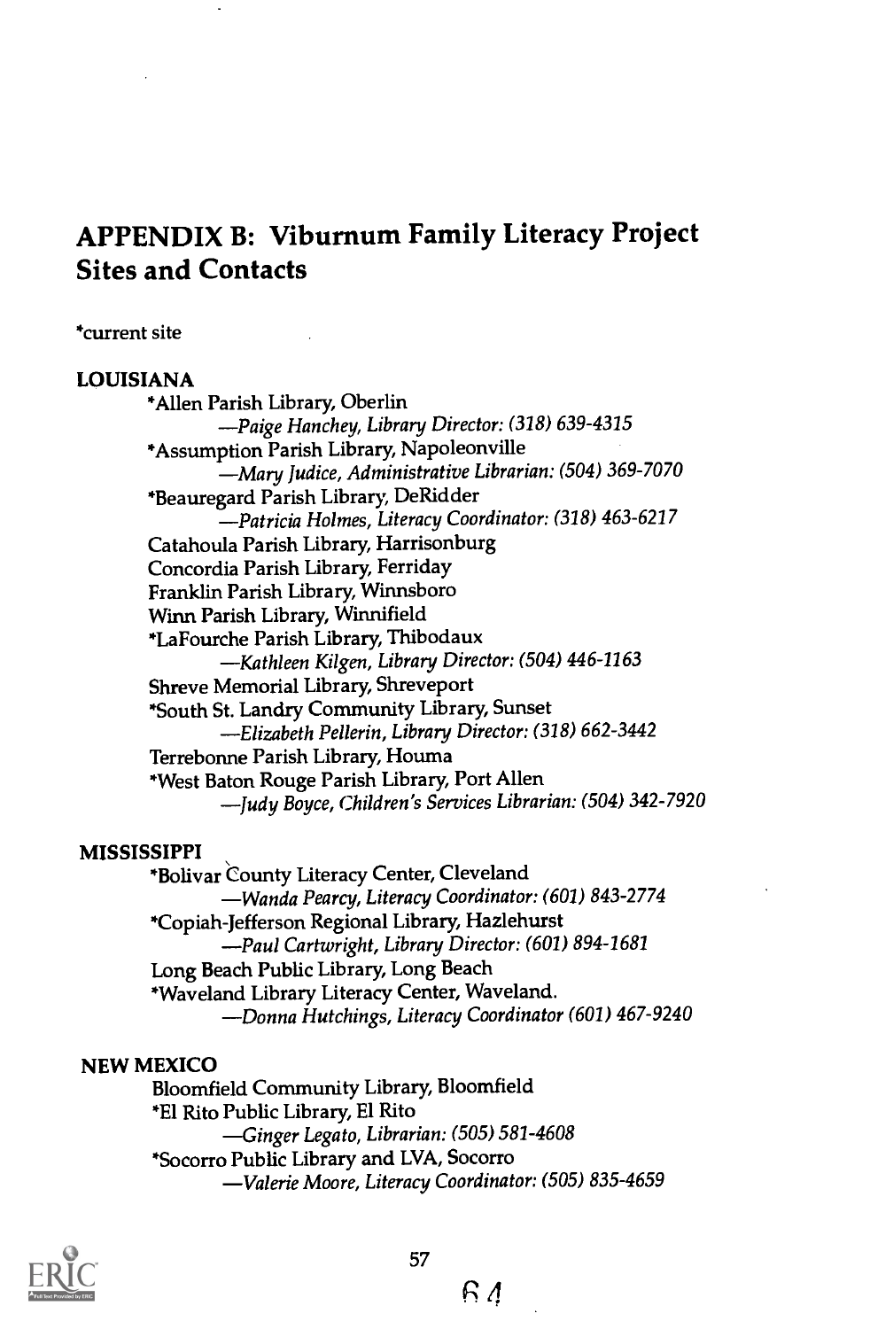## APPENDIX B: Viburnum Family Literacy Project Sites and Contacts

*current site

**LOUISIANA**

*Allen Parish Library, Oberlin
*—Paige Hanchey, Library Director: (318) 639-4315*
*Assumption Parish Library, Napoleonville
*—Mary Judice, Administrative Librarian: (504) 369-7070*
*Beauregard Parish Library, DeRidder
*—Patricia Holmes, Literacy Coordinator: (318) 463-6217*
Catahoula Parish Library, Harrisonburg
Concordia Parish Library, Ferriday
Franklin Parish Library, Winnsboro
Winn Parish Library, Winnifield
*LaFourche Parish Library, Thibodaux
*—Kathleen Kilgen, Library Director: (504) 446-1163*
Shreve Memorial Library, Shreveport
*South St. Landry Community Library, Sunset
*—Elizabeth Pellerin, Library Director: (318) 662-3442*
Terrebonne Parish Library, Houma
*West Baton Rouge Parish Library, Port Allen
*—Judy Boyce, Children's Services Librarian: (504) 342-7920*

**MISSISSIPPI**

*Bolivar County Literacy Center, Cleveland
*—Wanda Pearcy, Literacy Coordinator: (601) 843-2774*
*Copiah-Jefferson Regional Library, Hazlehurst
*—Paul Cartwright, Library Director: (601) 894-1681*
Long Beach Public Library, Long Beach
*Waveland Library Literacy Center, Waveland.
*—Donna Hutchings, Literacy Coordinator (601) 467-9240*

**NEW MEXICO**

Bloomfield Community Library, Bloomfield
*El Rito Public Library, El Rito
*—Ginger Legato, Librarian: (505) 581-4608*
*Socorro Public Library and LVA, Socorro
*—Valerie Moore, Literacy Coordinator: (505) 835-4659*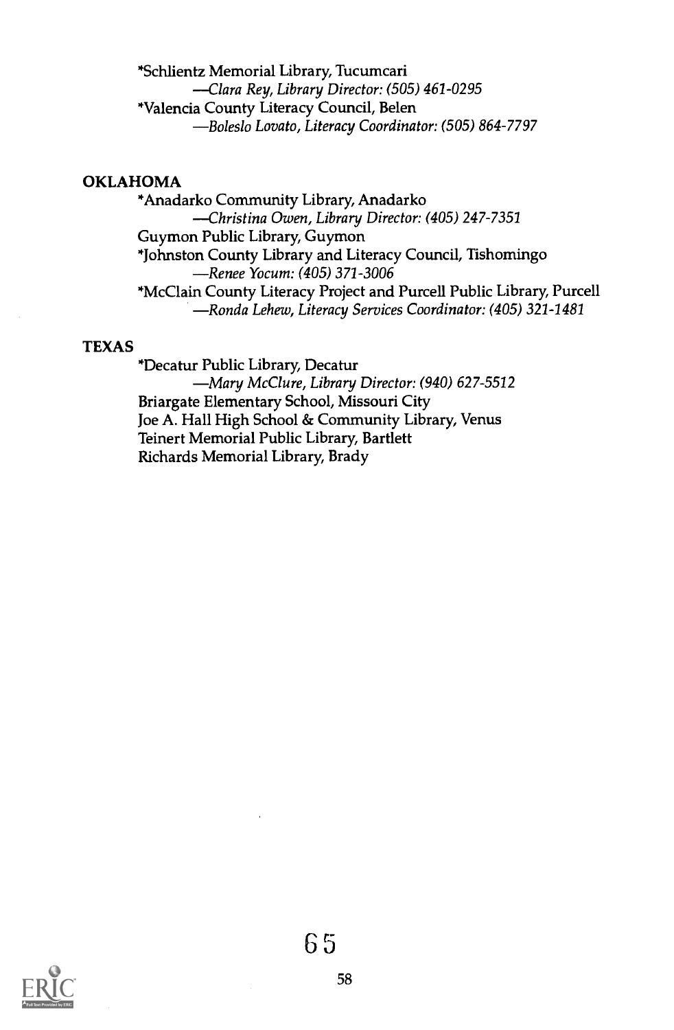*Schlientz Memorial Library, Tucumcari

*—Clara Rey, Library Director: (505) 461-0295*

*Valencia County Literacy Council, Belen

*—Boleslo Lovato, Literacy Coordinator: (505) 864-7797*

## OKLAHOMA

*Anadarko Community Library, Anadarko

*—Christina Owen, Library Director: (405) 247-7351*

Guymon Public Library, Guymon

*Johnston County Library and Literacy Council, Tishomingo

*—Renee Yocum: (405) 371-3006*

*McClain County Literacy Project and Purcell Public Library, Purcell

*—Ronda Lehew, Literacy Services Coordinator: (405) 321-1481*

## TEXAS

*Decatur Public Library, Decatur

*—Mary McClure, Library Director: (940) 627-5512*

Briargate Elementary School, Missouri City

Joe A. Hall High School & Community Library, Venus

Teinert Memorial Public Library, Bartlett

Richards Memorial Library, Brady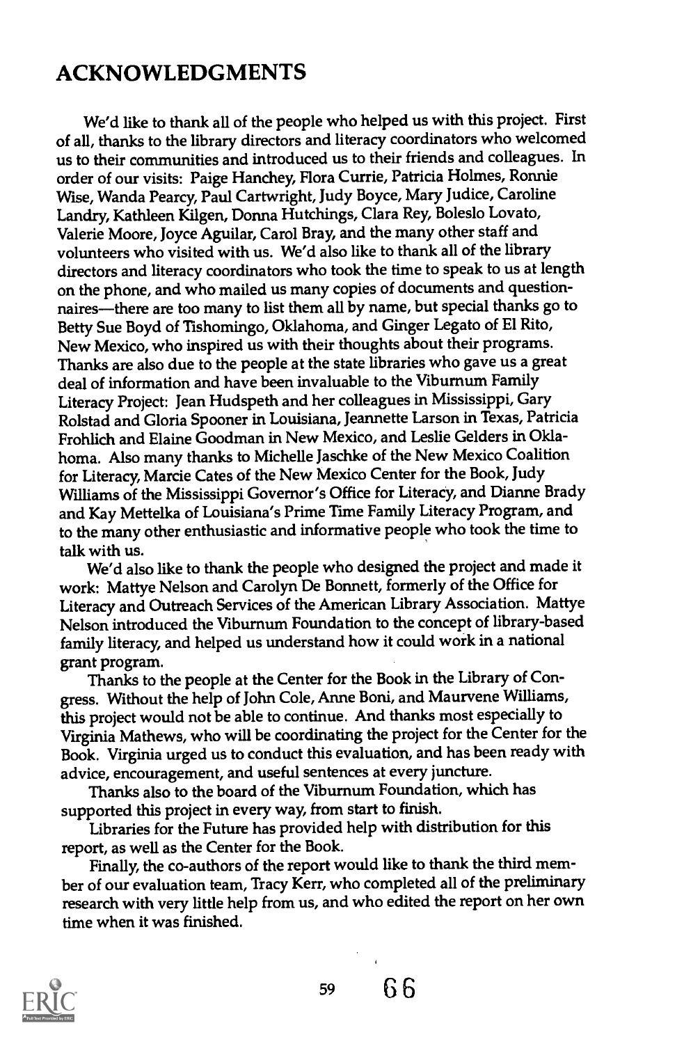## ACKNOWLEDGMENTS

We'd like to thank all of the people who helped us with this project. First of all, thanks to the library directors and literacy coordinators who welcomed us to their communities and introduced us to their friends and colleagues. In order of our visits: Paige Hanchey, Flora Currie, Patricia Holmes, Ronnie Wise, Wanda Pearcy, Paul Cartwright, Judy Boyce, Mary Judice, Caroline Landry, Kathleen Kilgen, Donna Hutchings, Clara Rey, Boleslo Lovato, Valerie Moore, Joyce Aguilar, Carol Bray, and the many other staff and volunteers who visited with us. We'd also like to thank all of the library directors and literacy coordinators who took the time to speak to us at length on the phone, and who mailed us many copies of documents and questionnaires—there are too many to list them all by name, but special thanks go to Betty Sue Boyd of Tishomingo, Oklahoma, and Ginger Legato of El Rito, New Mexico, who inspired us with their thoughts about their programs. Thanks are also due to the people at the state libraries who gave us a great deal of information and have been invaluable to the Viburnum Family Literacy Project: Jean Hudspeth and her colleagues in Mississippi, Gary Rolstad and Gloria Spooner in Louisiana, Jeannette Larson in Texas, Patricia Frohlich and Elaine Goodman in New Mexico, and Leslie Gelders in Oklahoma. Also many thanks to Michelle Jaschke of the New Mexico Coalition for Literacy, Marcie Cates of the New Mexico Center for the Book, Judy Williams of the Mississippi Governor's Office for Literacy, and Dianne Brady and Kay Mettelka of Louisiana's Prime Time Family Literacy Program, and to the many other enthusiastic and informative people who took the time to talk with us.

We'd also like to thank the people who designed the project and made it work: Mattye Nelson and Carolyn De Bonnett, formerly of the Office for Literacy and Outreach Services of the American Library Association. Mattye Nelson introduced the Viburnum Foundation to the concept of library-based family literacy, and helped us understand how it could work in a national grant program.

Thanks to the people at the Center for the Book in the Library of Congress. Without the help of John Cole, Anne Boni, and Maurvene Williams, this project would not be able to continue. And thanks most especially to Virginia Mathews, who will be coordinating the project for the Center for the Book. Virginia urged us to conduct this evaluation, and has been ready with advice, encouragement, and useful sentences at every juncture.

Thanks also to the board of the Viburnum Foundation, which has supported this project in every way, from start to finish.

Libraries for the Future has provided help with distribution for this report, as well as the Center for the Book.

Finally, the co-authors of the report would like to thank the third member of our evaluation team, Tracy Kerr, who completed all of the preliminary research with very little help from us, and who edited the report on her own time when it was finished.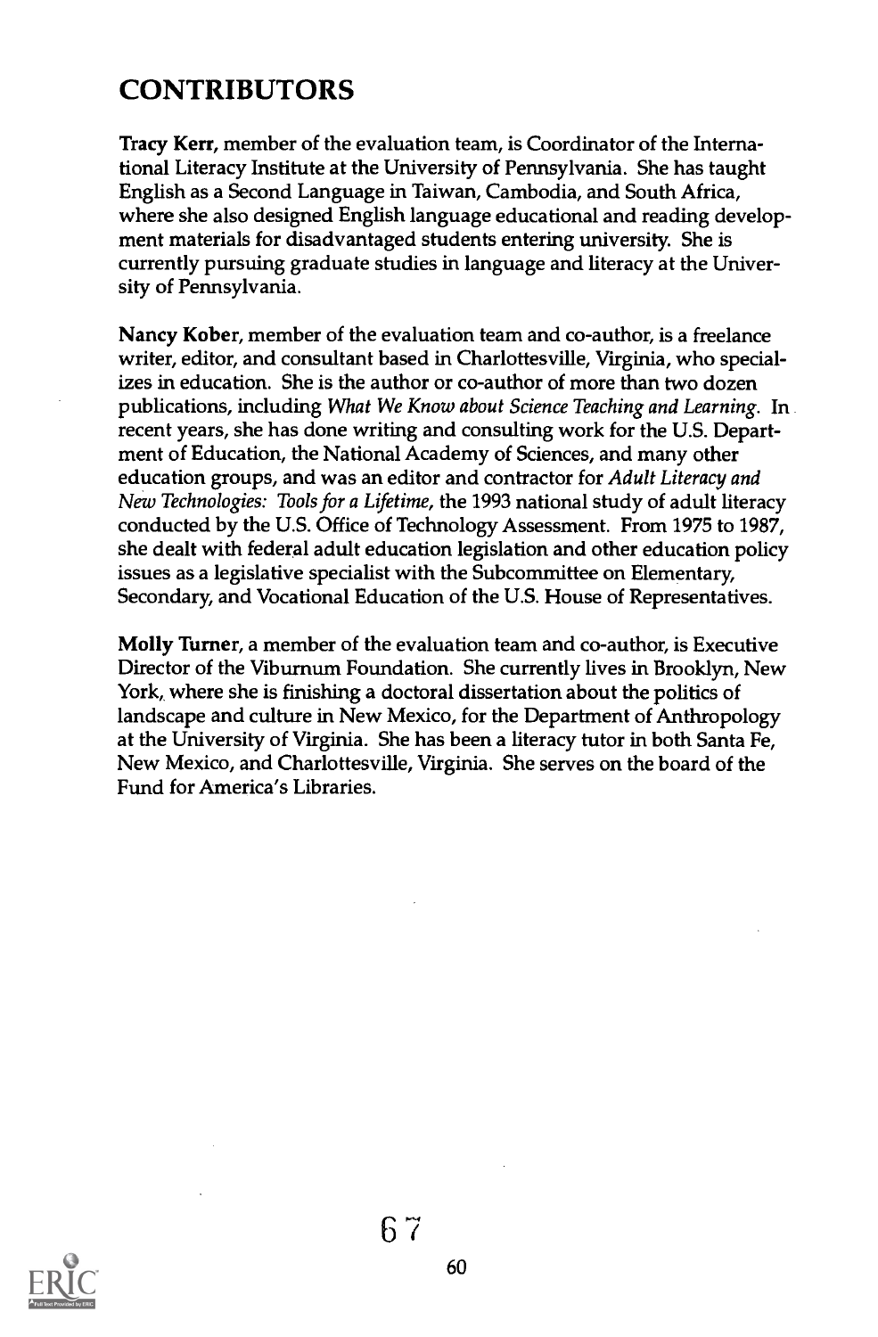## CONTRIBUTORS

**Tracy Kerr**, member of the evaluation team, is Coordinator of the International Literacy Institute at the University of Pennsylvania. She has taught English as a Second Language in Taiwan, Cambodia, and South Africa, where she also designed English language educational and reading development materials for disadvantaged students entering university. She is currently pursuing graduate studies in language and literacy at the University of Pennsylvania.

**Nancy Kober**, member of the evaluation team and co-author, is a freelance writer, editor, and consultant based in Charlottesville, Virginia, who specializes in education. She is the author or co-author of more than two dozen publications, including *What We Know about Science Teaching and Learning*. In recent years, she has done writing and consulting work for the U.S. Department of Education, the National Academy of Sciences, and many other education groups, and was an editor and contractor for *Adult Literacy and New Technologies: Tools for a Lifetime*, the 1993 national study of adult literacy conducted by the U.S. Office of Technology Assessment. From 1975 to 1987, she dealt with federal adult education legislation and other education policy issues as a legislative specialist with the Subcommittee on Elementary, Secondary, and Vocational Education of the U.S. House of Representatives.

**Molly Turner**, a member of the evaluation team and co-author, is Executive Director of the Viburnum Foundation. She currently lives in Brooklyn, New York, where she is finishing a doctoral dissertation about the politics of landscape and culture in New Mexico, for the Department of Anthropology at the University of Virginia. She has been a literacy tutor in both Santa Fe, New Mexico, and Charlottesville, Virginia. She serves on the board of the Fund for America's Libraries.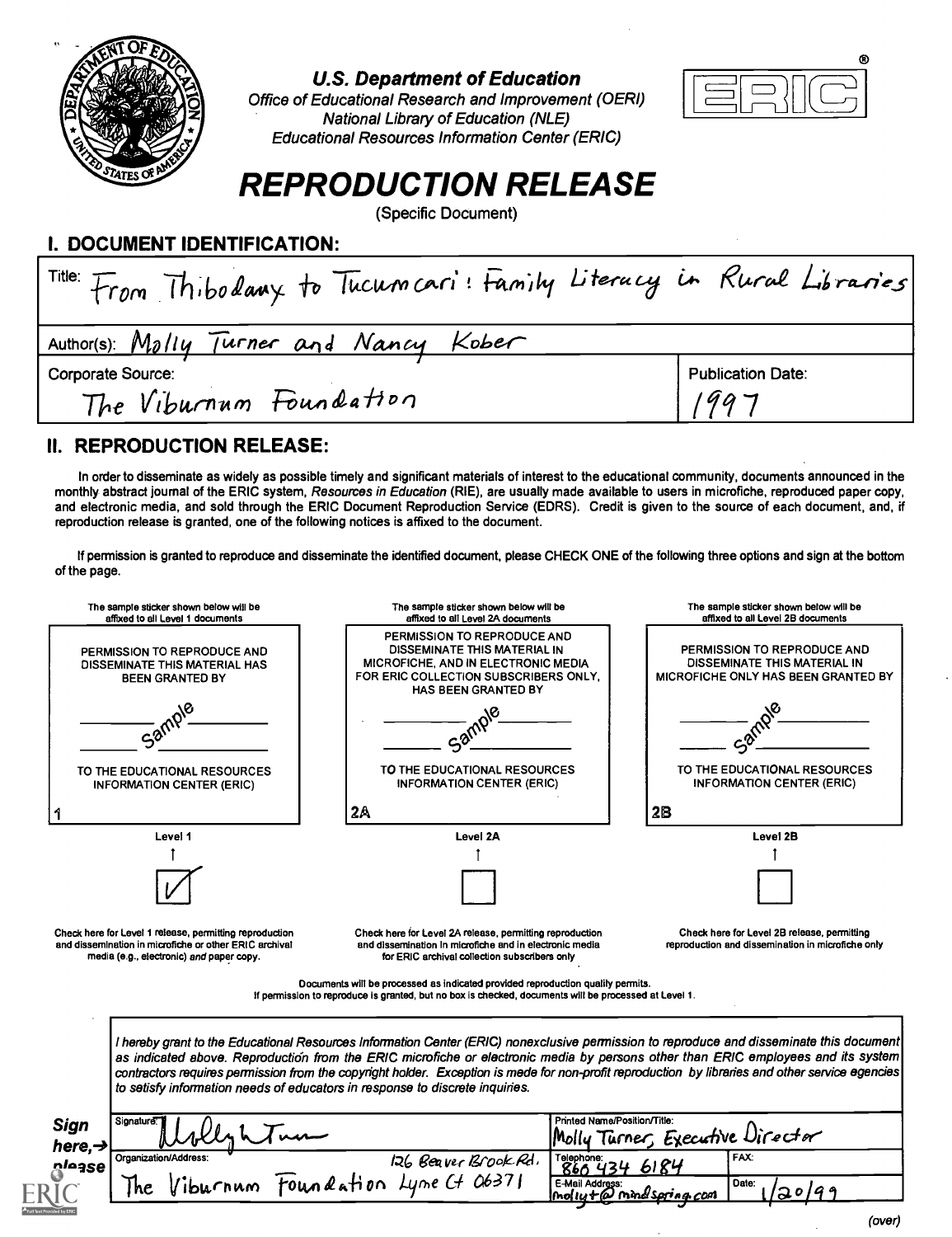**U.S. Department of Education**
Office of Educational Research and Improvement (OERI)
National Library of Education (NLE)
Educational Resources Information Center (ERIC)

ERIC®

# REPRODUCTION RELEASE

(Specific Document)

## I. DOCUMENT IDENTIFICATION:

Title: From Thibodaux to Tucumcari: Family Literacy in Rural Libraries

Author(s): Molly Turner and Nancy Kober

Corporate Source: The Viburnum Foundation

Publication Date: 1997

## II. REPRODUCTION RELEASE:

In order to disseminate as widely as possible timely and significant materials of interest to the educational community, documents announced in the monthly abstract journal of the ERIC system, *Resources in Education* (RIE), are usually made available to users in microfiche, reproduced paper copy, and electronic media, and sold through the ERIC Document Reproduction Service (EDRS). Credit is given to the source of each document, and, if reproduction release is granted, one of the following notices is affixed to the document.

If permission is granted to reproduce and disseminate the identified document, please CHECK ONE of the following three options and sign at the bottom of the page.

| The sample sticker shown below will be affixed to all Level 1 documents | The sample sticker shown below will be affixed to all Level 2A documents | The sample sticker shown below will be affixed to all Level 2B documents |
|---|---|---|
| PERMISSION TO REPRODUCE AND DISSEMINATE THIS MATERIAL HAS BEEN GRANTED BY ______ Sample ______ TO THE EDUCATIONAL RESOURCES INFORMATION CENTER (ERIC) | PERMISSION TO REPRODUCE AND DISSEMINATE THIS MATERIAL IN MICROFICHE, AND IN ELECTRONIC MEDIA FOR ERIC COLLECTION SUBSCRIBERS ONLY, HAS BEEN GRANTED BY ______ Sample ______ TO THE EDUCATIONAL RESOURCES INFORMATION CENTER (ERIC) | PERMISSION TO REPRODUCE AND DISSEMINATE THIS MATERIAL IN MICROFICHE ONLY HAS BEEN GRANTED BY ______ Sample ______ TO THE EDUCATIONAL RESOURCES INFORMATION CENTER (ERIC) |
| 1 | 2A | 2B |
| Level 1 | Level 2A | Level 2B |
| [✓] | [ ] | [ ] |
| Check here for Level 1 release, permitting reproduction and dissemination in microfiche or other ERIC archival media (e.g., electronic) *and* paper copy. | Check here for Level 2A release, permitting reproduction and dissemination in microfiche and in electronic media for ERIC archival collection subscribers only | Check here for Level 2B release, permitting reproduction and dissemination in microfiche only |

Documents will be processed as indicated provided reproduction quality permits.
If permission to reproduce is granted, but no box is checked, documents will be processed at Level 1.

*I hereby grant to the Educational Resources Information Center (ERIC) nonexclusive permission to reproduce and disseminate this document as indicated above. Reproduction from the ERIC microfiche or electronic media by persons other than ERIC employees and its system contractors requires permission from the copyright holder. Exception is made for non-profit reproduction by libraries and other service agencies to satisfy information needs of educators in response to discrete inquiries.*

**Sign here, → please**

| | | |
|---|---|---|
| Signature: Molly Turner | Printed Name/Position/Title: Molly Turner, Executive Director | |
| Organization/Address: The Viburnum Foundation 126 Beaver Brook Rd. Lyme Ct 06371 | Telephone: 860 434 6184 | FAX: |
| | E-Mail Address: mollyt@mindspring.com | Date: 1/20/99 |

(over)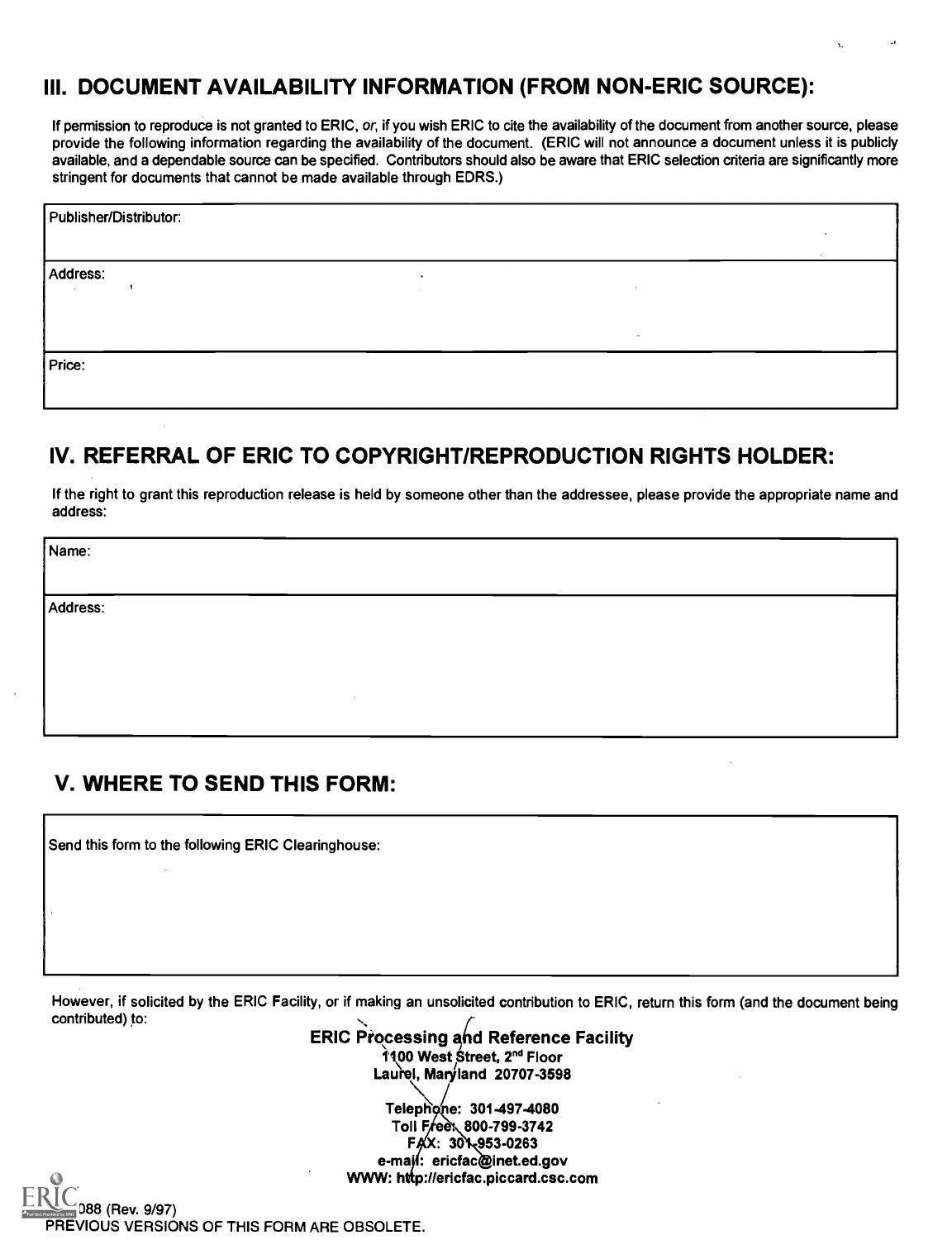## III. DOCUMENT AVAILABILITY INFORMATION (FROM NON-ERIC SOURCE):

If permission to reproduce is not granted to ERIC, *or*, if you wish ERIC to cite the availability of the document from another source, please provide the following information regarding the availability of the document. (ERIC will not announce a document unless it is publicly available, and a dependable source can be specified. Contributors should also be aware that ERIC selection criteria are significantly more stringent for documents that cannot be made available through EDRS.)

| |
|---|
| Publisher/Distributor: |
| Address: |
| Price: |

## IV. REFERRAL OF ERIC TO COPYRIGHT/REPRODUCTION RIGHTS HOLDER:

If the right to grant this reproduction release is held by someone other than the addressee, please provide the appropriate name and address:

| |
|---|
| Name: |
| Address: |

## V. WHERE TO SEND THIS FORM:

| |
|---|
| Send this form to the following ERIC Clearinghouse: |

However, if solicited by the ERIC Facility, or if making an unsolicited contribution to ERIC, return this form (and the document being contributed) to:

**ERIC Processing and Reference Facility**
**1100 West Street, 2nd Floor**
**Laurel, Maryland 20707-3598**

**Telephone: 301-497-4080**
**Toll Free: 800-799-3742**
**FAX: 301-953-0263**
**e-mail: ericfac@inet.ed.gov**
**WWW: http://ericfac.piccard.csc.com**

088 (Rev. 9/97)
PREVIOUS VERSIONS OF THIS FORM ARE OBSOLETE.